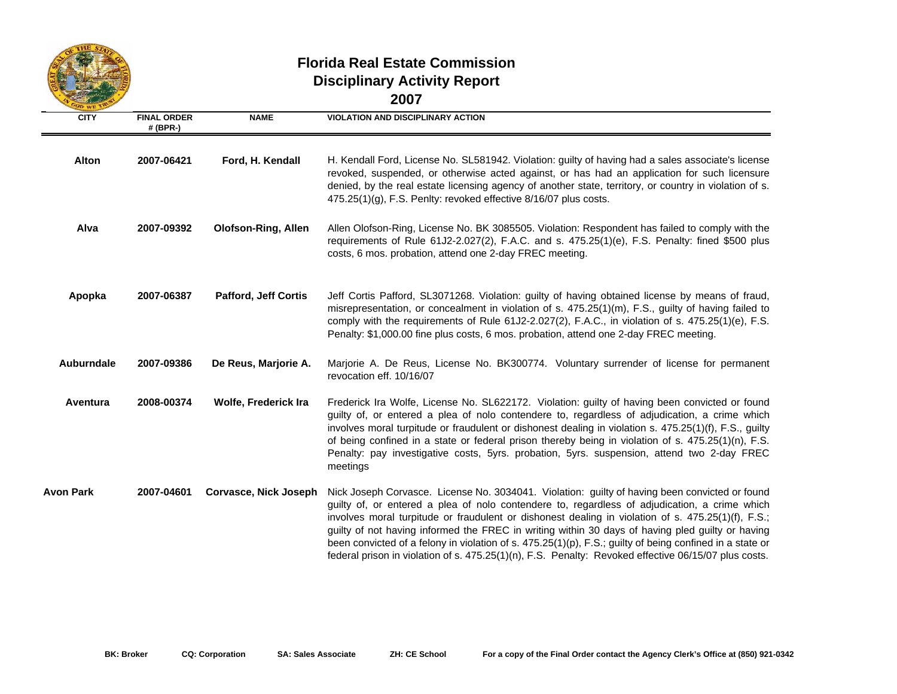# Florida Real Estate Commission
## Disciplinary Activity Report
## 2007

| CITY | FINAL ORDER # (BPR-) | NAME | VIOLATION AND DISCIPLINARY ACTION |
|---|---|---|---|
| **Alton** | **2007-06421** | **Ford, H. Kendall** | H. Kendall Ford, License No. SL581942. Violation: guilty of having had a sales associate's license revoked, suspended, or otherwise acted against, or has had an application for such licensure denied, by the real estate licensing agency of another state, territory, or country in violation of s. 475.25(1)(g), F.S. Penlty: revoked effective 8/16/07 plus costs. |
| **Alva** | **2007-09392** | **Olofson-Ring, Allen** | Allen Olofson-Ring, License No. BK 3085505. Violation: Respondent has failed to comply with the requirements of Rule 61J2-2.027(2), F.A.C. and s. 475.25(1)(e), F.S. Penalty: fined $500 plus costs, 6 mos. probation, attend one 2-day FREC meeting. |
| **Apopka** | **2007-06387** | **Pafford, Jeff Cortis** | Jeff Cortis Pafford, SL3071268. Violation: guilty of having obtained license by means of fraud, misrepresentation, or concealment in violation of s. 475.25(1)(m), F.S., guilty of having failed to comply with the requirements of Rule 61J2-2.027(2), F.A.C., in violation of s. 475.25(1)(e), F.S. Penalty: $1,000.00 fine plus costs, 6 mos. probation, attend one 2-day FREC meeting. |
| **Auburndale** | **2007-09386** | **De Reus, Marjorie A.** | Marjorie A. De Reus, License No. BK300774. Voluntary surrender of license for permanent revocation eff. 10/16/07 |
| **Aventura** | **2008-00374** | **Wolfe, Frederick Ira** | Frederick Ira Wolfe, License No. SL622172. Violation: guilty of having been convicted or found guilty of, or entered a plea of nolo contendere to, regardless of adjudication, a crime which involves moral turpitude or fraudulent or dishonest dealing in violation s. 475.25(1)(f), F.S., guilty of being confined in a state or federal prison thereby being in violation of s. 475.25(1)(n), F.S. Penalty: pay investigative costs, 5yrs. probation, 5yrs. suspension, attend two 2-day FREC meetings |
| **Avon Park** | **2007-04601** | **Corvasce, Nick Joseph** | Nick Joseph Corvasce. License No. 3034041. Violation: guilty of having been convicted or found guilty of, or entered a plea of nolo contendere to, regardless of adjudication, a crime which involves moral turpitude or fraudulent or dishonest dealing in violation of s. 475.25(1)(f), F.S.; guilty of not having informed the FREC in writing within 30 days of having pled guilty or having been convicted of a felony in violation of s. 475.25(1)(p), F.S.; guilty of being confined in a state or federal prison in violation of s. 475.25(1)(n), F.S. Penalty: Revoked effective 06/15/07 plus costs. |

**BK: Broker** **CQ: Corporation** **SA: Sales Associate** **ZH: CE School** **For a copy of the Final Order contact the Agency Clerk's Office at (850) 921-0342**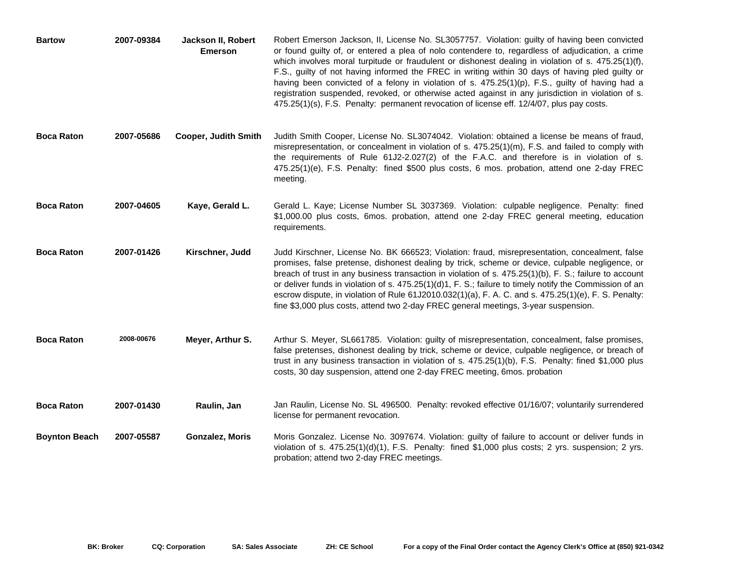| | | | |
|---|---|---|---|
| **Bartow** | **2007-09384** | **Jackson II, Robert Emerson** | Robert Emerson Jackson, II, License No. SL3057757. Violation: guilty of having been convicted or found guilty of, or entered a plea of nolo contendere to, regardless of adjudication, a crime which involves moral turpitude or fraudulent or dishonest dealing in violation of s. 475.25(1)(f), F.S., guilty of not having informed the FREC in writing within 30 days of having pled guilty or having been convicted of a felony in violation of s. 475.25(1)(p), F.S., guilty of having had a registration suspended, revoked, or otherwise acted against in any jurisdiction in violation of s. 475.25(1)(s), F.S. Penalty: permanent revocation of license eff. 12/4/07, plus pay costs. |
| **Boca Raton** | **2007-05686** | **Cooper, Judith Smith** | Judith Smith Cooper, License No. SL3074042. Violation: obtained a license be means of fraud, misrepresentation, or concealment in violation of s. 475.25(1)(m), F.S. and failed to comply with the requirements of Rule 61J2-2.027(2) of the F.A.C. and therefore is in violation of s. 475.25(1)(e), F.S. Penalty: fined $500 plus costs, 6 mos. probation, attend one 2-day FREC meeting. |
| **Boca Raton** | **2007-04605** | **Kaye, Gerald L.** | Gerald L. Kaye; License Number SL 3037369. Violation: culpable negligence. Penalty: fined $1,000.00 plus costs, 6mos. probation, attend one 2-day FREC general meeting, education requirements. |
| **Boca Raton** | **2007-01426** | **Kirschner, Judd** | Judd Kirschner, License No. BK 666523; Violation: fraud, misrepresentation, concealment, false promises, false pretense, dishonest dealing by trick, scheme or device, culpable negligence, or breach of trust in any business transaction in violation of s. 475.25(1)(b), F. S.; failure to account or deliver funds in violation of s. 475.25(1)(d)1, F. S.; failure to timely notify the Commission of an escrow dispute, in violation of Rule 61J2010.032(1)(a), F. A. C. and s. 475.25(1)(e), F. S. Penalty: fine $3,000 plus costs, attend two 2-day FREC general meetings, 3-year suspension. |
| **Boca Raton** | **2008-00676** | **Meyer, Arthur S.** | Arthur S. Meyer, SL661785. Violation: guilty of misrepresentation, concealment, false promises, false pretenses, dishonest dealing by trick, scheme or device, culpable negligence, or breach of trust in any business transaction in violation of s. 475.25(1)(b), F.S. Penalty: fined $1,000 plus costs, 30 day suspension, attend one 2-day FREC meeting, 6mos. probation |
| **Boca Raton** | **2007-01430** | **Raulin, Jan** | Jan Raulin, License No. SL 496500. Penalty: revoked effective 01/16/07; voluntarily surrendered license for permanent revocation. |
| **Boynton Beach** | **2007-05587** | **Gonzalez, Moris** | Moris Gonzalez. License No. 3097674. Violation: guilty of failure to account or deliver funds in violation of s. 475.25(1)(d)(1), F.S. Penalty: fined $1,000 plus costs; 2 yrs. suspension; 2 yrs. probation; attend two 2-day FREC meetings. |

**BK: Broker** **CQ: Corporation** **SA: Sales Associate** **ZH: CE School** **For a copy of the Final Order contact the Agency Clerk's Office at (850) 921-0342**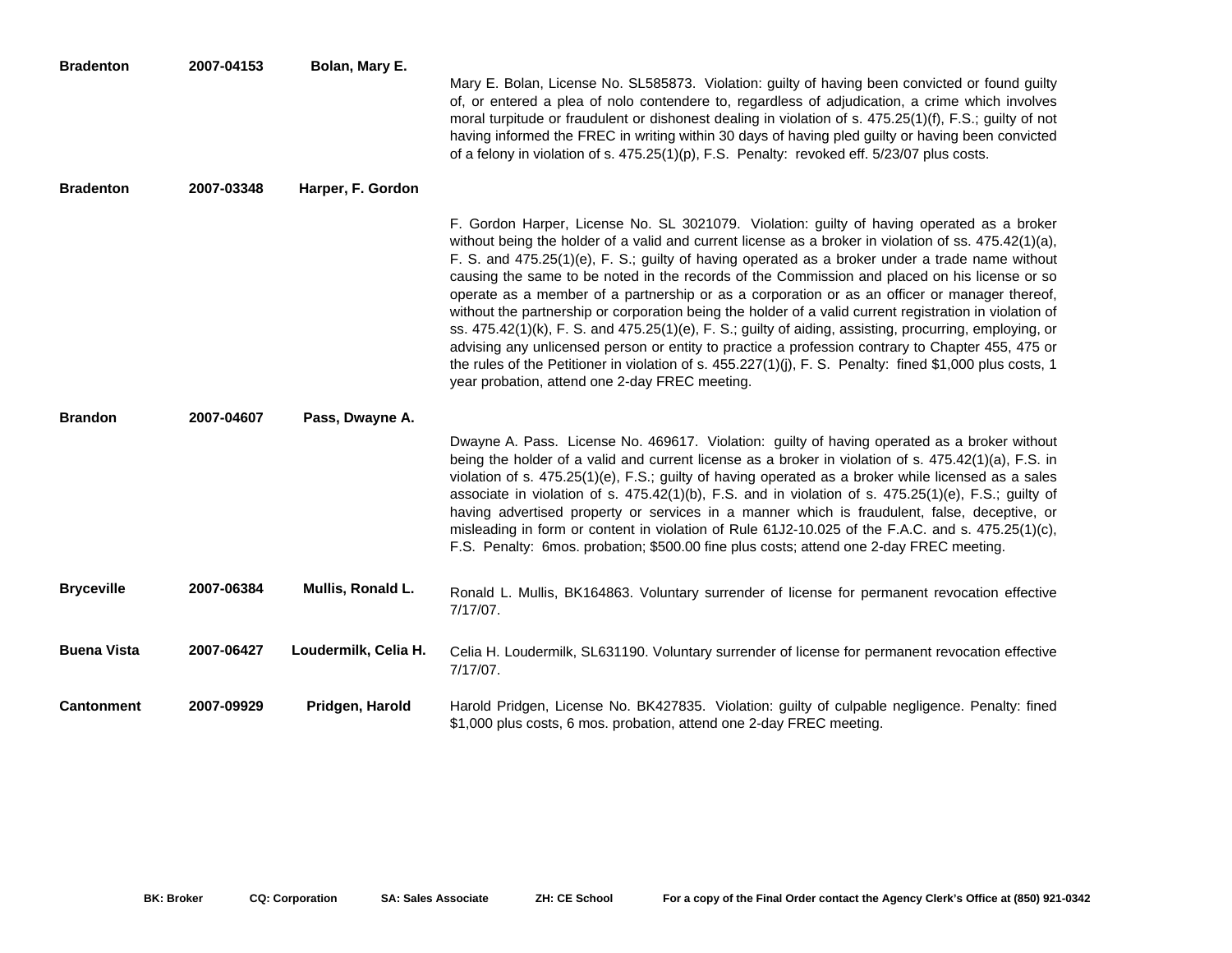| | | | |
|---|---|---|---|
| **Bradenton** | **2007-04153** | **Bolan, Mary E.** | Mary E. Bolan, License No. SL585873. Violation: guilty of having been convicted or found guilty of, or entered a plea of nolo contendere to, regardless of adjudication, a crime which involves moral turpitude or fraudulent or dishonest dealing in violation of s. 475.25(1)(f), F.S.; guilty of not having informed the FREC in writing within 30 days of having pled guilty or having been convicted of a felony in violation of s. 475.25(1)(p), F.S. Penalty: revoked eff. 5/23/07 plus costs. |
| **Bradenton** | **2007-03348** | **Harper, F. Gordon** | F. Gordon Harper, License No. SL 3021079. Violation: guilty of having operated as a broker without being the holder of a valid and current license as a broker in violation of ss. 475.42(1)(a), F. S. and 475.25(1)(e), F. S.; guilty of having operated as a broker under a trade name without causing the same to be noted in the records of the Commission and placed on his license or so operate as a member of a partnership or as a corporation or as an officer or manager thereof, without the partnership or corporation being the holder of a valid current registration in violation of ss. 475.42(1)(k), F. S. and 475.25(1)(e), F. S.; guilty of aiding, assisting, procurring, employing, or advising any unlicensed person or entity to practice a profession contrary to Chapter 455, 475 or the rules of the Petitioner in violation of s. 455.227(1)(j), F. S. Penalty: fined $1,000 plus costs, 1 year probation, attend one 2-day FREC meeting. |
| **Brandon** | **2007-04607** | **Pass, Dwayne A.** | Dwayne A. Pass. License No. 469617. Violation: guilty of having operated as a broker without being the holder of a valid and current license as a broker in violation of s. 475.42(1)(a), F.S. in violation of s. 475.25(1)(e), F.S.; guilty of having operated as a broker while licensed as a sales associate in violation of s. 475.42(1)(b), F.S. and in violation of s. 475.25(1)(e), F.S.; guilty of having advertised property or services in a manner which is fraudulent, false, deceptive, or misleading in form or content in violation of Rule 61J2-10.025 of the F.A.C. and s. 475.25(1)(c), F.S. Penalty: 6mos. probation; $500.00 fine plus costs; attend one 2-day FREC meeting. |
| **Bryceville** | **2007-06384** | **Mullis, Ronald L.** | Ronald L. Mullis, BK164863. Voluntary surrender of license for permanent revocation effective 7/17/07. |
| **Buena Vista** | **2007-06427** | **Loudermilk, Celia H.** | Celia H. Loudermilk, SL631190. Voluntary surrender of license for permanent revocation effective 7/17/07. |
| **Cantonment** | **2007-09929** | **Pridgen, Harold** | Harold Pridgen, License No. BK427835. Violation: guilty of culpable negligence. Penalty: fined $1,000 plus costs, 6 mos. probation, attend one 2-day FREC meeting. |

**BK: Broker** **CQ: Corporation** **SA: Sales Associate** **ZH: CE School** **For a copy of the Final Order contact the Agency Clerk's Office at (850) 921-0342**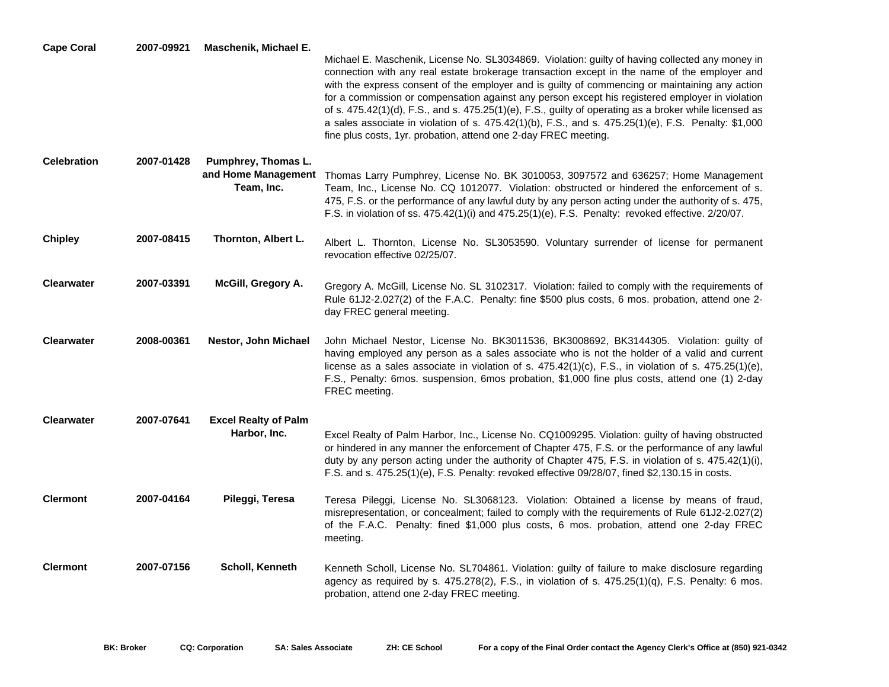| | | | |
|---|---|---|---|
| **Cape Coral** | **2007-09921** | **Maschenik, Michael E.** | Michael E. Maschenik, License No. SL3034869. Violation: guilty of having collected any money in connection with any real estate brokerage transaction except in the name of the employer and with the express consent of the employer and is guilty of commencing or maintaining any action for a commission or compensation against any person except his registered employer in violation of s. 475.42(1)(d), F.S., and s. 475.25(1)(e), F.S., guilty of operating as a broker while licensed as a sales associate in violation of s. 475.42(1)(b), F.S., and s. 475.25(1)(e), F.S. Penalty: $1,000 fine plus costs, 1yr. probation, attend one 2-day FREC meeting. |
| **Celebration** | **2007-01428** | **Pumphrey, Thomas L. and Home Management Team, Inc.** | Thomas Larry Pumphrey, License No. BK 3010053, 3097572 and 636257; Home Management Team, Inc., License No. CQ 1012077. Violation: obstructed or hindered the enforcement of s. 475, F.S. or the performance of any lawful duty by any person acting under the authority of s. 475, F.S. in violation of ss. 475.42(1)(i) and 475.25(1)(e), F.S. Penalty: revoked effective. 2/20/07. |
| **Chipley** | **2007-08415** | **Thornton, Albert L.** | Albert L. Thornton, License No. SL3053590. Voluntary surrender of license for permanent revocation effective 02/25/07. |
| **Clearwater** | **2007-03391** | **McGill, Gregory A.** | Gregory A. McGill, License No. SL 3102317. Violation: failed to comply with the requirements of Rule 61J2-2.027(2) of the F.A.C. Penalty: fine $500 plus costs, 6 mos. probation, attend one 2-day FREC general meeting. |
| **Clearwater** | **2008-00361** | **Nestor, John Michael** | John Michael Nestor, License No. BK3011536, BK3008692, BK3144305. Violation: guilty of having employed any person as a sales associate who is not the holder of a valid and current license as a sales associate in violation of s. 475.42(1)(c), F.S., in violation of s. 475.25(1)(e), F.S., Penalty: 6mos. suspension, 6mos probation, $1,000 fine plus costs, attend one (1) 2-day FREC meeting. |
| **Clearwater** | **2007-07641** | **Excel Realty of Palm Harbor, Inc.** | Excel Realty of Palm Harbor, Inc., License No. CQ1009295. Violation: guilty of having obstructed or hindered in any manner the enforcement of Chapter 475, F.S. or the performance of any lawful duty by any person acting under the authority of Chapter 475, F.S. in violation of s. 475.42(1)(i), F.S. and s. 475.25(1)(e), F.S. Penalty: revoked effective 09/28/07, fined $2,130.15 in costs. |
| **Clermont** | **2007-04164** | **Pileggi, Teresa** | Teresa Pileggi, License No. SL3068123. Violation: Obtained a license by means of fraud, misrepresentation, or concealment; failed to comply with the requirements of Rule 61J2-2.027(2) of the F.A.C. Penalty: fined $1,000 plus costs, 6 mos. probation, attend one 2-day FREC meeting. |
| **Clermont** | **2007-07156** | **Scholl, Kenneth** | Kenneth Scholl, License No. SL704861. Violation: guilty of failure to make disclosure regarding agency as required by s. 475.278(2), F.S., in violation of s. 475.25(1)(q), F.S. Penalty: 6 mos. probation, attend one 2-day FREC meeting. |

**BK: Broker** **CQ: Corporation** **SA: Sales Associate** **ZH: CE School** **For a copy of the Final Order contact the Agency Clerk's Office at (850) 921-0342**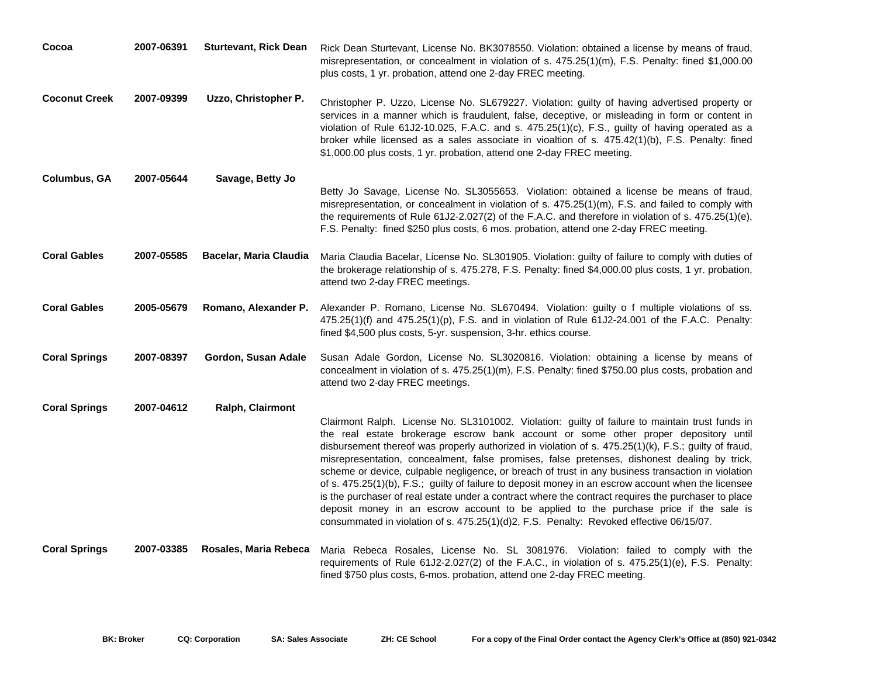| City | Case No. | Name | Description |
|---|---|---|---|
| **Cocoa** | **2007-06391** | **Sturtevant, Rick Dean** | Rick Dean Sturtevant, License No. BK3078550. Violation: obtained a license by means of fraud, misrepresentation, or concealment in violation of s. 475.25(1)(m), F.S. Penalty: fined $1,000.00 plus costs, 1 yr. probation, attend one 2-day FREC meeting. |
| **Coconut Creek** | **2007-09399** | **Uzzo, Christopher P.** | Christopher P. Uzzo, License No. SL679227. Violation: guilty of having advertised property or services in a manner which is fraudulent, false, deceptive, or misleading in form or content in violation of Rule 61J2-10.025, F.A.C. and s. 475.25(1)(c), F.S., guilty of having operated as a broker while licensed as a sales associate in vioaltion of s. 475.42(1)(b), F.S. Penalty: fined $1,000.00 plus costs, 1 yr. probation, attend one 2-day FREC meeting. |
| **Columbus, GA** | **2007-05644** | **Savage, Betty Jo** | Betty Jo Savage, License No. SL3055653. Violation: obtained a license be means of fraud, misrepresentation, or concealment in violation of s. 475.25(1)(m), F.S. and failed to comply with the requirements of Rule 61J2-2.027(2) of the F.A.C. and therefore in violation of s. 475.25(1)(e), F.S. Penalty: fined $250 plus costs, 6 mos. probation, attend one 2-day FREC meeting. |
| **Coral Gables** | **2007-05585** | **Bacelar, Maria Claudia** | Maria Claudia Bacelar, License No. SL301905. Violation: guilty of failure to comply with duties of the brokerage relationship of s. 475.278, F.S. Penalty: fined $4,000.00 plus costs, 1 yr. probation, attend two 2-day FREC meetings. |
| **Coral Gables** | **2005-05679** | **Romano, Alexander P.** | Alexander P. Romano, License No. SL670494. Violation: guilty o f multiple violations of ss. 475.25(1)(f) and 475.25(1)(p), F.S. and in violation of Rule 61J2-24.001 of the F.A.C. Penalty: fined $4,500 plus costs, 5-yr. suspension, 3-hr. ethics course. |
| **Coral Springs** | **2007-08397** | **Gordon, Susan Adale** | Susan Adale Gordon, License No. SL3020816. Violation: obtaining a license by means of concealment in violation of s. 475.25(1)(m), F.S. Penalty: fined $750.00 plus costs, probation and attend two 2-day FREC meetings. |
| **Coral Springs** | **2007-04612** | **Ralph, Clairmont** | Clairmont Ralph. License No. SL3101002. Violation: guilty of failure to maintain trust funds in the real estate brokerage escrow bank account or some other proper depository until disbursement thereof was properly authorized in violation of s. 475.25(1)(k), F.S.; guilty of fraud, misrepresentation, concealment, false promises, false pretenses, dishonest dealing by trick, scheme or device, culpable negligence, or breach of trust in any business transaction in violation of s. 475.25(1)(b), F.S.; guilty of failure to deposit money in an escrow account when the licensee is the purchaser of real estate under a contract where the contract requires the purchaser to place deposit money in an escrow account to be applied to the purchase price if the sale is consummated in violation of s. 475.25(1)(d)2, F.S. Penalty: Revoked effective 06/15/07. |
| **Coral Springs** | **2007-03385** | **Rosales, Maria Rebeca** | Maria Rebeca Rosales, License No. SL 3081976. Violation: failed to comply with the requirements of Rule 61J2-2.027(2) of the F.A.C., in violation of s. 475.25(1)(e), F.S. Penalty: fined $750 plus costs, 6-mos. probation, attend one 2-day FREC meeting. |

**BK: Broker** **CQ: Corporation** **SA: Sales Associate** **ZH: CE School** **For a copy of the Final Order contact the Agency Clerk's Office at (850) 921-0342**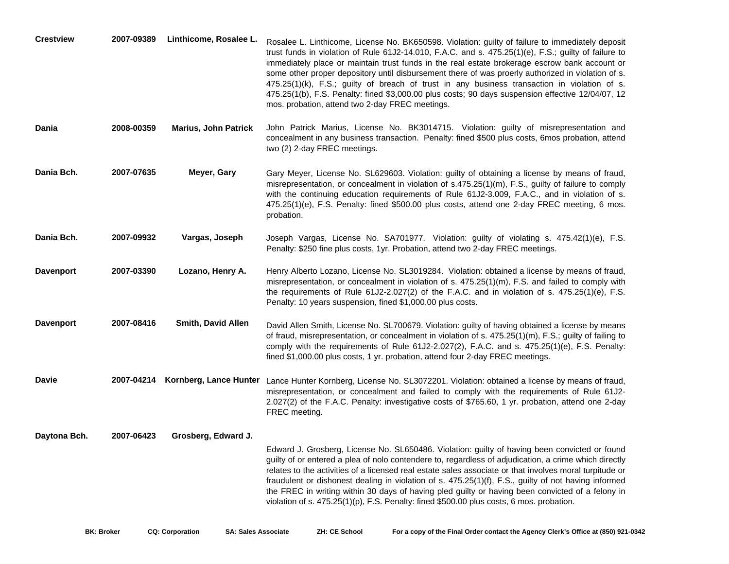| | | | |
|---|---|---|---|
| **Crestview** | **2007-09389** | **Linthicome, Rosalee L.** | Rosalee L. Linthicome, License No. BK650598. Violation: guilty of failure to immediately deposit trust funds in violation of Rule 61J2-14.010, F.A.C. and s. 475.25(1)(e), F.S.; guilty of failure to immediately place or maintain trust funds in the real estate brokerage escrow bank account or some other proper depository until disbursement there of was proerly authorized in violation of s. 475.25(1)(k), F.S.; guilty of breach of trust in any business transaction in violation of s. 475.25(1(b), F.S. Penalty: fined $3,000.00 plus costs; 90 days suspension effective 12/04/07, 12 mos. probation, attend two 2-day FREC meetings. |
| **Dania** | **2008-00359** | **Marius, John Patrick** | John Patrick Marius, License No. BK3014715. Violation: guilty of misrepresentation and concealment in any business transaction. Penalty: fined $500 plus costs, 6mos probation, attend two (2) 2-day FREC meetings. |
| **Dania Bch.** | **2007-07635** | **Meyer, Gary** | Gary Meyer, License No. SL629603. Violation: guilty of obtaining a license by means of fraud, misrepresentation, or concealment in violation of s.475.25(1)(m), F.S., guilty of failure to comply with the continuing education requirements of Rule 61J2-3.009, F.A.C., and in violation of s. 475.25(1)(e), F.S. Penalty: fined $500.00 plus costs, attend one 2-day FREC meeting, 6 mos. probation. |
| **Dania Bch.** | **2007-09932** | **Vargas, Joseph** | Joseph Vargas, License No. SA701977. Violation: guilty of violating s. 475.42(1)(e), F.S. Penalty: $250 fine plus costs, 1yr. Probation, attend two 2-day FREC meetings. |
| **Davenport** | **2007-03390** | **Lozano, Henry A.** | Henry Alberto Lozano, License No. SL3019284. Violation: obtained a license by means of fraud, misrepresentation, or concealment in violation of s. 475.25(1)(m), F.S. and failed to comply with the requirements of Rule 61J2-2.027(2) of the F.A.C. and in violation of s. 475.25(1)(e), F.S. Penalty: 10 years suspension, fined $1,000.00 plus costs. |
| **Davenport** | **2007-08416** | **Smith, David Allen** | David Allen Smith, License No. SL700679. Violation: guilty of having obtained a license by means of fraud, misrepresentation, or concealment in violation of s. 475.25(1)(m), F.S.; guilty of failing to comply with the requirements of Rule 61J2-2.027(2), F.A.C. and s. 475.25(1)(e), F.S. Penalty: fined $1,000.00 plus costs, 1 yr. probation, attend four 2-day FREC meetings. |
| **Davie** | **2007-04214** | **Kornberg, Lance Hunter** | Lance Hunter Kornberg, License No. SL3072201. Violation: obtained a license by means of fraud, misrepresentation, or concealment and failed to comply with the requirements of Rule 61J2-2.027(2) of the F.A.C. Penalty: investigative costs of $765.60, 1 yr. probation, attend one 2-day FREC meeting. |
| **Daytona Bch.** | **2007-06423** | **Grosberg, Edward J.** | Edward J. Grosberg, License No. SL650486. Violation: guilty of having been convicted or found guilty of or entered a plea of nolo contendere to, regardless of adjudication, a crime which directly relates to the activities of a licensed real estate sales associate or that involves moral turpitude or fraudulent or dishonest dealing in violation of s. 475.25(1)(f), F.S., guilty of not having informed the FREC in writing within 30 days of having pled guilty or having been convicted of a felony in violation of s. 475.25(1)(p), F.S. Penalty: fined $500.00 plus costs, 6 mos. probation. |

**BK: Broker** **CQ: Corporation** **SA: Sales Associate** **ZH: CE School** **For a copy of the Final Order contact the Agency Clerk's Office at (850) 921-0342**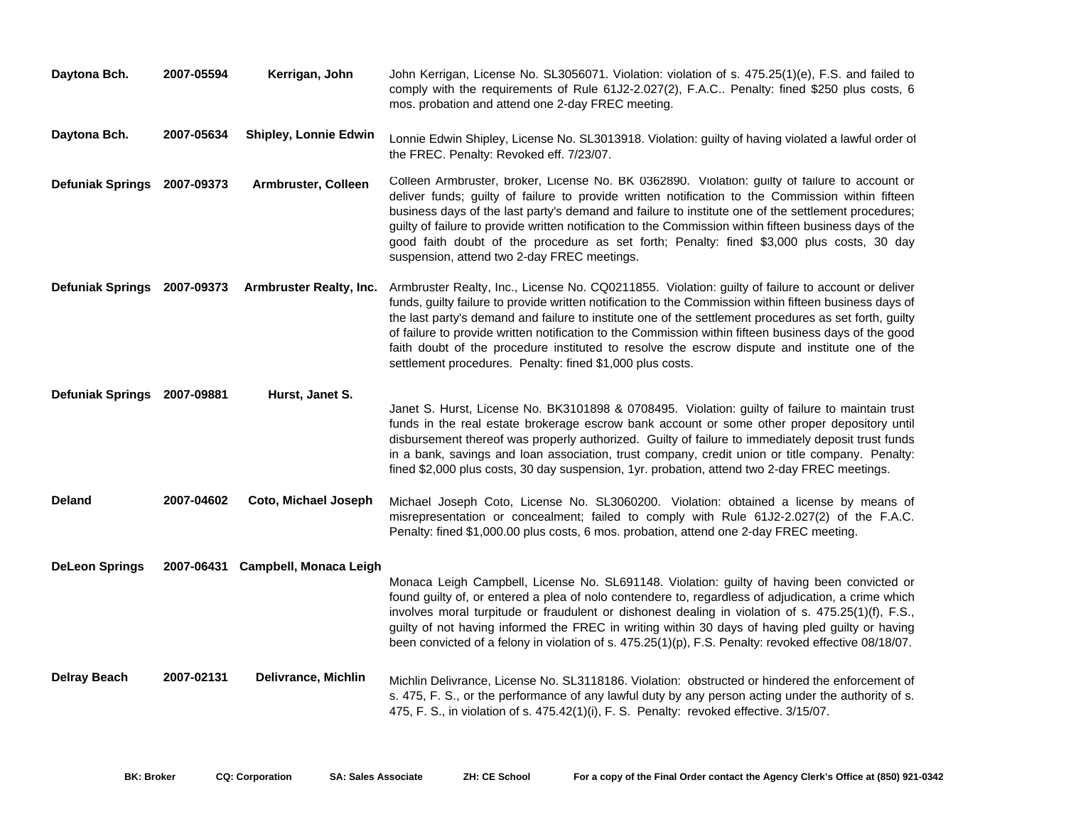| | | | |
|---|---|---|---|
| **Daytona Bch.** | **2007-05594** | **Kerrigan, John** | John Kerrigan, License No. SL3056071. Violation: violation of s. 475.25(1)(e), F.S. and failed to comply with the requirements of Rule 61J2-2.027(2), F.A.C.. Penalty: fined $250 plus costs, 6 mos. probation and attend one 2-day FREC meeting. |
| **Daytona Bch.** | **2007-05634** | **Shipley, Lonnie Edwin** | Lonnie Edwin Shipley, License No. SL3013918. Violation: guilty of having violated a lawful order of the FREC. Penalty: Revoked eff. 7/23/07. |
| **Defuniak Springs** | **2007-09373** | **Armbruster, Colleen** | Colleen Armbruster, broker, License No. BK 0362890. Violation: guilty of failure to account or deliver funds; guilty of failure to provide written notification to the Commission within fifteen business days of the last party's demand and failure to institute one of the settlement procedures; guilty of failure to provide written notification to the Commission within fifteen business days of the good faith doubt of the procedure as set forth; Penalty: fined $3,000 plus costs, 30 day suspension, attend two 2-day FREC meetings. |
| **Defuniak Springs** | **2007-09373** | **Armbruster Realty, Inc.** | Armbruster Realty, Inc., License No. CQ0211855. Violation: guilty of failure to account or deliver funds, guilty failure to provide written notification to the Commission within fifteen business days of the last party's demand and failure to institute one of the settlement procedures as set forth, guilty of failure to provide written notification to the Commission within fifteen business days of the good faith doubt of the procedure instituted to resolve the escrow dispute and institute one of the settlement procedures. Penalty: fined $1,000 plus costs. |
| **Defuniak Springs** | **2007-09881** | **Hurst, Janet S.** | Janet S. Hurst, License No. BK3101898 & 0708495. Violation: guilty of failure to maintain trust funds in the real estate brokerage escrow bank account or some other proper depository until disbursement thereof was properly authorized. Guilty of failure to immediately deposit trust funds in a bank, savings and loan association, trust company, credit union or title company. Penalty: fined $2,000 plus costs, 30 day suspension, 1yr. probation, attend two 2-day FREC meetings. |
| **Deland** | **2007-04602** | **Coto, Michael Joseph** | Michael Joseph Coto, License No. SL3060200. Violation: obtained a license by means of misrepresentation or concealment; failed to comply with Rule 61J2-2.027(2) of the F.A.C. Penalty: fined $1,000.00 plus costs, 6 mos. probation, attend one 2-day FREC meeting. |
| **DeLeon Springs** | **2007-06431** | **Campbell, Monaca Leigh** | Monaca Leigh Campbell, License No. SL691148. Violation: guilty of having been convicted or found guilty of, or entered a plea of nolo contendere to, regardless of adjudication, a crime which involves moral turpitude or fraudulent or dishonest dealing in violation of s. 475.25(1)(f), F.S., guilty of not having informed the FREC in writing within 30 days of having pled guilty or having been convicted of a felony in violation of s. 475.25(1)(p), F.S. Penalty: revoked effective 08/18/07. |
| **Delray Beach** | **2007-02131** | **Delivrance, Michlin** | Michlin Delivrance, License No. SL3118186. Violation: obstructed or hindered the enforcement of s. 475, F. S., or the performance of any lawful duty by any person acting under the authority of s. 475, F. S., in violation of s. 475.42(1)(i), F. S. Penalty: revoked effective. 3/15/07. |

**BK: Broker** **CQ: Corporation** **SA: Sales Associate** **ZH: CE School** **For a copy of the Final Order contact the Agency Clerk's Office at (850) 921-0342**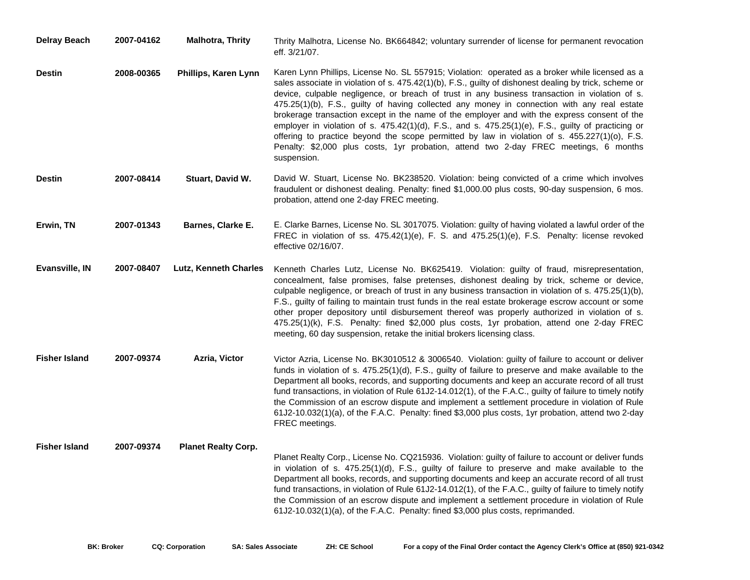| City | Case No. | Name | Description |
|---|---|---|---|
| **Delray Beach** | **2007-04162** | **Malhotra, Thrity** | Thrity Malhotra, License No. BK664842; voluntary surrender of license for permanent revocation eff. 3/21/07. |
| **Destin** | **2008-00365** | **Phillips, Karen Lynn** | Karen Lynn Phillips, License No. SL 557915; Violation: operated as a broker while licensed as a sales associate in violation of s. 475.42(1)(b), F.S., guilty of dishonest dealing by trick, scheme or device, culpable negligence, or breach of trust in any business transaction in violation of s. 475.25(1)(b), F.S., guilty of having collected any money in connection with any real estate brokerage transaction except in the name of the employer and with the express consent of the employer in violation of s. 475.42(1)(d), F.S., and s. 475.25(1)(e), F.S., guilty of practicing or offering to practice beyond the scope permitted by law in violation of s. 455.227(1)(o), F.S. Penalty: $2,000 plus costs, 1yr probation, attend two 2-day FREC meetings, 6 months suspension. |
| **Destin** | **2007-08414** | **Stuart, David W.** | David W. Stuart, License No. BK238520. Violation: being convicted of a crime which involves fraudulent or dishonest dealing. Penalty: fined $1,000.00 plus costs, 90-day suspension, 6 mos. probation, attend one 2-day FREC meeting. |
| **Erwin, TN** | **2007-01343** | **Barnes, Clarke E.** | E. Clarke Barnes, License No. SL 3017075. Violation: guilty of having violated a lawful order of the FREC in violation of ss. 475.42(1)(e), F. S. and 475.25(1)(e), F.S. Penalty: license revoked effective 02/16/07. |
| **Evansville, IN** | **2007-08407** | **Lutz, Kenneth Charles** | Kenneth Charles Lutz, License No. BK625419. Violation: guilty of fraud, misrepresentation, concealment, false promises, false pretenses, dishonest dealing by trick, scheme or device, culpable negligence, or breach of trust in any business transaction in violation of s. 475.25(1)(b), F.S., guilty of failing to maintain trust funds in the real estate brokerage escrow account or some other proper depository until disbursement thereof was properly authorized in violation of s. 475.25(1)(k), F.S. Penalty: fined $2,000 plus costs, 1yr probation, attend one 2-day FREC meeting, 60 day suspension, retake the initial brokers licensing class. |
| **Fisher Island** | **2007-09374** | **Azria, Victor** | Victor Azria, License No. BK3010512 & 3006540. Violation: guilty of failure to account or deliver funds in violation of s. 475.25(1)(d), F.S., guilty of failure to preserve and make available to the Department all books, records, and supporting documents and keep an accurate record of all trust fund transactions, in violation of Rule 61J2-14.012(1), of the F.A.C., guilty of failure to timely notify the Commission of an escrow dispute and implement a settlement procedure in violation of Rule 61J2-10.032(1)(a), of the F.A.C. Penalty: fined $3,000 plus costs, 1yr probation, attend two 2-day FREC meetings. |
| **Fisher Island** | **2007-09374** | **Planet Realty Corp.** | Planet Realty Corp., License No. CQ215936. Violation: guilty of failure to account or deliver funds in violation of s. 475.25(1)(d), F.S., guilty of failure to preserve and make available to the Department all books, records, and supporting documents and keep an accurate record of all trust fund transactions, in violation of Rule 61J2-14.012(1), of the F.A.C., guilty of failure to timely notify the Commission of an escrow dispute and implement a settlement procedure in violation of Rule 61J2-10.032(1)(a), of the F.A.C. Penalty: fined $3,000 plus costs, reprimanded. |

**BK: Broker** **CQ: Corporation** **SA: Sales Associate** **ZH: CE School** **For a copy of the Final Order contact the Agency Clerk's Office at (850) 921-0342**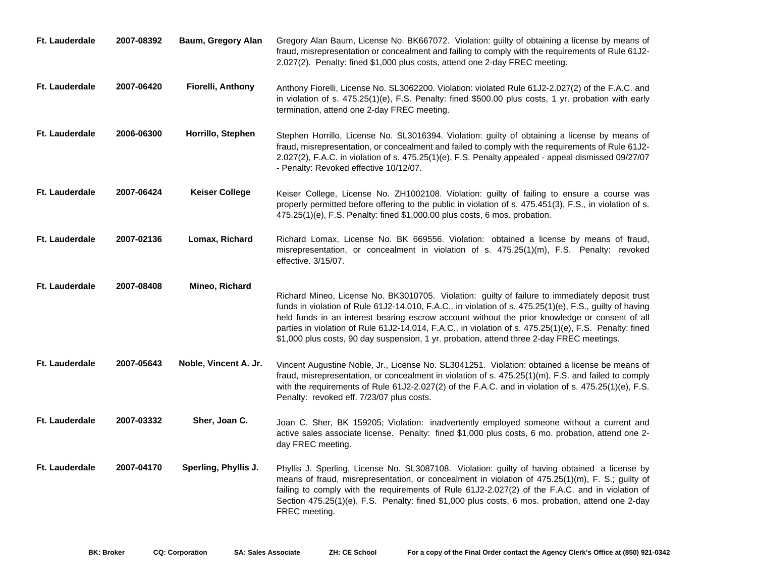| | | | |
|---|---|---|---|
| **Ft. Lauderdale** | **2007-08392** | **Baum, Gregory Alan** | Gregory Alan Baum, License No. BK667072. Violation: guilty of obtaining a license by means of fraud, misrepresentation or concealment and failing to comply with the requirements of Rule 61J2-2.027(2). Penalty: fined $1,000 plus costs, attend one 2-day FREC meeting. |
| **Ft. Lauderdale** | **2007-06420** | **Fiorelli, Anthony** | Anthony Fiorelli, License No. SL3062200. Violation: violated Rule 61J2-2.027(2) of the F.A.C. and in violation of s. 475.25(1)(e), F.S. Penalty: fined $500.00 plus costs, 1 yr. probation with early termination, attend one 2-day FREC meeting. |
| **Ft. Lauderdale** | **2006-06300** | **Horrillo, Stephen** | Stephen Horrillo, License No. SL3016394. Violation: guilty of obtaining a license by means of fraud, misrepresentation, or concealment and failed to comply with the requirements of Rule 61J2-2.027(2), F.A.C. in violation of s. 475.25(1)(e), F.S. Penalty appealed - appeal dismissed 09/27/07 - Penalty: Revoked effective 10/12/07. |
| **Ft. Lauderdale** | **2007-06424** | **Keiser College** | Keiser College, License No. ZH1002108. Violation: guilty of failing to ensure a course was properly permitted before offering to the public in violation of s. 475.451(3), F.S., in violation of s. 475.25(1)(e), F.S. Penalty: fined $1,000.00 plus costs, 6 mos. probation. |
| **Ft. Lauderdale** | **2007-02136** | **Lomax, Richard** | Richard Lomax, License No. BK 669556. Violation: obtained a license by means of fraud, misrepresentation, or concealment in violation of s. 475.25(1)(m), F.S. Penalty: revoked effective. 3/15/07. |
| **Ft. Lauderdale** | **2007-08408** | **Mineo, Richard** | Richard Mineo, License No. BK3010705. Violation: guilty of failure to immediately deposit trust funds in violation of Rule 61J2-14.010, F.A.C., in violation of s. 475.25(1)(e), F.S., guilty of having held funds in an interest bearing escrow account without the prior knowledge or consent of all parties in violation of Rule 61J2-14.014, F.A.C., in violation of s. 475.25(1)(e), F.S. Penalty: fined $1,000 plus costs, 90 day suspension, 1 yr. probation, attend three 2-day FREC meetings. |
| **Ft. Lauderdale** | **2007-05643** | **Noble, Vincent A. Jr.** | Vincent Augustine Noble, Jr., License No. SL3041251. Violation: obtained a license be means of fraud, misrepresentation, or concealment in violation of s. 475.25(1)(m), F.S. and failed to comply with the requirements of Rule 61J2-2.027(2) of the F.A.C. and in violation of s. 475.25(1)(e), F.S. Penalty: revoked eff. 7/23/07 plus costs. |
| **Ft. Lauderdale** | **2007-03332** | **Sher, Joan C.** | Joan C. Sher, BK 159205; Violation: inadvertently employed someone without a current and active sales associate license. Penalty: fined $1,000 plus costs, 6 mo. probation, attend one 2-day FREC meeting. |
| **Ft. Lauderdale** | **2007-04170** | **Sperling, Phyllis J.** | Phyllis J. Sperling, License No. SL3087108. Violation: guilty of having obtained a license by means of fraud, misrepresentation, or concealment in violation of 475.25(1)(m), F. S.; guilty of failing to comply with the requirements of Rule 61J2-2.027(2) of the F.A.C. and in violation of Section 475.25(1)(e), F.S. Penalty: fined $1,000 plus costs, 6 mos. probation, attend one 2-day FREC meeting. |

**BK: Broker** **CQ: Corporation** **SA: Sales Associate** **ZH: CE School** **For a copy of the Final Order contact the Agency Clerk's Office at (850) 921-0342**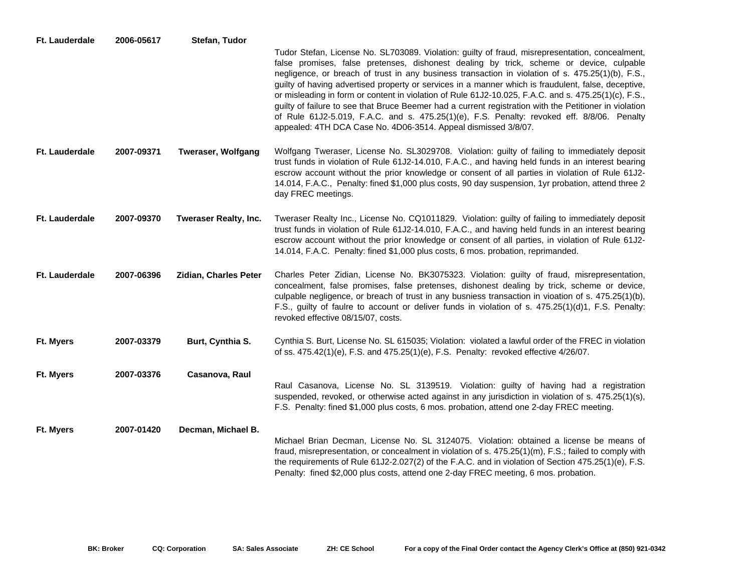| | | | |
|---|---|---|---|
| **Ft. Lauderdale** | **2006-05617** | **Stefan, Tudor** | Tudor Stefan, License No. SL703089. Violation: guilty of fraud, misrepresentation, concealment, false promises, false pretenses, dishonest dealing by trick, scheme or device, culpable negligence, or breach of trust in any business transaction in violation of s. 475.25(1)(b), F.S., guilty of having advertised property or services in a manner which is fraudulent, false, deceptive, or misleading in form or content in violation of Rule 61J2-10.025, F.A.C. and s. 475.25(1)(c), F.S., guilty of failure to see that Bruce Beemer had a current registration with the Petitioner in violation of Rule 61J2-5.019, F.A.C. and s. 475.25(1)(e), F.S. Penalty: revoked eff. 8/8/06. Penalty appealed: 4TH DCA Case No. 4D06-3514. Appeal dismissed 3/8/07. |
| **Ft. Lauderdale** | **2007-09371** | **Tweraser, Wolfgang** | Wolfgang Tweraser, License No. SL3029708. Violation: guilty of failing to immediately deposit trust funds in violation of Rule 61J2-14.010, F.A.C., and having held funds in an interest bearing escrow account without the prior knowledge or consent of all parties in violation of Rule 61J2-14.014, F.A.C., Penalty: fined $1,000 plus costs, 90 day suspension, 1yr probation, attend three 2 day FREC meetings. |
| **Ft. Lauderdale** | **2007-09370** | **Tweraser Realty, Inc.** | Tweraser Realty Inc., License No. CQ1011829. Violation: guilty of failing to immediately deposit trust funds in violation of Rule 61J2-14.010, F.A.C., and having held funds in an interest bearing escrow account without the prior knowledge or consent of all parties, in violation of Rule 61J2-14.014, F.A.C. Penalty: fined $1,000 plus costs, 6 mos. probation, reprimanded. |
| **Ft. Lauderdale** | **2007-06396** | **Zidian, Charles Peter** | Charles Peter Zidian, License No. BK3075323. Violation: guilty of fraud, misrepresentation, concealment, false promises, false pretenses, dishonest dealing by trick, scheme or device, culpable negligence, or breach of trust in any busniess transaction in vioation of s. 475.25(1)(b), F.S., guilty of faulre to account or deliver funds in violation of s. 475.25(1)(d)1, F.S. Penalty: revoked effective 08/15/07, costs. |
| **Ft. Myers** | **2007-03379** | **Burt, Cynthia S.** | Cynthia S. Burt, License No. SL 615035; Violation: violated a lawful order of the FREC in violation of ss. 475.42(1)(e), F.S. and 475.25(1)(e), F.S. Penalty: revoked effective 4/26/07. |
| **Ft. Myers** | **2007-03376** | **Casanova, Raul** | Raul Casanova, License No. SL 3139519. Violation: guilty of having had a registration suspended, revoked, or otherwise acted against in any jurisdiction in violation of s. 475.25(1)(s), F.S. Penalty: fined $1,000 plus costs, 6 mos. probation, attend one 2-day FREC meeting. |
| **Ft. Myers** | **2007-01420** | **Decman, Michael B.** | Michael Brian Decman, License No. SL 3124075. Violation: obtained a license be means of fraud, misrepresentation, or concealment in violation of s. 475.25(1)(m), F.S.; failed to comply with the requirements of Rule 61J2-2.027(2) of the F.A.C. and in violation of Section 475.25(1)(e), F.S. Penalty: fined $2,000 plus costs, attend one 2-day FREC meeting, 6 mos. probation. |

**BK: Broker** **CQ: Corporation** **SA: Sales Associate** **ZH: CE School** **For a copy of the Final Order contact the Agency Clerk's Office at (850) 921-0342**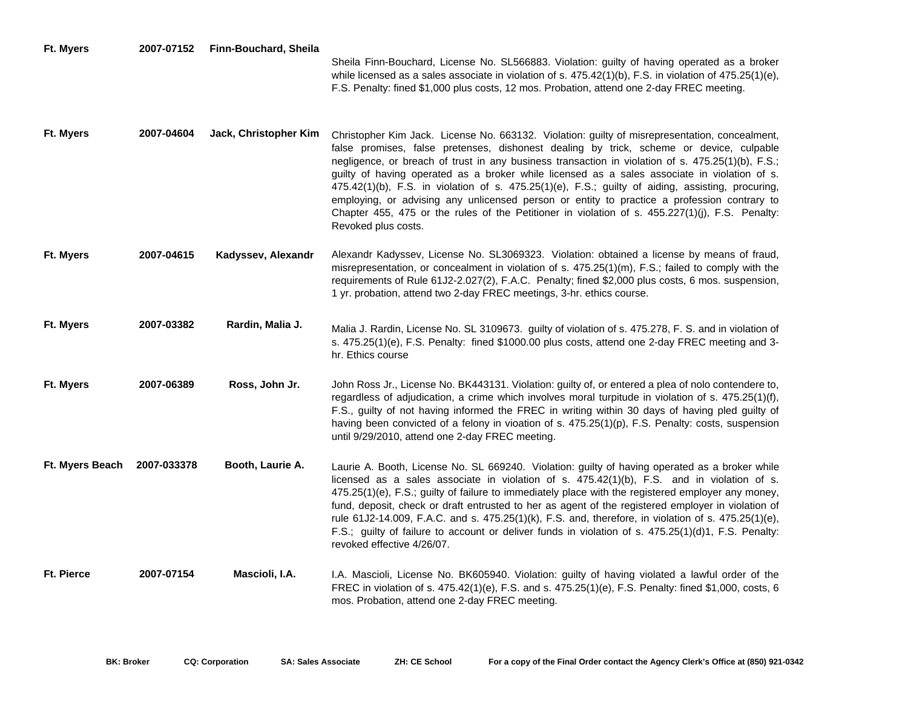| | | | |
|---|---|---|---|
| **Ft. Myers** | **2007-07152** | **Finn-Bouchard, Sheila** | Sheila Finn-Bouchard, License No. SL566883. Violation: guilty of having operated as a broker while licensed as a sales associate in violation of s. 475.42(1)(b), F.S. in violation of 475.25(1)(e), F.S. Penalty: fined $1,000 plus costs, 12 mos. Probation, attend one 2-day FREC meeting. |
| **Ft. Myers** | **2007-04604** | **Jack, Christopher Kim** | Christopher Kim Jack. License No. 663132. Violation: guilty of misrepresentation, concealment, false promises, false pretenses, dishonest dealing by trick, scheme or device, culpable negligence, or breach of trust in any business transaction in violation of s. 475.25(1)(b), F.S.; guilty of having operated as a broker while licensed as a sales associate in violation of s. 475.42(1)(b), F.S. in violation of s. 475.25(1)(e), F.S.; guilty of aiding, assisting, procuring, employing, or advising any unlicensed person or entity to practice a profession contrary to Chapter 455, 475 or the rules of the Petitioner in violation of s. 455.227(1)(j), F.S. Penalty: Revoked plus costs. |
| **Ft. Myers** | **2007-04615** | **Kadyssev, Alexandr** | Alexandr Kadyssev, License No. SL3069323. Violation: obtained a license by means of fraud, misrepresentation, or concealment in violation of s. 475.25(1)(m), F.S.; failed to comply with the requirements of Rule 61J2-2.027(2), F.A.C. Penalty; fined $2,000 plus costs, 6 mos. suspension, 1 yr. probation, attend two 2-day FREC meetings, 3-hr. ethics course. |
| **Ft. Myers** | **2007-03382** | **Rardin, Malia J.** | Malia J. Rardin, License No. SL 3109673. guilty of violation of s. 475.278, F. S. and in violation of s. 475.25(1)(e), F.S. Penalty: fined $1000.00 plus costs, attend one 2-day FREC meeting and 3-hr. Ethics course |
| **Ft. Myers** | **2007-06389** | **Ross, John Jr.** | John Ross Jr., License No. BK443131. Violation: guilty of, or entered a plea of nolo contendere to, regardless of adjudication, a crime which involves moral turpitude in violation of s. 475.25(1)(f), F.S., guilty of not having informed the FREC in writing within 30 days of having pled guilty of having been convicted of a felony in vioation of s. 475.25(1)(p), F.S. Penalty: costs, suspension until 9/29/2010, attend one 2-day FREC meeting. |
| **Ft. Myers Beach** | **2007-033378** | **Booth, Laurie A.** | Laurie A. Booth, License No. SL 669240. Violation: guilty of having operated as a broker while licensed as a sales associate in violation of s. 475.42(1)(b), F.S. and in violation of s. 475.25(1)(e), F.S.; guilty of failure to immediately place with the registered employer any money, fund, deposit, check or draft entrusted to her as agent of the registered employer in violation of rule 61J2-14.009, F.A.C. and s. 475.25(1)(k), F.S. and, therefore, in violation of s. 475.25(1)(e), F.S.; guilty of failure to account or deliver funds in violation of s. 475.25(1)(d)1, F.S. Penalty: revoked effective 4/26/07. |
| **Ft. Pierce** | **2007-07154** | **Mascioli, I.A.** | I.A. Mascioli, License No. BK605940. Violation: guilty of having violated a lawful order of the FREC in violation of s. 475.42(1)(e), F.S. and s. 475.25(1)(e), F.S. Penalty: fined $1,000, costs, 6 mos. Probation, attend one 2-day FREC meeting. |

**BK: Broker** **CQ: Corporation** **SA: Sales Associate** **ZH: CE School** **For a copy of the Final Order contact the Agency Clerk's Office at (850) 921-0342**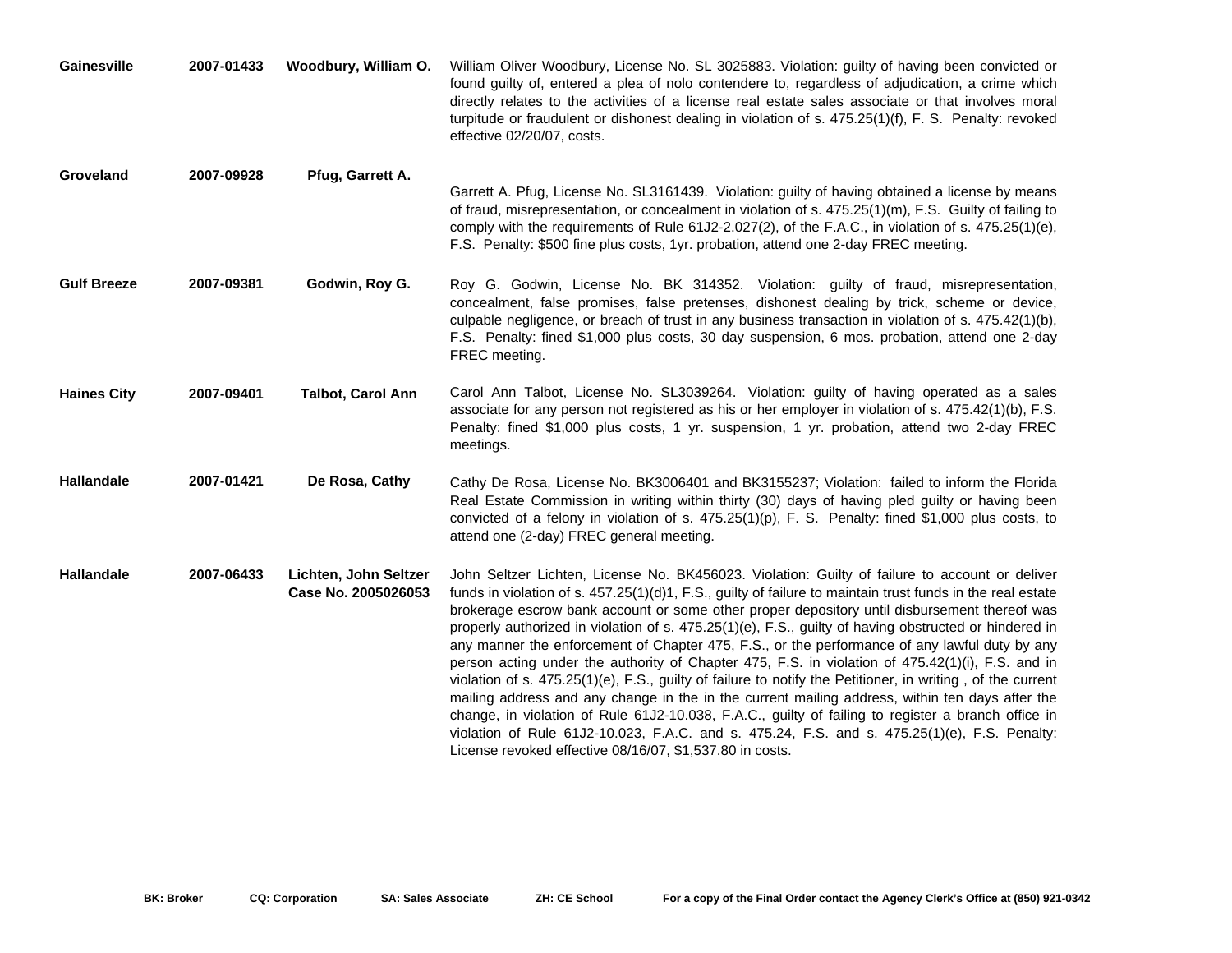| | | | |
|---|---|---|---|
| **Gainesville** | **2007-01433** | **Woodbury, William O.** | William Oliver Woodbury, License No. SL 3025883. Violation: guilty of having been convicted or found guilty of, entered a plea of nolo contendere to, regardless of adjudication, a crime which directly relates to the activities of a license real estate sales associate or that involves moral turpitude or fraudulent or dishonest dealing in violation of s. 475.25(1)(f), F. S. Penalty: revoked effective 02/20/07, costs. |
| **Groveland** | **2007-09928** | **Pfug, Garrett A.** | Garrett A. Pfug, License No. SL3161439. Violation: guilty of having obtained a license by means of fraud, misrepresentation, or concealment in violation of s. 475.25(1)(m), F.S. Guilty of failing to comply with the requirements of Rule 61J2-2.027(2), of the F.A.C., in violation of s. 475.25(1)(e), F.S. Penalty: $500 fine plus costs, 1yr. probation, attend one 2-day FREC meeting. |
| **Gulf Breeze** | **2007-09381** | **Godwin, Roy G.** | Roy G. Godwin, License No. BK 314352. Violation: guilty of fraud, misrepresentation, concealment, false promises, false pretenses, dishonest dealing by trick, scheme or device, culpable negligence, or breach of trust in any business transaction in violation of s. 475.42(1)(b), F.S. Penalty: fined $1,000 plus costs, 30 day suspension, 6 mos. probation, attend one 2-day FREC meeting. |
| **Haines City** | **2007-09401** | **Talbot, Carol Ann** | Carol Ann Talbot, License No. SL3039264. Violation: guilty of having operated as a sales associate for any person not registered as his or her employer in violation of s. 475.42(1)(b), F.S. Penalty: fined $1,000 plus costs, 1 yr. suspension, 1 yr. probation, attend two 2-day FREC meetings. |
| **Hallandale** | **2007-01421** | **De Rosa, Cathy** | Cathy De Rosa, License No. BK3006401 and BK3155237; Violation: failed to inform the Florida Real Estate Commission in writing within thirty (30) days of having pled guilty or having been convicted of a felony in violation of s. 475.25(1)(p), F. S. Penalty: fined $1,000 plus costs, to attend one (2-day) FREC general meeting. |
| **Hallandale** | **2007-06433** | **Lichten, John Seltzer Case No. 2005026053** | John Seltzer Lichten, License No. BK456023. Violation: Guilty of failure to account or deliver funds in violation of s. 457.25(1)(d)1, F.S., guilty of failure to maintain trust funds in the real estate brokerage escrow bank account or some other proper depository until disbursement thereof was properly authorized in violation of s. 475.25(1)(e), F.S., guilty of having obstructed or hindered in any manner the enforcement of Chapter 475, F.S., or the performance of any lawful duty by any person acting under the authority of Chapter 475, F.S. in violation of 475.42(1)(i), F.S. and in violation of s. 475.25(1)(e), F.S., guilty of failure to notify the Petitioner, in writing , of the current mailing address and any change in the in the current mailing address, within ten days after the change, in violation of Rule 61J2-10.038, F.A.C., guilty of failing to register a branch office in violation of Rule 61J2-10.023, F.A.C. and s. 475.24, F.S. and s. 475.25(1)(e), F.S. Penalty: License revoked effective 08/16/07, $1,537.80 in costs. |

**BK: Broker** **CQ: Corporation** **SA: Sales Associate** **ZH: CE School** **For a copy of the Final Order contact the Agency Clerk's Office at (850) 921-0342**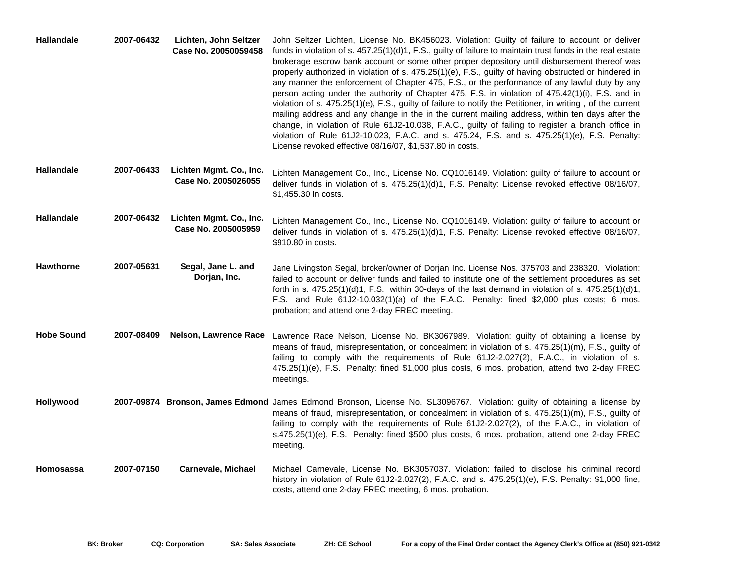| | | | |
|---|---|---|---|
| **Hallandale** | **2007-06432** | **Lichten, John Seltzer Case No. 20050059458** | John Seltzer Lichten, License No. BK456023. Violation: Guilty of failure to account or deliver funds in violation of s. 457.25(1)(d)1, F.S., guilty of failure to maintain trust funds in the real estate brokerage escrow bank account or some other proper depository until disbursement thereof was properly authorized in violation of s. 475.25(1)(e), F.S., guilty of having obstructed or hindered in any manner the enforcement of Chapter 475, F.S., or the performance of any lawful duty by any person acting under the authority of Chapter 475, F.S. in violation of 475.42(1)(i), F.S. and in violation of s. 475.25(1)(e), F.S., guilty of failure to notify the Petitioner, in writing , of the current mailing address and any change in the in the current mailing address, within ten days after the change, in violation of Rule 61J2-10.038, F.A.C., guilty of failing to register a branch office in violation of Rule 61J2-10.023, F.A.C. and s. 475.24, F.S. and s. 475.25(1)(e), F.S. Penalty: License revoked effective 08/16/07, $1,537.80 in costs. |
| **Hallandale** | **2007-06433** | **Lichten Mgmt. Co., Inc. Case No. 2005026055** | Lichten Management Co., Inc., License No. CQ1016149. Violation: guilty of failure to account or deliver funds in violation of s. 475.25(1)(d)1, F.S. Penalty: License revoked effective 08/16/07, $1,455.30 in costs. |
| **Hallandale** | **2007-06432** | **Lichten Mgmt. Co., Inc. Case No. 2005005959** | Lichten Management Co., Inc., License No. CQ1016149. Violation: guilty of failure to account or deliver funds in violation of s. 475.25(1)(d)1, F.S. Penalty: License revoked effective 08/16/07, $910.80 in costs. |
| **Hawthorne** | **2007-05631** | **Segal, Jane L. and Dorjan, Inc.** | Jane Livingston Segal, broker/owner of Dorjan Inc. License Nos. 375703 and 238320. Violation: failed to account or deliver funds and failed to institute one of the settlement procedures as set forth in s. 475.25(1)(d)1, F.S. within 30-days of the last demand in violation of s. 475.25(1)(d)1, F.S. and Rule 61J2-10.032(1)(a) of the F.A.C. Penalty: fined $2,000 plus costs; 6 mos. probation; and attend one 2-day FREC meeting. |
| **Hobe Sound** | **2007-08409** | **Nelson, Lawrence Race** | Lawrence Race Nelson, License No. BK3067989. Violation: guilty of obtaining a license by means of fraud, misrepresentation, or concealment in violation of s. 475.25(1)(m), F.S., guilty of failing to comply with the requirements of Rule 61J2-2.027(2), F.A.C., in violation of s. 475.25(1)(e), F.S. Penalty: fined $1,000 plus costs, 6 mos. probation, attend two 2-day FREC meetings. |
| **Hollywood** | **2007-09874** | **Bronson, James Edmond** | James Edmond Bronson, License No. SL3096767. Violation: guilty of obtaining a license by means of fraud, misrepresentation, or concealment in violation of s. 475.25(1)(m), F.S., guilty of failing to comply with the requirements of Rule 61J2-2.027(2), of the F.A.C., in violation of s.475.25(1)(e), F.S. Penalty: fined $500 plus costs, 6 mos. probation, attend one 2-day FREC meeting. |
| **Homosassa** | **2007-07150** | **Carnevale, Michael** | Michael Carnevale, License No. BK3057037. Violation: failed to disclose his criminal record history in violation of Rule 61J2-2.027(2), F.A.C. and s. 475.25(1)(e), F.S. Penalty: $1,000 fine, costs, attend one 2-day FREC meeting, 6 mos. probation. |

**BK: Broker** **CQ: Corporation** **SA: Sales Associate** **ZH: CE School** **For a copy of the Final Order contact the Agency Clerk's Office at (850) 921-0342**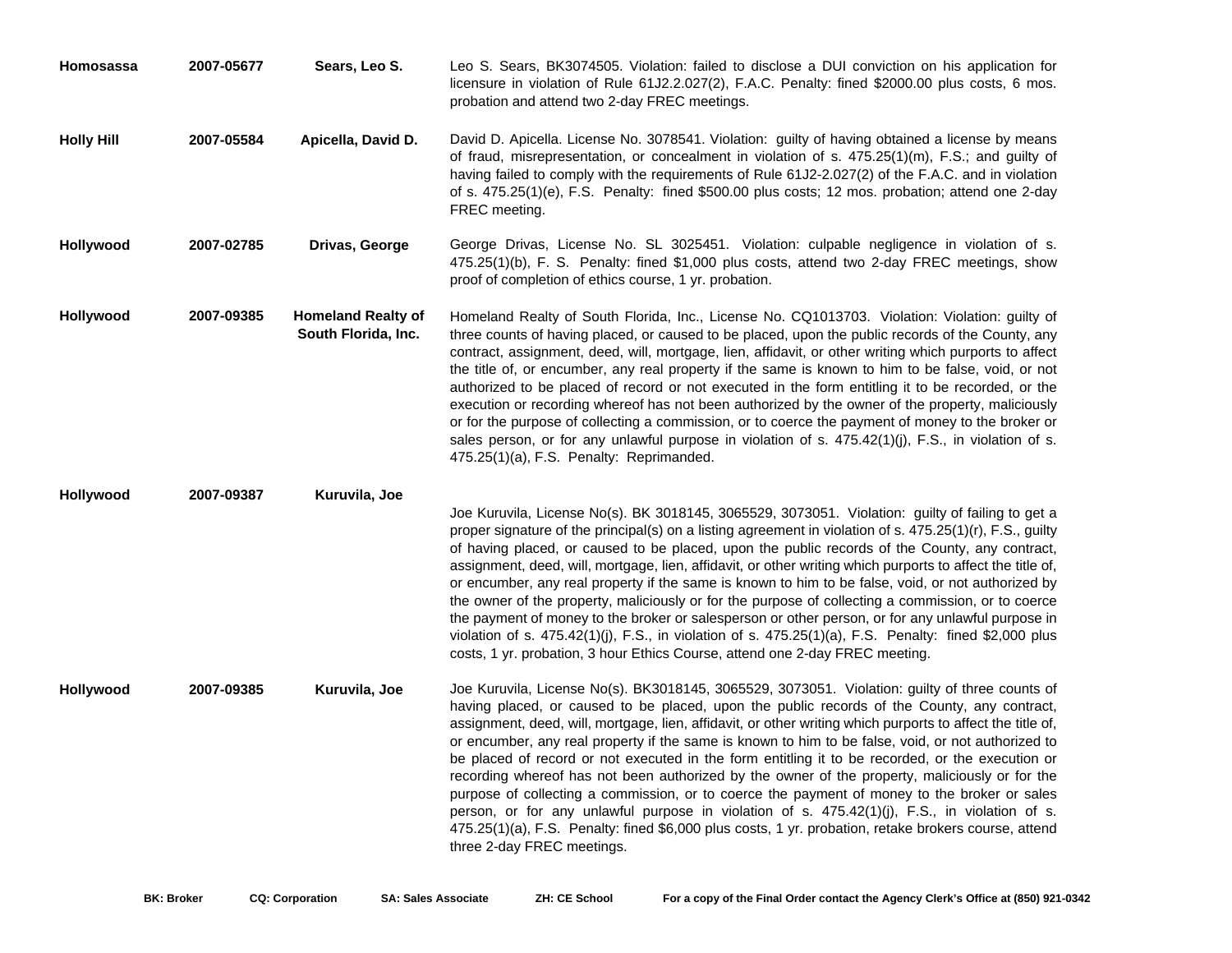| | | | |
|---|---|---|---|
| **Homosassa** | **2007-05677** | **Sears, Leo S.** | Leo S. Sears, BK3074505. Violation: failed to disclose a DUI conviction on his application for licensure in violation of Rule 61J2.2.027(2), F.A.C. Penalty: fined $2000.00 plus costs, 6 mos. probation and attend two 2-day FREC meetings. |
| **Holly Hill** | **2007-05584** | **Apicella, David D.** | David D. Apicella. License No. 3078541. Violation: guilty of having obtained a license by means of fraud, misrepresentation, or concealment in violation of s. 475.25(1)(m), F.S.; and guilty of having failed to comply with the requirements of Rule 61J2-2.027(2) of the F.A.C. and in violation of s. 475.25(1)(e), F.S. Penalty: fined $500.00 plus costs; 12 mos. probation; attend one 2-day FREC meeting. |
| **Hollywood** | **2007-02785** | **Drivas, George** | George Drivas, License No. SL 3025451. Violation: culpable negligence in violation of s. 475.25(1)(b), F. S. Penalty: fined $1,000 plus costs, attend two 2-day FREC meetings, show proof of completion of ethics course, 1 yr. probation. |
| **Hollywood** | **2007-09385** | **Homeland Realty of South Florida, Inc.** | Homeland Realty of South Florida, Inc., License No. CQ1013703. Violation: Violation: guilty of three counts of having placed, or caused to be placed, upon the public records of the County, any contract, assignment, deed, will, mortgage, lien, affidavit, or other writing which purports to affect the title of, or encumber, any real property if the same is known to him to be false, void, or not authorized to be placed of record or not executed in the form entitling it to be recorded, or the execution or recording whereof has not been authorized by the owner of the property, maliciously or for the purpose of collecting a commission, or to coerce the payment of money to the broker or sales person, or for any unlawful purpose in violation of s. 475.42(1)(j), F.S., in violation of s. 475.25(1)(a), F.S. Penalty: Reprimanded. |
| **Hollywood** | **2007-09387** | **Kuruvila, Joe** | Joe Kuruvila, License No(s). BK 3018145, 3065529, 3073051. Violation: guilty of failing to get a proper signature of the principal(s) on a listing agreement in violation of s. 475.25(1)(r), F.S., guilty of having placed, or caused to be placed, upon the public records of the County, any contract, assignment, deed, will, mortgage, lien, affidavit, or other writing which purports to affect the title of, or encumber, any real property if the same is known to him to be false, void, or not authorized by the owner of the property, maliciously or for the purpose of collecting a commission, or to coerce the payment of money to the broker or salesperson or other person, or for any unlawful purpose in violation of s. 475.42(1)(j), F.S., in violation of s. 475.25(1)(a), F.S. Penalty: fined $2,000 plus costs, 1 yr. probation, 3 hour Ethics Course, attend one 2-day FREC meeting. |
| **Hollywood** | **2007-09385** | **Kuruvila, Joe** | Joe Kuruvila, License No(s). BK3018145, 3065529, 3073051. Violation: guilty of three counts of having placed, or caused to be placed, upon the public records of the County, any contract, assignment, deed, will, mortgage, lien, affidavit, or other writing which purports to affect the title of, or encumber, any real property if the same is known to him to be false, void, or not authorized to be placed of record or not executed in the form entitling it to be recorded, or the execution or recording whereof has not been authorized by the owner of the property, maliciously or for the purpose of collecting a commission, or to coerce the payment of money to the broker or sales person, or for any unlawful purpose in violation of s. 475.42(1)(j), F.S., in violation of s. 475.25(1)(a), F.S. Penalty: fined $6,000 plus costs, 1 yr. probation, retake brokers course, attend three 2-day FREC meetings. |

**BK: Broker** **CQ: Corporation** **SA: Sales Associate** **ZH: CE School** **For a copy of the Final Order contact the Agency Clerk's Office at (850) 921-0342**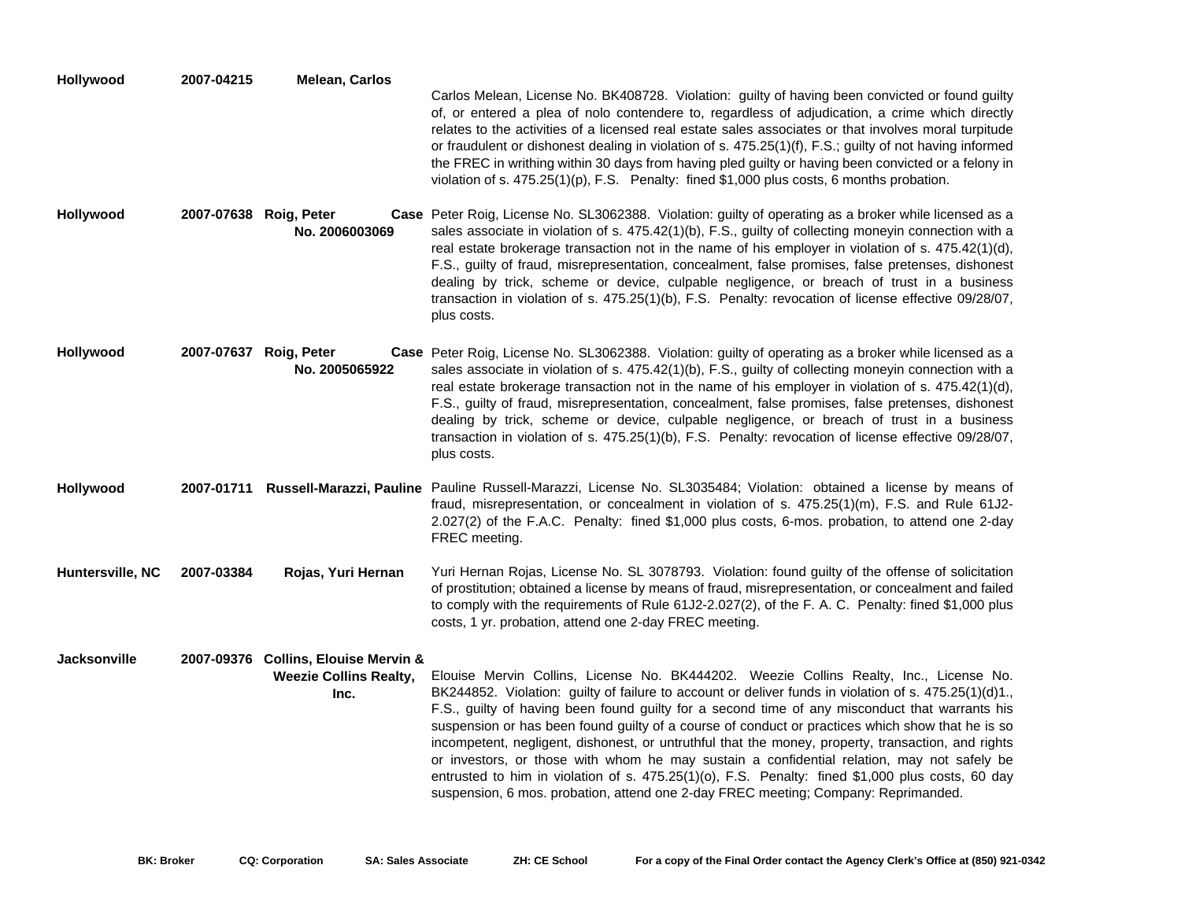| | | | |
|---|---|---|---|
| **Hollywood** | **2007-04215** | **Melean, Carlos** | Carlos Melean, License No. BK408728. Violation: guilty of having been convicted or found guilty of, or entered a plea of nolo contendere to, regardless of adjudication, a crime which directly relates to the activities of a licensed real estate sales associates or that involves moral turpitude or fraudulent or dishonest dealing in violation of s. 475.25(1)(f), F.S.; guilty of not having informed the FREC in writhing within 30 days from having pled guilty or having been convicted or a felony in violation of s. 475.25(1)(p), F.S. Penalty: fined $1,000 plus costs, 6 months probation. |
| **Hollywood** | **2007-07638** | **Roig, Peter Case No. 2006003069** | Peter Roig, License No. SL3062388. Violation: guilty of operating as a broker while licensed as a sales associate in violation of s. 475.42(1)(b), F.S., guilty of collecting moneyin connection with a real estate brokerage transaction not in the name of his employer in violation of s. 475.42(1)(d), F.S., guilty of fraud, misrepresentation, concealment, false promises, false pretenses, dishonest dealing by trick, scheme or device, culpable negligence, or breach of trust in a business transaction in violation of s. 475.25(1)(b), F.S. Penalty: revocation of license effective 09/28/07, plus costs. |
| **Hollywood** | **2007-07637** | **Roig, Peter Case No. 2005065922** | Peter Roig, License No. SL3062388. Violation: guilty of operating as a broker while licensed as a sales associate in violation of s. 475.42(1)(b), F.S., guilty of collecting moneyin connection with a real estate brokerage transaction not in the name of his employer in violation of s. 475.42(1)(d), F.S., guilty of fraud, misrepresentation, concealment, false promises, false pretenses, dishonest dealing by trick, scheme or device, culpable negligence, or breach of trust in a business transaction in violation of s. 475.25(1)(b), F.S. Penalty: revocation of license effective 09/28/07, plus costs. |
| **Hollywood** | **2007-01711** | **Russell-Marazzi, Pauline** | Pauline Russell-Marazzi, License No. SL3035484; Violation: obtained a license by means of fraud, misrepresentation, or concealment in violation of s. 475.25(1)(m), F.S. and Rule 61J2-2.027(2) of the F.A.C. Penalty: fined $1,000 plus costs, 6-mos. probation, to attend one 2-day FREC meeting. |
| **Huntersville, NC** | **2007-03384** | **Rojas, Yuri Hernan** | Yuri Hernan Rojas, License No. SL 3078793. Violation: found guilty of the offense of solicitation of prostitution; obtained a license by means of fraud, misrepresentation, or concealment and failed to comply with the requirements of Rule 61J2-2.027(2), of the F. A. C. Penalty: fined $1,000 plus costs, 1 yr. probation, attend one 2-day FREC meeting. |
| **Jacksonville** | **2007-09376** | **Collins, Elouise Mervin & Weezie Collins Realty, Inc.** | Elouise Mervin Collins, License No. BK444202. Weezie Collins Realty, Inc., License No. BK244852. Violation: guilty of failure to account or deliver funds in violation of s. 475.25(1)(d)1., F.S., guilty of having been found guilty for a second time of any misconduct that warrants his suspension or has been found guilty of a course of conduct or practices which show that he is so incompetent, negligent, dishonest, or untruthful that the money, property, transaction, and rights or investors, or those with whom he may sustain a confidential relation, may not safely be entrusted to him in violation of s. 475.25(1)(o), F.S. Penalty: fined $1,000 plus costs, 60 day suspension, 6 mos. probation, attend one 2-day FREC meeting; Company: Reprimanded. |

**BK: Broker** **CQ: Corporation** **SA: Sales Associate** **ZH: CE School** **For a copy of the Final Order contact the Agency Clerk's Office at (850) 921-0342**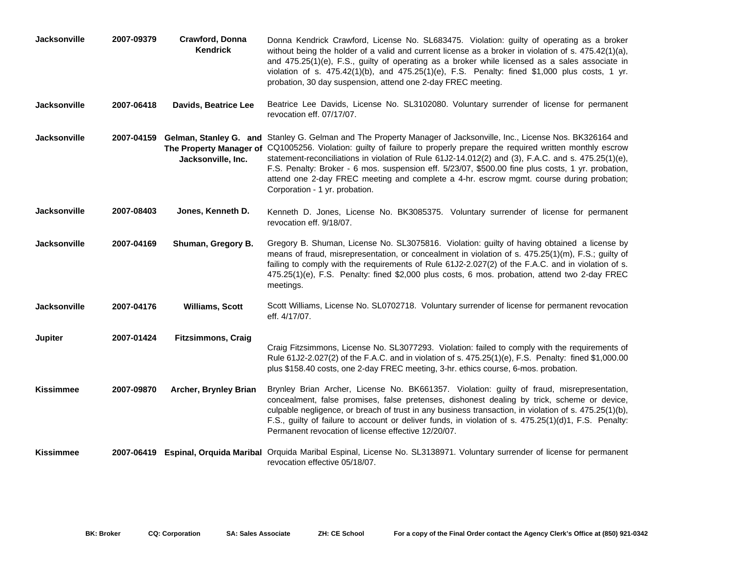| | | | |
|---|---|---|---|
| **Jacksonville** | **2007-09379** | **Crawford, Donna Kendrick** | Donna Kendrick Crawford, License No. SL683475. Violation: guilty of operating as a broker without being the holder of a valid and current license as a broker in violation of s. 475.42(1)(a), and 475.25(1)(e), F.S., guilty of operating as a broker while licensed as a sales associate in violation of s. 475.42(1)(b), and 475.25(1)(e), F.S. Penalty: fined $1,000 plus costs, 1 yr. probation, 30 day suspension, attend one 2-day FREC meeting. |
| **Jacksonville** | **2007-06418** | **Davids, Beatrice Lee** | Beatrice Lee Davids, License No. SL3102080. Voluntary surrender of license for permanent revocation eff. 07/17/07. |
| **Jacksonville** | **2007-04159** | **Gelman, Stanley G. and The Property Manager of Jacksonville, Inc.** | Stanley G. Gelman and The Property Manager of Jacksonville, Inc., License Nos. BK326164 and CQ1005256. Violation: guilty of failure to properly prepare the required written monthly escrow statement-reconciliations in violation of Rule 61J2-14.012(2) and (3), F.A.C. and s. 475.25(1)(e), F.S. Penalty: Broker - 6 mos. suspension eff. 5/23/07, $500.00 fine plus costs, 1 yr. probation, attend one 2-day FREC meeting and complete a 4-hr. escrow mgmt. course during probation; Corporation - 1 yr. probation. |
| **Jacksonville** | **2007-08403** | **Jones, Kenneth D.** | Kenneth D. Jones, License No. BK3085375. Voluntary surrender of license for permanent revocation eff. 9/18/07. |
| **Jacksonville** | **2007-04169** | **Shuman, Gregory B.** | Gregory B. Shuman, License No. SL3075816. Violation: guilty of having obtained a license by means of fraud, misrepresentation, or concealment in violation of s. 475.25(1)(m), F.S.; guilty of failing to comply with the requirements of Rule 61J2-2.027(2) of the F.A.C. and in violation of s. 475.25(1)(e), F.S. Penalty: fined $2,000 plus costs, 6 mos. probation, attend two 2-day FREC meetings. |
| **Jacksonville** | **2007-04176** | **Williams, Scott** | Scott Williams, License No. SL0702718. Voluntary surrender of license for permanent revocation eff. 4/17/07. |
| **Jupiter** | **2007-01424** | **Fitzsimmons, Craig** | Craig Fitzsimmons, License No. SL3077293. Violation: failed to comply with the requirements of Rule 61J2-2.027(2) of the F.A.C. and in violation of s. 475.25(1)(e), F.S. Penalty: fined $1,000.00 plus $158.40 costs, one 2-day FREC meeting, 3-hr. ethics course, 6-mos. probation. |
| **Kissimmee** | **2007-09870** | **Archer, Brynley Brian** | Brynley Brian Archer, License No. BK661357. Violation: guilty of fraud, misrepresentation, concealment, false promises, false pretenses, dishonest dealing by trick, scheme or device, culpable negligence, or breach of trust in any business transaction, in violation of s. 475.25(1)(b), F.S., guilty of failure to account or deliver funds, in violation of s. 475.25(1)(d)1, F.S. Penalty: Permanent revocation of license effective 12/20/07. |
| **Kissimmee** | **2007-06419** | **Espinal, Orquida Maribal** | Orquida Maribal Espinal, License No. SL3138971. Voluntary surrender of license for permanent revocation effective 05/18/07. |

**BK: Broker** **CQ: Corporation** **SA: Sales Associate** **ZH: CE School** **For a copy of the Final Order contact the Agency Clerk's Office at (850) 921-0342**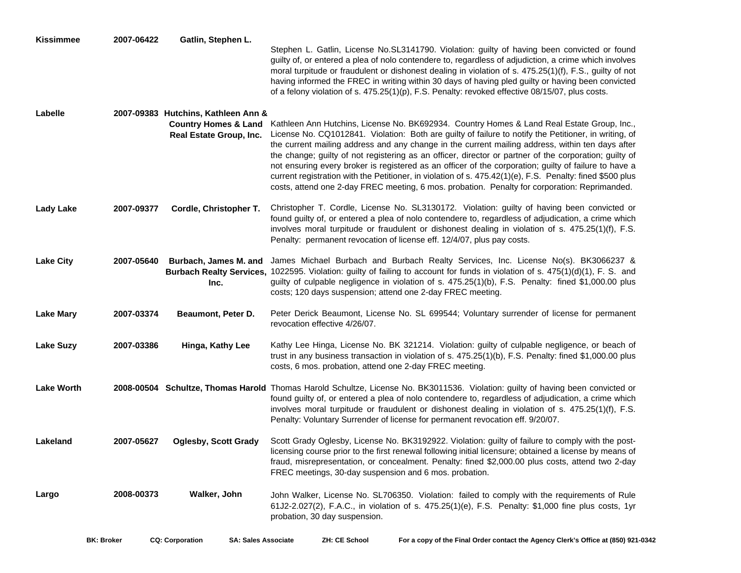| City | Case No. | Name | Description |
|---|---|---|---|
| **Kissimmee** | **2007-06422** | **Gatlin, Stephen L.** | Stephen L. Gatlin, License No.SL3141790. Violation: guilty of having been convicted or found guilty of, or entered a plea of nolo contendere to, regardless of adjudication, a crime which involves moral turpitude or fraudulent or dishonest dealing in violation of s. 475.25(1)(f), F.S., guilty of not having informed the FREC in writing within 30 days of having pled guilty or having been convicted of a felony violation of s. 475.25(1)(p), F.S. Penalty: revoked effective 08/15/07, plus costs. |
| **Labelle** | **2007-09383** | **Hutchins, Kathleen Ann & Country Homes & Land Real Estate Group, Inc.** | Kathleen Ann Hutchins, License No. BK692934. Country Homes & Land Real Estate Group, Inc., License No. CQ1012841. Violation: Both are guilty of failure to notify the Petitioner, in writing, of the current mailing address and any change in the current mailing address, within ten days after the change; guilty of not registering as an officer, director or partner of the corporation; guilty of not ensuring every broker is registered as an officer of the corporation; guilty of failure to have a current registration with the Petitioner, in violation of s. 475.42(1)(e), F.S. Penalty: fined $500 plus costs, attend one 2-day FREC meeting, 6 mos. probation. Penalty for corporation: Reprimanded. |
| **Lady Lake** | **2007-09377** | **Cordle, Christopher T.** | Christopher T. Cordle, License No. SL3130172. Violation: guilty of having been convicted or found guilty of, or entered a plea of nolo contendere to, regardless of adjudication, a crime which involves moral turpitude or fraudulent or dishonest dealing in violation of s. 475.25(1)(f), F.S. Penalty: permanent revocation of license eff. 12/4/07, plus pay costs. |
| **Lake City** | **2007-05640** | **Burbach, James M. and Burbach Realty Services, Inc.** | James Michael Burbach and Burbach Realty Services, Inc. License No(s). BK3066237 & 1022595. Violation: guilty of failing to account for funds in violation of s. 475(1)(d)(1), F. S. and guilty of culpable negligence in violation of s. 475.25(1)(b), F.S. Penalty: fined $1,000.00 plus costs; 120 days suspension; attend one 2-day FREC meeting. |
| **Lake Mary** | **2007-03374** | **Beaumont, Peter D.** | Peter Derick Beaumont, License No. SL 699544; Voluntary surrender of license for permanent revocation effective 4/26/07. |
| **Lake Suzy** | **2007-03386** | **Hinga, Kathy Lee** | Kathy Lee Hinga, License No. BK 321214. Violation: guilty of culpable negligence, or beach of trust in any business transaction in violation of s. 475.25(1)(b), F.S. Penalty: fined $1,000.00 plus costs, 6 mos. probation, attend one 2-day FREC meeting. |
| **Lake Worth** | **2008-00504** | **Schultze, Thomas Harold** | Thomas Harold Schultze, License No. BK3011536. Violation: guilty of having been convicted or found guilty of, or entered a plea of nolo contendere to, regardless of adjudication, a crime which involves moral turpitude or fraudulent or dishonest dealing in violation of s. 475.25(1)(f), F.S. Penalty: Voluntary Surrender of license for permanent revocation eff. 9/20/07. |
| **Lakeland** | **2007-05627** | **Oglesby, Scott Grady** | Scott Grady Oglesby, License No. BK3192922. Violation: guilty of failure to comply with the post-licensing course prior to the first renewal following initial licensure; obtained a license by means of fraud, misrepresentation, or concealment. Penalty: fined $2,000.00 plus costs, attend two 2-day FREC meetings, 30-day suspension and 6 mos. probation. |
| **Largo** | **2008-00373** | **Walker, John** | John Walker, License No. SL706350. Violation: failed to comply with the requirements of Rule 61J2-2.027(2), F.A.C., in violation of s. 475.25(1)(e), F.S. Penalty: $1,000 fine plus costs, 1yr probation, 30 day suspension. |

**BK: Broker** **CQ: Corporation** **SA: Sales Associate** **ZH: CE School** **For a copy of the Final Order contact the Agency Clerk's Office at (850) 921-0342**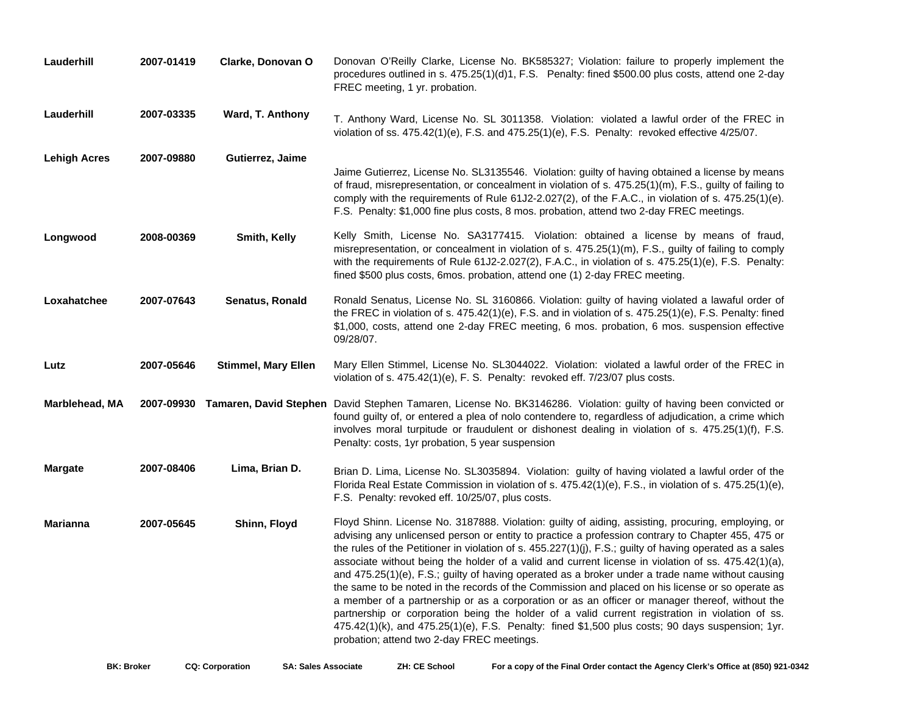| | | | |
|---|---|---|---|
| **Lauderhill** | **2007-01419** | **Clarke, Donovan O** | Donovan O'Reilly Clarke, License No. BK585327; Violation: failure to properly implement the procedures outlined in s. 475.25(1)(d)1, F.S. Penalty: fined $500.00 plus costs, attend one 2-day FREC meeting, 1 yr. probation. |
| **Lauderhill** | **2007-03335** | **Ward, T. Anthony** | T. Anthony Ward, License No. SL 3011358. Violation: violated a lawful order of the FREC in violation of ss. 475.42(1)(e), F.S. and 475.25(1)(e), F.S. Penalty: revoked effective 4/25/07. |
| **Lehigh Acres** | **2007-09880** | **Gutierrez, Jaime** | Jaime Gutierrez, License No. SL3135546. Violation: guilty of having obtained a license by means of fraud, misrepresentation, or concealment in violation of s. 475.25(1)(m), F.S., guilty of failing to comply with the requirements of Rule 61J2-2.027(2), of the F.A.C., in violation of s. 475.25(1)(e). F.S. Penalty: $1,000 fine plus costs, 8 mos. probation, attend two 2-day FREC meetings. |
| **Longwood** | **2008-00369** | **Smith, Kelly** | Kelly Smith, License No. SA3177415. Violation: obtained a license by means of fraud, misrepresentation, or concealment in violation of s. 475.25(1)(m), F.S., guilty of failing to comply with the requirements of Rule 61J2-2.027(2), F.A.C., in violation of s. 475.25(1)(e), F.S. Penalty: fined $500 plus costs, 6mos. probation, attend one (1) 2-day FREC meeting. |
| **Loxahatchee** | **2007-07643** | **Senatus, Ronald** | Ronald Senatus, License No. SL 3160866. Violation: guilty of having violated a lawaful order of the FREC in violation of s. 475.42(1)(e), F.S. and in violation of s. 475.25(1)(e), F.S. Penalty: fined $1,000, costs, attend one 2-day FREC meeting, 6 mos. probation, 6 mos. suspension effective 09/28/07. |
| **Lutz** | **2007-05646** | **Stimmel, Mary Ellen** | Mary Ellen Stimmel, License No. SL3044022. Violation: violated a lawful order of the FREC in violation of s. 475.42(1)(e), F. S. Penalty: revoked eff. 7/23/07 plus costs. |
| **Marblehead, MA** | **2007-09930** | **Tamaren, David Stephen** | David Stephen Tamaren, License No. BK3146286. Violation: guilty of having been convicted or found guilty of, or entered a plea of nolo contendere to, regardless of adjudication, a crime which involves moral turpitude or fraudulent or dishonest dealing in violation of s. 475.25(1)(f), F.S. Penalty: costs, 1yr probation, 5 year suspension |
| **Margate** | **2007-08406** | **Lima, Brian D.** | Brian D. Lima, License No. SL3035894. Violation: guilty of having violated a lawful order of the Florida Real Estate Commission in violation of s. 475.42(1)(e), F.S., in violation of s. 475.25(1)(e), F.S. Penalty: revoked eff. 10/25/07, plus costs. |
| **Marianna** | **2007-05645** | **Shinn, Floyd** | Floyd Shinn. License No. 3187888. Violation: guilty of aiding, assisting, procuring, employing, or advising any unlicensed person or entity to practice a profession contrary to Chapter 455, 475 or the rules of the Petitioner in violation of s. 455.227(1)(j), F.S.; guilty of having operated as a sales associate without being the holder of a valid and current license in violation of ss. 475.42(1)(a), and 475.25(1)(e), F.S.; guilty of having operated as a broker under a trade name without causing the same to be noted in the records of the Commission and placed on his license or so operate as a member of a partnership or as a corporation or as an officer or manager thereof, without the partnership or corporation being the holder of a valid current registration in violation of ss. 475.42(1)(k), and 475.25(1)(e), F.S. Penalty: fined $1,500 plus costs; 90 days suspension; 1yr. probation; attend two 2-day FREC meetings. |

**BK: Broker** **CQ: Corporation** **SA: Sales Associate** **ZH: CE School** **For a copy of the Final Order contact the Agency Clerk's Office at (850) 921-0342**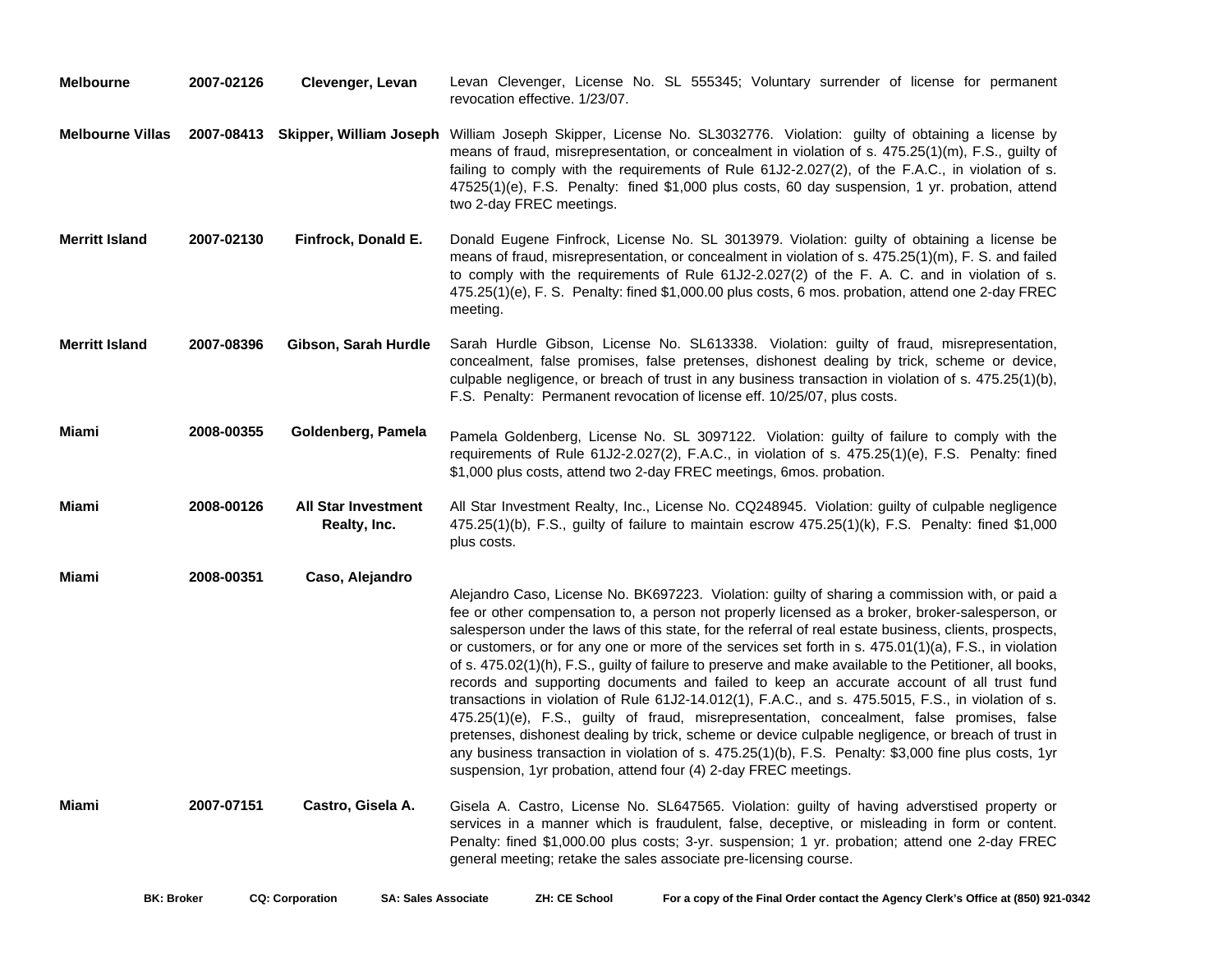| | | | |
|---|---|---|---|
| **Melbourne** | **2007-02126** | **Clevenger, Levan** | Levan Clevenger, License No. SL 555345; Voluntary surrender of license for permanent revocation effective. 1/23/07. |
| **Melbourne Villas** | **2007-08413** | **Skipper, William Joseph** | William Joseph Skipper, License No. SL3032776. Violation: guilty of obtaining a license by means of fraud, misrepresentation, or concealment in violation of s. 475.25(1)(m), F.S., guilty of failing to comply with the requirements of Rule 61J2-2.027(2), of the F.A.C., in violation of s. 47525(1)(e), F.S. Penalty: fined $1,000 plus costs, 60 day suspension, 1 yr. probation, attend two 2-day FREC meetings. |
| **Merritt Island** | **2007-02130** | **Finfrock, Donald E.** | Donald Eugene Finfrock, License No. SL 3013979. Violation: guilty of obtaining a license be means of fraud, misrepresentation, or concealment in violation of s. 475.25(1)(m), F. S. and failed to comply with the requirements of Rule 61J2-2.027(2) of the F. A. C. and in violation of s. 475.25(1)(e), F. S. Penalty: fined $1,000.00 plus costs, 6 mos. probation, attend one 2-day FREC meeting. |
| **Merritt Island** | **2007-08396** | **Gibson, Sarah Hurdle** | Sarah Hurdle Gibson, License No. SL613338. Violation: guilty of fraud, misrepresentation, concealment, false promises, false pretenses, dishonest dealing by trick, scheme or device, culpable negligence, or breach of trust in any business transaction in violation of s. 475.25(1)(b), F.S. Penalty: Permanent revocation of license eff. 10/25/07, plus costs. |
| **Miami** | **2008-00355** | **Goldenberg, Pamela** | Pamela Goldenberg, License No. SL 3097122. Violation: guilty of failure to comply with the requirements of Rule 61J2-2.027(2), F.A.C., in violation of s. 475.25(1)(e), F.S. Penalty: fined $1,000 plus costs, attend two 2-day FREC meetings, 6mos. probation. |
| **Miami** | **2008-00126** | **All Star Investment Realty, Inc.** | All Star Investment Realty, Inc., License No. CQ248945. Violation: guilty of culpable negligence 475.25(1)(b), F.S., guilty of failure to maintain escrow 475.25(1)(k), F.S. Penalty: fined $1,000 plus costs. |
| **Miami** | **2008-00351** | **Caso, Alejandro** | Alejandro Caso, License No. BK697223. Violation: guilty of sharing a commission with, or paid a fee or other compensation to, a person not properly licensed as a broker, broker-salesperson, or salesperson under the laws of this state, for the referral of real estate business, clients, prospects, or customers, or for any one or more of the services set forth in s. 475.01(1)(a), F.S., in violation of s. 475.02(1)(h), F.S., guilty of failure to preserve and make available to the Petitioner, all books, records and supporting documents and failed to keep an accurate account of all trust fund transactions in violation of Rule 61J2-14.012(1), F.A.C., and s. 475.5015, F.S., in violation of s. 475.25(1)(e), F.S., guilty of fraud, misrepresentation, concealment, false promises, false pretenses, dishonest dealing by trick, scheme or device culpable negligence, or breach of trust in any business transaction in violation of s. 475.25(1)(b), F.S. Penalty: $3,000 fine plus costs, 1yr suspension, 1yr probation, attend four (4) 2-day FREC meetings. |
| **Miami** | **2007-07151** | **Castro, Gisela A.** | Gisela A. Castro, License No. SL647565. Violation: guilty of having adverstised property or services in a manner which is fraudulent, false, deceptive, or misleading in form or content. Penalty: fined $1,000.00 plus costs; 3-yr. suspension; 1 yr. probation; attend one 2-day FREC general meeting; retake the sales associate pre-licensing course. |

**BK: Broker** **CQ: Corporation** **SA: Sales Associate** **ZH: CE School** **For a copy of the Final Order contact the Agency Clerk's Office at (850) 921-0342**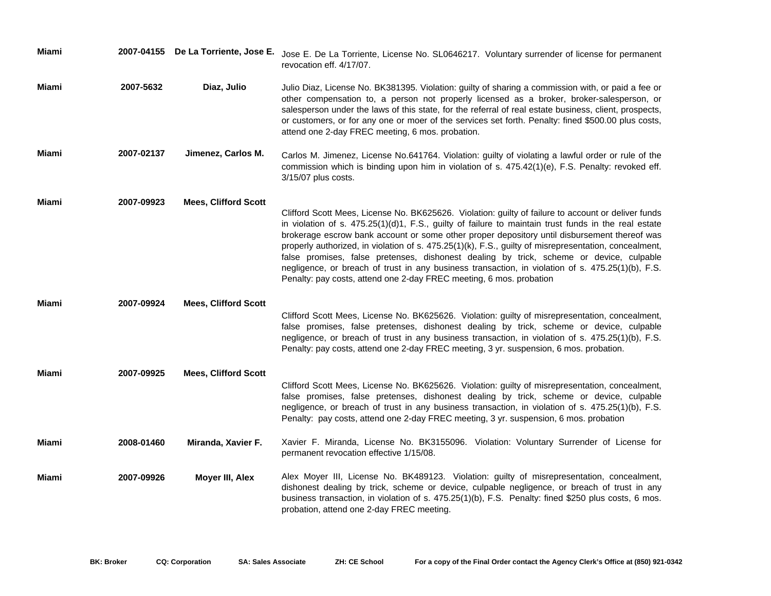| | | | |
|---|---|---|---|
| **Miami** | **2007-04155** | **De La Torriente, Jose E.** | Jose E. De La Torriente, License No. SL0646217. Voluntary surrender of license for permanent revocation eff. 4/17/07. |
| **Miami** | **2007-5632** | **Diaz, Julio** | Julio Diaz, License No. BK381395. Violation: guilty of sharing a commission with, or paid a fee or other compensation to, a person not properly licensed as a broker, broker-salesperson, or salesperson under the laws of this state, for the referral of real estate business, client, prospects, or customers, or for any one or moer of the services set forth. Penalty: fined $500.00 plus costs, attend one 2-day FREC meeting, 6 mos. probation. |
| **Miami** | **2007-02137** | **Jimenez, Carlos M.** | Carlos M. Jimenez, License No.641764. Violation: guilty of violating a lawful order or rule of the commission which is binding upon him in violation of s. 475.42(1)(e), F.S. Penalty: revoked eff. 3/15/07 plus costs. |
| **Miami** | **2007-09923** | **Mees, Clifford Scott** | Clifford Scott Mees, License No. BK625626. Violation: guilty of failure to account or deliver funds in violation of s. 475.25(1)(d)1, F.S., guilty of failure to maintain trust funds in the real estate brokerage escrow bank account or some other proper depository until disbursement thereof was properly authorized, in violation of s. 475.25(1)(k), F.S., guilty of misrepresentation, concealment, false promises, false pretenses, dishonest dealing by trick, scheme or device, culpable negligence, or breach of trust in any business transaction, in violation of s. 475.25(1)(b), F.S. Penalty: pay costs, attend one 2-day FREC meeting, 6 mos. probation |
| **Miami** | **2007-09924** | **Mees, Clifford Scott** | Clifford Scott Mees, License No. BK625626. Violation: guilty of misrepresentation, concealment, false promises, false pretenses, dishonest dealing by trick, scheme or device, culpable negligence, or breach of trust in any business transaction, in violation of s. 475.25(1)(b), F.S. Penalty: pay costs, attend one 2-day FREC meeting, 3 yr. suspension, 6 mos. probation. |
| **Miami** | **2007-09925** | **Mees, Clifford Scott** | Clifford Scott Mees, License No. BK625626. Violation: guilty of misrepresentation, concealment, false promises, false pretenses, dishonest dealing by trick, scheme or device, culpable negligence, or breach of trust in any business transaction, in violation of s. 475.25(1)(b), F.S. Penalty: pay costs, attend one 2-day FREC meeting, 3 yr. suspension, 6 mos. probation |
| **Miami** | **2008-01460** | **Miranda, Xavier F.** | Xavier F. Miranda, License No. BK3155096. Violation: Voluntary Surrender of License for permanent revocation effective 1/15/08. |
| **Miami** | **2007-09926** | **Moyer III, Alex** | Alex Moyer III, License No. BK489123. Violation: guilty of misrepresentation, concealment, dishonest dealing by trick, scheme or device, culpable negligence, or breach of trust in any business transaction, in violation of s. 475.25(1)(b), F.S. Penalty: fined $250 plus costs, 6 mos. probation, attend one 2-day FREC meeting. |

**BK: Broker** **CQ: Corporation** **SA: Sales Associate** **ZH: CE School** **For a copy of the Final Order contact the Agency Clerk's Office at (850) 921-0342**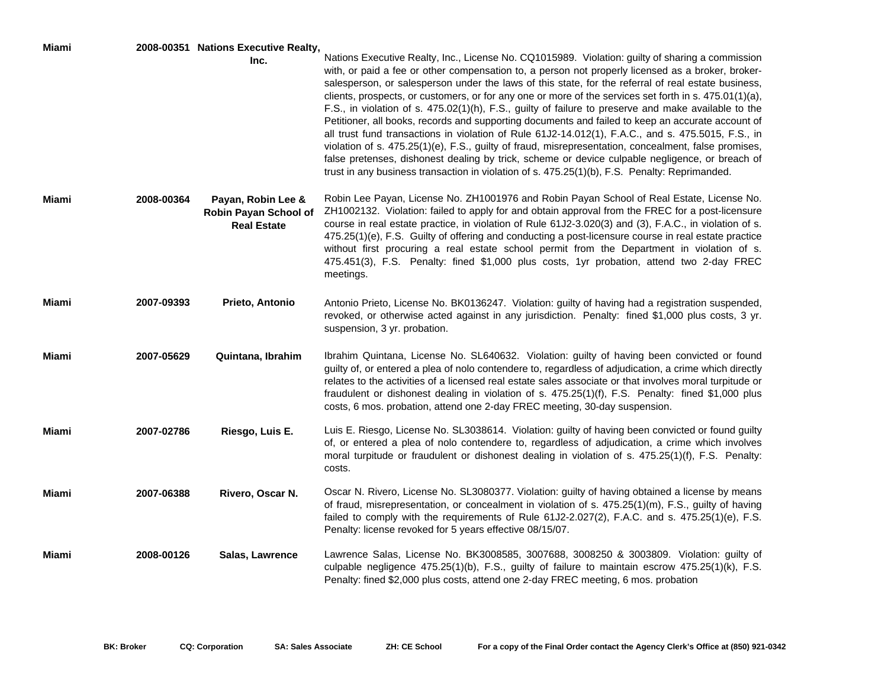| Miami | 2008-00351 | Nations Executive Realty, Inc. | Nations Executive Realty, Inc., License No. CQ1015989. Violation: guilty of sharing a commission with, or paid a fee or other compensation to, a person not properly licensed as a broker, broker-salesperson, or salesperson under the laws of this state, for the referral of real estate business, clients, prospects, or customers, or for any one or more of the services set forth in s. 475.01(1)(a), F.S., in violation of s. 475.02(1)(h), F.S., guilty of failure to preserve and make available to the Petitioner, all books, records and supporting documents and failed to keep an accurate account of all trust fund transactions in violation of Rule 61J2-14.012(1), F.A.C., and s. 475.5015, F.S., in violation of s. 475.25(1)(e), F.S., guilty of fraud, misrepresentation, concealment, false promises, false pretenses, dishonest dealing by trick, scheme or device culpable negligence, or breach of trust in any business transaction in violation of s. 475.25(1)(b), F.S. Penalty: Reprimanded. |
|---|---|---|---|
| Miami | 2008-00364 | Payan, Robin Lee & Robin Payan School of Real Estate | Robin Lee Payan, License No. ZH1001976 and Robin Payan School of Real Estate, License No. ZH1002132. Violation: failed to apply for and obtain approval from the FREC for a post-licensure course in real estate practice, in violation of Rule 61J2-3.020(3) and (3), F.A.C., in violation of s. 475.25(1)(e), F.S. Guilty of offering and conducting a post-licensure course in real estate practice without first procuring a real estate school permit from the Department in violation of s. 475.451(3), F.S. Penalty: fined $1,000 plus costs, 1yr probation, attend two 2-day FREC meetings. |
| Miami | 2007-09393 | Prieto, Antonio | Antonio Prieto, License No. BK0136247. Violation: guilty of having had a registration suspended, revoked, or otherwise acted against in any jurisdiction. Penalty: fined $1,000 plus costs, 3 yr. suspension, 3 yr. probation. |
| Miami | 2007-05629 | Quintana, Ibrahim | Ibrahim Quintana, License No. SL640632. Violation: guilty of having been convicted or found guilty of, or entered a plea of nolo contendere to, regardless of adjudication, a crime which directly relates to the activities of a licensed real estate sales associate or that involves moral turpitude or fraudulent or dishonest dealing in violation of s. 475.25(1)(f), F.S. Penalty: fined $1,000 plus costs, 6 mos. probation, attend one 2-day FREC meeting, 30-day suspension. |
| Miami | 2007-02786 | Riesgo, Luis E. | Luis E. Riesgo, License No. SL3038614. Violation: guilty of having been convicted or found guilty of, or entered a plea of nolo contendere to, regardless of adjudication, a crime which involves moral turpitude or fraudulent or dishonest dealing in violation of s. 475.25(1)(f), F.S. Penalty: costs. |
| Miami | 2007-06388 | Rivero, Oscar N. | Oscar N. Rivero, License No. SL3080377. Violation: guilty of having obtained a license by means of fraud, misrepresentation, or concealment in violation of s. 475.25(1)(m), F.S., guilty of having failed to comply with the requirements of Rule 61J2-2.027(2), F.A.C. and s. 475.25(1)(e), F.S. Penalty: license revoked for 5 years effective 08/15/07. |
| Miami | 2008-00126 | Salas, Lawrence | Lawrence Salas, License No. BK3008585, 3007688, 3008250 & 3003809. Violation: guilty of culpable negligence 475.25(1)(b), F.S., guilty of failure to maintain escrow 475.25(1)(k), F.S. Penalty: fined $2,000 plus costs, attend one 2-day FREC meeting, 6 mos. probation |

**BK: Broker** **CQ: Corporation** **SA: Sales Associate** **ZH: CE School** **For a copy of the Final Order contact the Agency Clerk's Office at (850) 921-0342**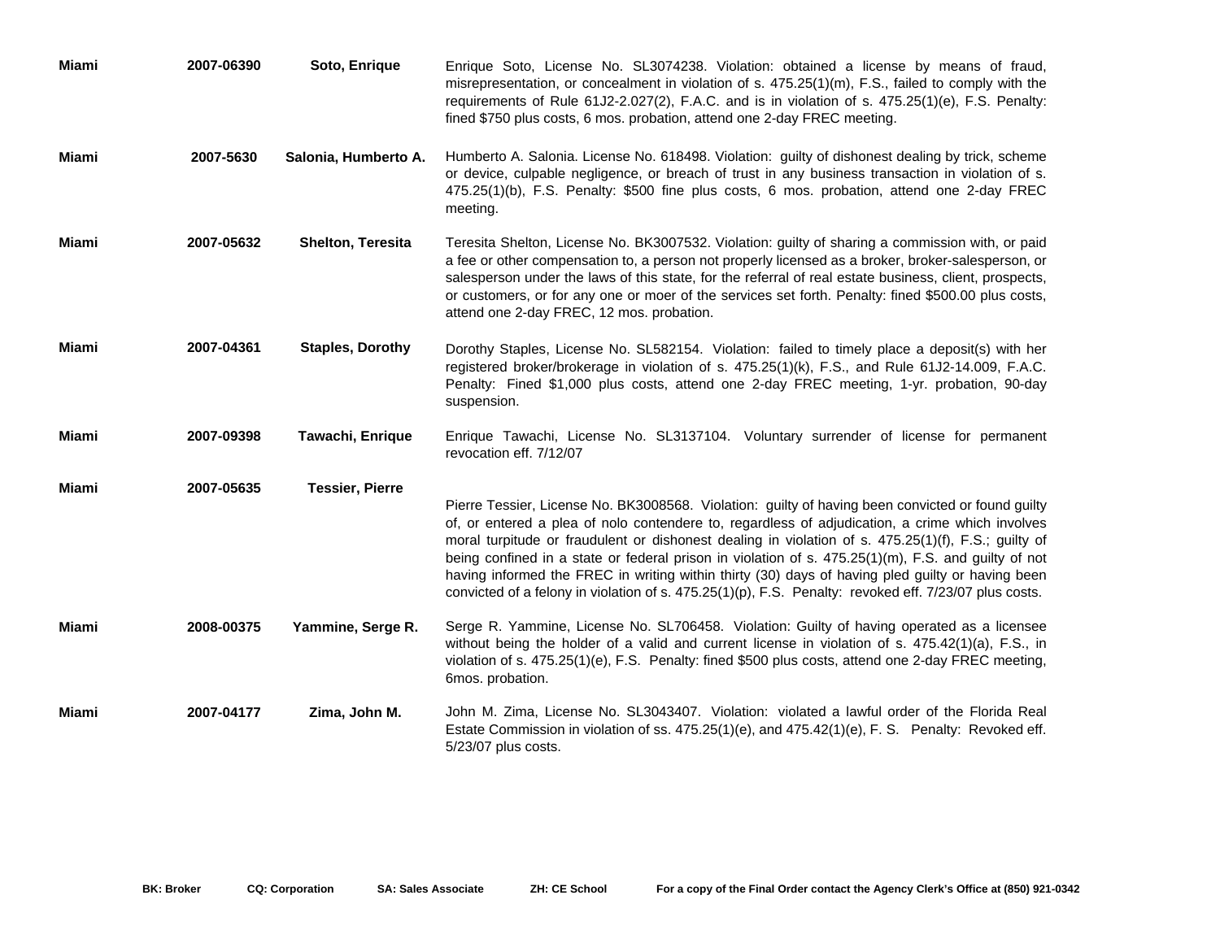| | | | |
|---|---|---|---|
| **Miami** | **2007-06390** | **Soto, Enrique** | Enrique Soto, License No. SL3074238. Violation: obtained a license by means of fraud, misrepresentation, or concealment in violation of s. 475.25(1)(m), F.S., failed to comply with the requirements of Rule 61J2-2.027(2), F.A.C. and is in violation of s. 475.25(1)(e), F.S. Penalty: fined $750 plus costs, 6 mos. probation, attend one 2-day FREC meeting. |
| **Miami** | **2007-5630** | **Salonia, Humberto A.** | Humberto A. Salonia. License No. 618498. Violation: guilty of dishonest dealing by trick, scheme or device, culpable negligence, or breach of trust in any business transaction in violation of s. 475.25(1)(b), F.S. Penalty: $500 fine plus costs, 6 mos. probation, attend one 2-day FREC meeting. |
| **Miami** | **2007-05632** | **Shelton, Teresita** | Teresita Shelton, License No. BK3007532. Violation: guilty of sharing a commission with, or paid a fee or other compensation to, a person not properly licensed as a broker, broker-salesperson, or salesperson under the laws of this state, for the referral of real estate business, client, prospects, or customers, or for any one or moer of the services set forth. Penalty: fined $500.00 plus costs, attend one 2-day FREC, 12 mos. probation. |
| **Miami** | **2007-04361** | **Staples, Dorothy** | Dorothy Staples, License No. SL582154. Violation: failed to timely place a deposit(s) with her registered broker/brokerage in violation of s. 475.25(1)(k), F.S., and Rule 61J2-14.009, F.A.C. Penalty: Fined $1,000 plus costs, attend one 2-day FREC meeting, 1-yr. probation, 90-day suspension. |
| **Miami** | **2007-09398** | **Tawachi, Enrique** | Enrique Tawachi, License No. SL3137104. Voluntary surrender of license for permanent revocation eff. 7/12/07 |
| **Miami** | **2007-05635** | **Tessier, Pierre** | Pierre Tessier, License No. BK3008568. Violation: guilty of having been convicted or found guilty of, or entered a plea of nolo contendere to, regardless of adjudication, a crime which involves moral turpitude or fraudulent or dishonest dealing in violation of s. 475.25(1)(f), F.S.; guilty of being confined in a state or federal prison in violation of s. 475.25(1)(m), F.S. and guilty of not having informed the FREC in writing within thirty (30) days of having pled guilty or having been convicted of a felony in violation of s. 475.25(1)(p), F.S. Penalty: revoked eff. 7/23/07 plus costs. |
| **Miami** | **2008-00375** | **Yammine, Serge R.** | Serge R. Yammine, License No. SL706458. Violation: Guilty of having operated as a licensee without being the holder of a valid and current license in violation of s. 475.42(1)(a), F.S., in violation of s. 475.25(1)(e), F.S. Penalty: fined $500 plus costs, attend one 2-day FREC meeting, 6mos. probation. |
| **Miami** | **2007-04177** | **Zima, John M.** | John M. Zima, License No. SL3043407. Violation: violated a lawful order of the Florida Real Estate Commission in violation of ss. 475.25(1)(e), and 475.42(1)(e), F. S. Penalty: Revoked eff. 5/23/07 plus costs. |

**BK: Broker** **CQ: Corporation** **SA: Sales Associate** **ZH: CE School** **For a copy of the Final Order contact the Agency Clerk's Office at (850) 921-0342**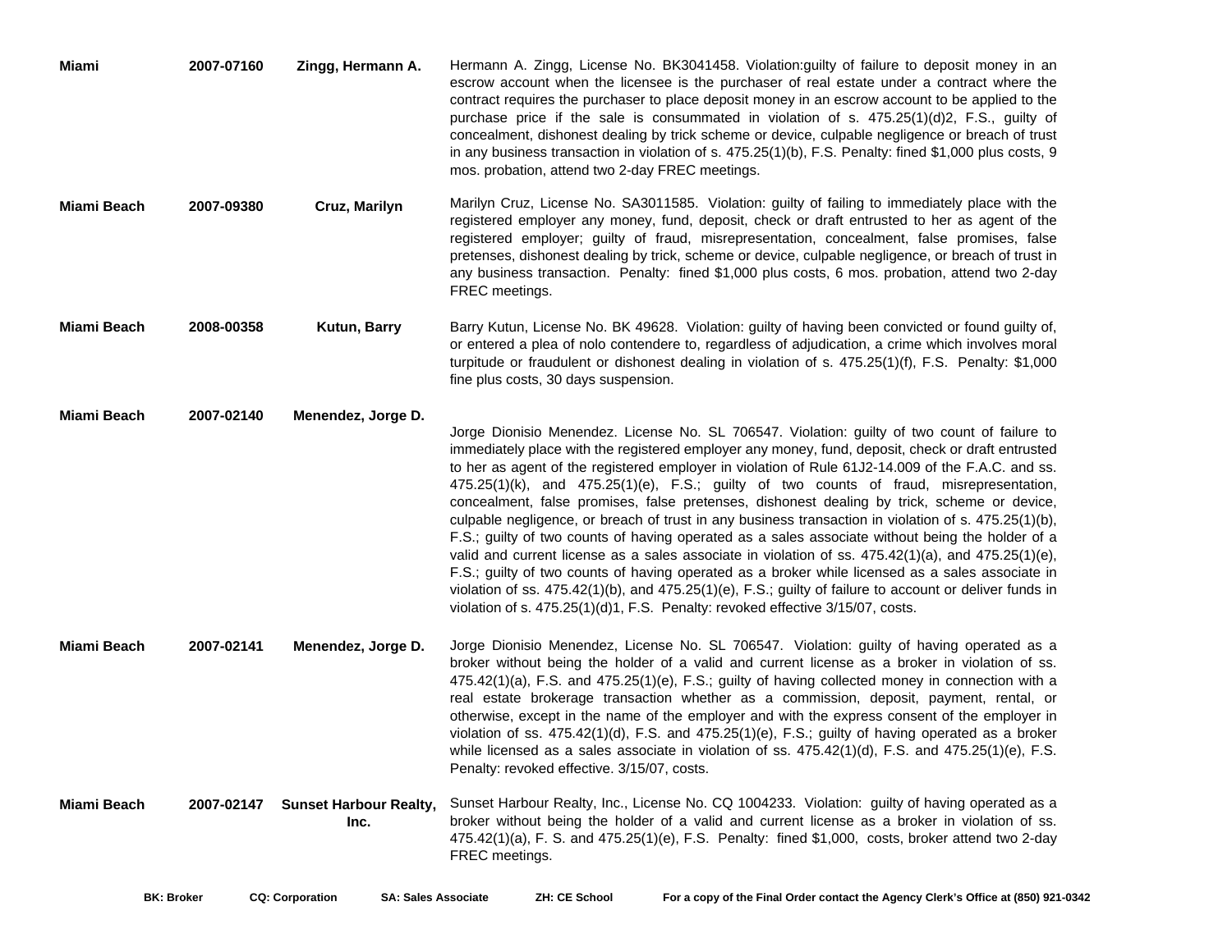| | | | |
|---|---|---|---|
| **Miami** | **2007-07160** | **Zingg, Hermann A.** | Hermann A. Zingg, License No. BK3041458. Violation:guilty of failure to deposit money in an escrow account when the licensee is the purchaser of real estate under a contract where the contract requires the purchaser to place deposit money in an escrow account to be applied to the purchase price if the sale is consummated in violation of s. 475.25(1)(d)2, F.S., guilty of concealment, dishonest dealing by trick scheme or device, culpable negligence or breach of trust in any business transaction in violation of s. 475.25(1)(b), F.S. Penalty: fined $1,000 plus costs, 9 mos. probation, attend two 2-day FREC meetings. |
| **Miami Beach** | **2007-09380** | **Cruz, Marilyn** | Marilyn Cruz, License No. SA3011585. Violation: guilty of failing to immediately place with the registered employer any money, fund, deposit, check or draft entrusted to her as agent of the registered employer; guilty of fraud, misrepresentation, concealment, false promises, false pretenses, dishonest dealing by trick, scheme or device, culpable negligence, or breach of trust in any business transaction. Penalty: fined $1,000 plus costs, 6 mos. probation, attend two 2-day FREC meetings. |
| **Miami Beach** | **2008-00358** | **Kutun, Barry** | Barry Kutun, License No. BK 49628. Violation: guilty of having been convicted or found guilty of, or entered a plea of nolo contendere to, regardless of adjudication, a crime which involves moral turpitude or fraudulent or dishonest dealing in violation of s. 475.25(1)(f), F.S. Penalty: $1,000 fine plus costs, 30 days suspension. |
| **Miami Beach** | **2007-02140** | **Menendez, Jorge D.** | Jorge Dionisio Menendez. License No. SL 706547. Violation: guilty of two count of failure to immediately place with the registered employer any money, fund, deposit, check or draft entrusted to her as agent of the registered employer in violation of Rule 61J2-14.009 of the F.A.C. and ss. 475.25(1)(k), and 475.25(1)(e), F.S.; guilty of two counts of fraud, misrepresentation, concealment, false promises, false pretenses, dishonest dealing by trick, scheme or device, culpable negligence, or breach of trust in any business transaction in violation of s. 475.25(1)(b), F.S.; guilty of two counts of having operated as a sales associate without being the holder of a valid and current license as a sales associate in violation of ss. 475.42(1)(a), and 475.25(1)(e), F.S.; guilty of two counts of having operated as a broker while licensed as a sales associate in violation of ss. 475.42(1)(b), and 475.25(1)(e), F.S.; guilty of failure to account or deliver funds in violation of s. 475.25(1)(d)1, F.S. Penalty: revoked effective 3/15/07, costs. |
| **Miami Beach** | **2007-02141** | **Menendez, Jorge D.** | Jorge Dionisio Menendez, License No. SL 706547. Violation: guilty of having operated as a broker without being the holder of a valid and current license as a broker in violation of ss. 475.42(1)(a), F.S. and 475.25(1)(e), F.S.; guilty of having collected money in connection with a real estate brokerage transaction whether as a commission, deposit, payment, rental, or otherwise, except in the name of the employer and with the express consent of the employer in violation of ss. 475.42(1)(d), F.S. and 475.25(1)(e), F.S.; guilty of having operated as a broker while licensed as a sales associate in violation of ss. 475.42(1)(d), F.S. and 475.25(1)(e), F.S. Penalty: revoked effective. 3/15/07, costs. |
| **Miami Beach** | **2007-02147** | **Sunset Harbour Realty, Inc.** | Sunset Harbour Realty, Inc., License No. CQ 1004233. Violation: guilty of having operated as a broker without being the holder of a valid and current license as a broker in violation of ss. 475.42(1)(a), F. S. and 475.25(1)(e), F.S. Penalty: fined $1,000, costs, broker attend two 2-day FREC meetings. |

**BK: Broker** **CQ: Corporation** **SA: Sales Associate** **ZH: CE School** **For a copy of the Final Order contact the Agency Clerk's Office at (850) 921-0342**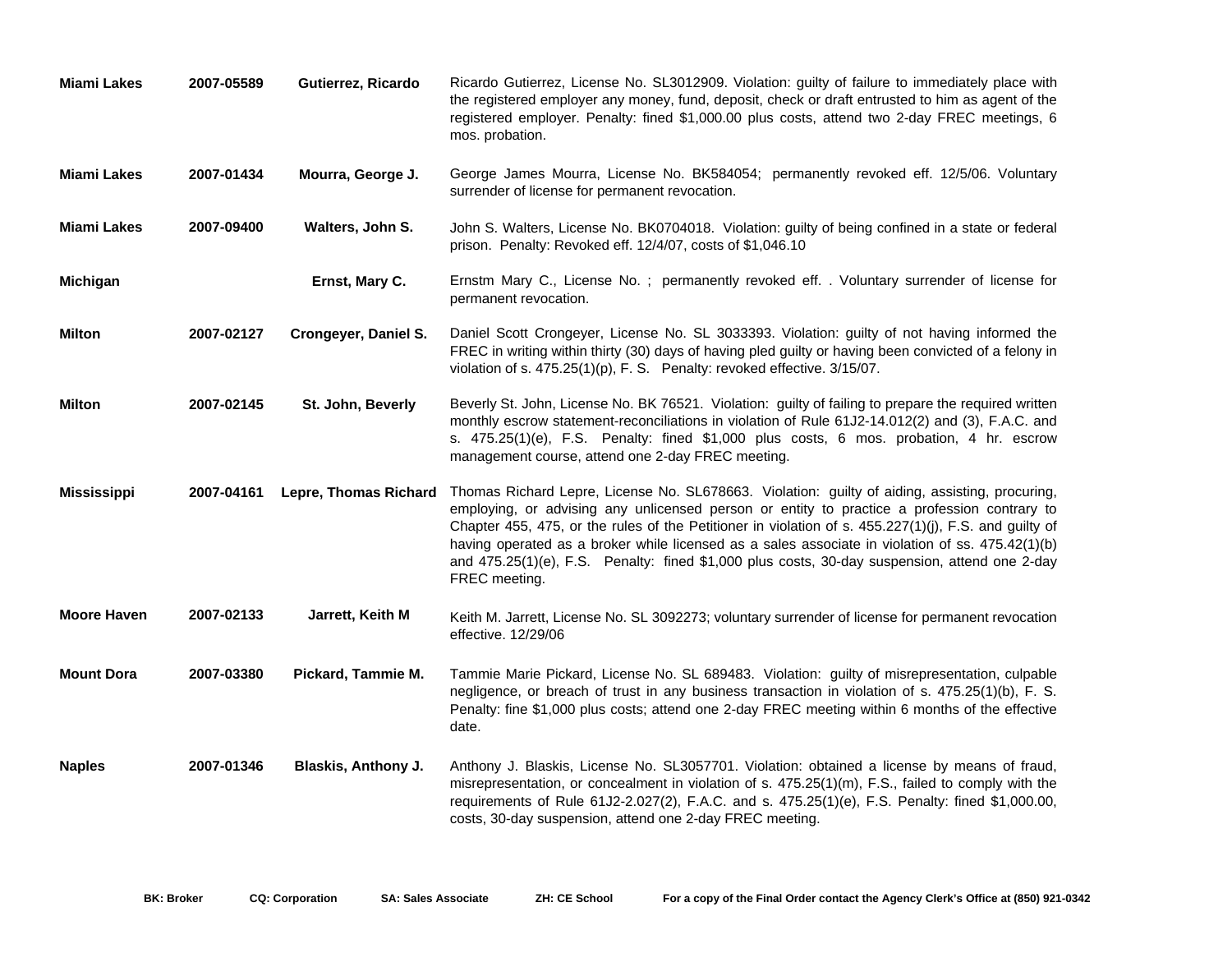| | | | |
|---|---|---|---|
| **Miami Lakes** | **2007-05589** | **Gutierrez, Ricardo** | Ricardo Gutierrez, License No. SL3012909. Violation: guilty of failure to immediately place with the registered employer any money, fund, deposit, check or draft entrusted to him as agent of the registered employer. Penalty: fined $1,000.00 plus costs, attend two 2-day FREC meetings, 6 mos. probation. |
| **Miami Lakes** | **2007-01434** | **Mourra, George J.** | George James Mourra, License No. BK584054; permanently revoked eff. 12/5/06. Voluntary surrender of license for permanent revocation. |
| **Miami Lakes** | **2007-09400** | **Walters, John S.** | John S. Walters, License No. BK0704018. Violation: guilty of being confined in a state or federal prison. Penalty: Revoked eff. 12/4/07, costs of $1,046.10 |
| **Michigan** | | **Ernst, Mary C.** | Ernstm Mary C., License No. ; permanently revoked eff. . Voluntary surrender of license for permanent revocation. |
| **Milton** | **2007-02127** | **Crongeyer, Daniel S.** | Daniel Scott Crongeyer, License No. SL 3033393. Violation: guilty of not having informed the FREC in writing within thirty (30) days of having pled guilty or having been convicted of a felony in violation of s. 475.25(1)(p), F. S. Penalty: revoked effective. 3/15/07. |
| **Milton** | **2007-02145** | **St. John, Beverly** | Beverly St. John, License No. BK 76521. Violation: guilty of failing to prepare the required written monthly escrow statement-reconciliations in violation of Rule 61J2-14.012(2) and (3), F.A.C. and s. 475.25(1)(e), F.S. Penalty: fined $1,000 plus costs, 6 mos. probation, 4 hr. escrow management course, attend one 2-day FREC meeting. |
| **Mississippi** | **2007-04161** | **Lepre, Thomas Richard** | Thomas Richard Lepre, License No. SL678663. Violation: guilty of aiding, assisting, procuring, employing, or advising any unlicensed person or entity to practice a profession contrary to Chapter 455, 475, or the rules of the Petitioner in violation of s. 455.227(1)(j), F.S. and guilty of having operated as a broker while licensed as a sales associate in violation of ss. 475.42(1)(b) and 475.25(1)(e), F.S. Penalty: fined $1,000 plus costs, 30-day suspension, attend one 2-day FREC meeting. |
| **Moore Haven** | **2007-02133** | **Jarrett, Keith M** | Keith M. Jarrett, License No. SL 3092273; voluntary surrender of license for permanent revocation effective. 12/29/06 |
| **Mount Dora** | **2007-03380** | **Pickard, Tammie M.** | Tammie Marie Pickard, License No. SL 689483. Violation: guilty of misrepresentation, culpable negligence, or breach of trust in any business transaction in violation of s. 475.25(1)(b), F. S. Penalty: fine $1,000 plus costs; attend one 2-day FREC meeting within 6 months of the effective date. |
| **Naples** | **2007-01346** | **Blaskis, Anthony J.** | Anthony J. Blaskis, License No. SL3057701. Violation: obtained a license by means of fraud, misrepresentation, or concealment in violation of s. 475.25(1)(m), F.S., failed to comply with the requirements of Rule 61J2-2.027(2), F.A.C. and s. 475.25(1)(e), F.S. Penalty: fined $1,000.00, costs, 30-day suspension, attend one 2-day FREC meeting. |

**BK: Broker** **CQ: Corporation** **SA: Sales Associate** **ZH: CE School** **For a copy of the Final Order contact the Agency Clerk's Office at (850) 921-0342**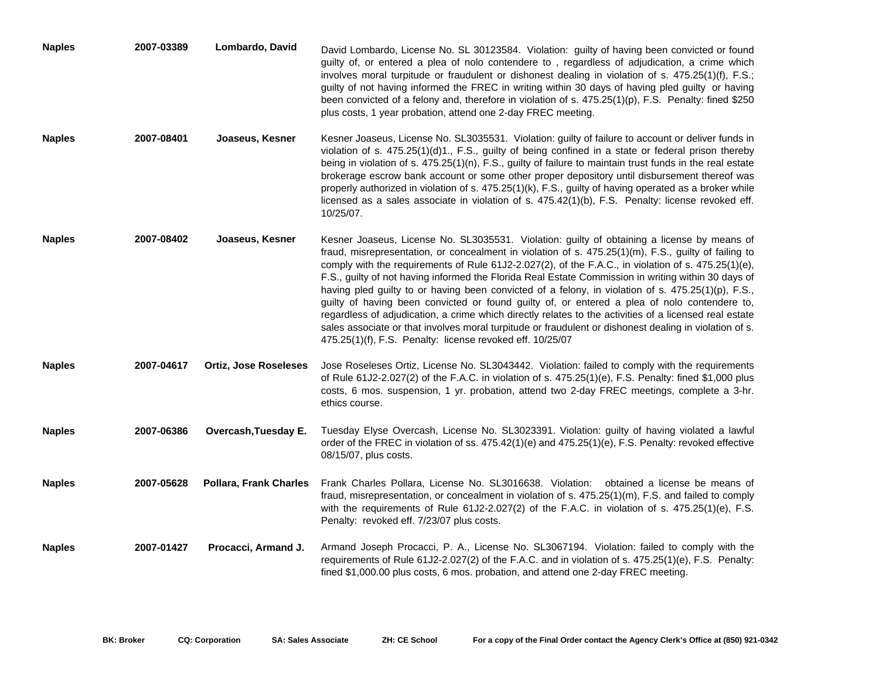| | | | |
|---|---|---|---|
| **Naples** | **2007-03389** | **Lombardo, David** | David Lombardo, License No. SL 30123584. Violation: guilty of having been convicted or found guilty of, or entered a plea of nolo contendere to , regardless of adjudication, a crime which involves moral turpitude or fraudulent or dishonest dealing in violation of s. 475.25(1)(f), F.S.; guilty of not having informed the FREC in writing within 30 days of having pled guilty or having been convicted of a felony and, therefore in violation of s. 475.25(1)(p), F.S. Penalty: fined $250 plus costs, 1 year probation, attend one 2-day FREC meeting. |
| **Naples** | **2007-08401** | **Joaseus, Kesner** | Kesner Joaseus, License No. SL3035531. Violation: guilty of failure to account or deliver funds in violation of s. 475.25(1)(d)1., F.S., guilty of being confined in a state or federal prison thereby being in violation of s. 475.25(1)(n), F.S., guilty of failure to maintain trust funds in the real estate brokerage escrow bank account or some other proper depository until disbursement thereof was properly authorized in violation of s. 475.25(1)(k), F.S., guilty of having operated as a broker while licensed as a sales associate in violation of s. 475.42(1)(b), F.S. Penalty: license revoked eff. 10/25/07. |
| **Naples** | **2007-08402** | **Joaseus, Kesner** | Kesner Joaseus, License No. SL3035531. Violation: guilty of obtaining a license by means of fraud, misrepresentation, or concealment in violation of s. 475.25(1)(m), F.S., guilty of failing to comply with the requirements of Rule 61J2-2.027(2), of the F.A.C., in violation of s. 475.25(1)(e), F.S., guilty of not having informed the Florida Real Estate Commission in writing within 30 days of having pled guilty to or having been convicted of a felony, in violation of s. 475.25(1)(p), F.S., guilty of having been convicted or found guilty of, or entered a plea of nolo contendere to, regardless of adjudication, a crime which directly relates to the activities of a licensed real estate sales associate or that involves moral turpitude or fraudulent or dishonest dealing in violation of s. 475.25(1)(f), F.S. Penalty: license revoked eff. 10/25/07 |
| **Naples** | **2007-04617** | **Ortiz, Jose Roseleses** | Jose Roseleses Ortiz, License No. SL3043442. Violation: failed to comply with the requirements of Rule 61J2-2.027(2) of the F.A.C. in violation of s. 475.25(1)(e), F.S. Penalty: fined $1,000 plus costs, 6 mos. suspension, 1 yr. probation, attend two 2-day FREC meetings, complete a 3-hr. ethics course. |
| **Naples** | **2007-06386** | **Overcash,Tuesday E.** | Tuesday Elyse Overcash, License No. SL3023391. Violation: guilty of having violated a lawful order of the FREC in violation of ss. 475.42(1)(e) and 475.25(1)(e), F.S. Penalty: revoked effective 08/15/07, plus costs. |
| **Naples** | **2007-05628** | **Pollara, Frank Charles** | Frank Charles Pollara, License No. SL3016638. Violation: obtained a license be means of fraud, misrepresentation, or concealment in violation of s. 475.25(1)(m), F.S. and failed to comply with the requirements of Rule 61J2-2.027(2) of the F.A.C. in violation of s. 475.25(1)(e), F.S. Penalty: revoked eff. 7/23/07 plus costs. |
| **Naples** | **2007-01427** | **Procacci, Armand J.** | Armand Joseph Procacci, P. A., License No. SL3067194. Violation: failed to comply with the requirements of Rule 61J2-2.027(2) of the F.A.C. and in violation of s. 475.25(1)(e), F.S. Penalty: fined $1,000.00 plus costs, 6 mos. probation, and attend one 2-day FREC meeting. |

**BK: Broker** **CQ: Corporation** **SA: Sales Associate** **ZH: CE School** **For a copy of the Final Order contact the Agency Clerk's Office at (850) 921-0342**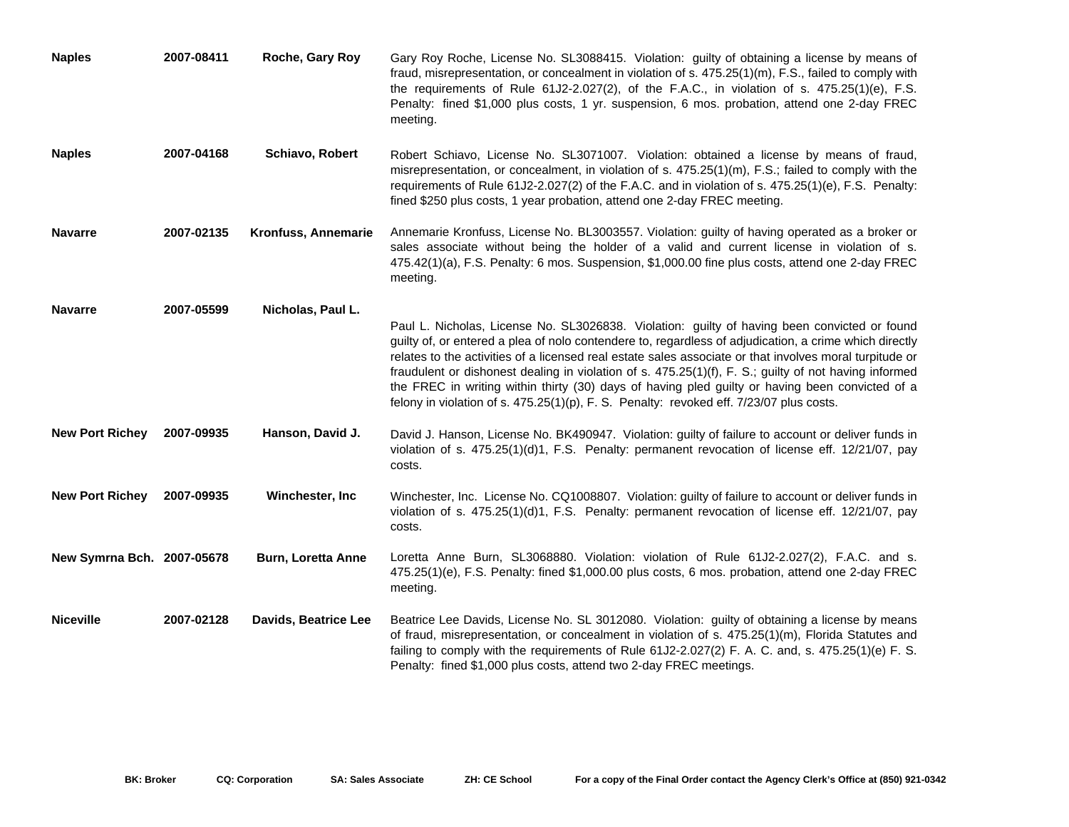| | | | |
|---|---|---|---|
| **Naples** | **2007-08411** | **Roche, Gary Roy** | Gary Roy Roche, License No. SL3088415. Violation: guilty of obtaining a license by means of fraud, misrepresentation, or concealment in violation of s. 475.25(1)(m), F.S., failed to comply with the requirements of Rule 61J2-2.027(2), of the F.A.C., in violation of s. 475.25(1)(e), F.S. Penalty: fined $1,000 plus costs, 1 yr. suspension, 6 mos. probation, attend one 2-day FREC meeting. |
| **Naples** | **2007-04168** | **Schiavo, Robert** | Robert Schiavo, License No. SL3071007. Violation: obtained a license by means of fraud, misrepresentation, or concealment, in violation of s. 475.25(1)(m), F.S.; failed to comply with the requirements of Rule 61J2-2.027(2) of the F.A.C. and in violation of s. 475.25(1)(e), F.S. Penalty: fined $250 plus costs, 1 year probation, attend one 2-day FREC meeting. |
| **Navarre** | **2007-02135** | **Kronfuss, Annemarie** | Annemarie Kronfuss, License No. BL3003557. Violation: guilty of having operated as a broker or sales associate without being the holder of a valid and current license in violation of s. 475.42(1)(a), F.S. Penalty: 6 mos. Suspension, $1,000.00 fine plus costs, attend one 2-day FREC meeting. |
| **Navarre** | **2007-05599** | **Nicholas, Paul L.** | Paul L. Nicholas, License No. SL3026838. Violation: guilty of having been convicted or found guilty of, or entered a plea of nolo contendere to, regardless of adjudication, a crime which directly relates to the activities of a licensed real estate sales associate or that involves moral turpitude or fraudulent or dishonest dealing in violation of s. 475.25(1)(f), F. S.; guilty of not having informed the FREC in writing within thirty (30) days of having pled guilty or having been convicted of a felony in violation of s. 475.25(1)(p), F. S. Penalty: revoked eff. 7/23/07 plus costs. |
| **New Port Richey** | **2007-09935** | **Hanson, David J.** | David J. Hanson, License No. BK490947. Violation: guilty of failure to account or deliver funds in violation of s. 475.25(1)(d)1, F.S. Penalty: permanent revocation of license eff. 12/21/07, pay costs. |
| **New Port Richey** | **2007-09935** | **Winchester, Inc** | Winchester, Inc. License No. CQ1008807. Violation: guilty of failure to account or deliver funds in violation of s. 475.25(1)(d)1, F.S. Penalty: permanent revocation of license eff. 12/21/07, pay costs. |
| **New Symrna Bch.** | **2007-05678** | **Burn, Loretta Anne** | Loretta Anne Burn, SL3068880. Violation: violation of Rule 61J2-2.027(2), F.A.C. and s. 475.25(1)(e), F.S. Penalty: fined $1,000.00 plus costs, 6 mos. probation, attend one 2-day FREC meeting. |
| **Niceville** | **2007-02128** | **Davids, Beatrice Lee** | Beatrice Lee Davids, License No. SL 3012080. Violation: guilty of obtaining a license by means of fraud, misrepresentation, or concealment in violation of s. 475.25(1)(m), Florida Statutes and failing to comply with the requirements of Rule 61J2-2.027(2) F. A. C. and, s. 475.25(1)(e) F. S. Penalty: fined $1,000 plus costs, attend two 2-day FREC meetings. |

**BK: Broker** **CQ: Corporation** **SA: Sales Associate** **ZH: CE School** **For a copy of the Final Order contact the Agency Clerk's Office at (850) 921-0342**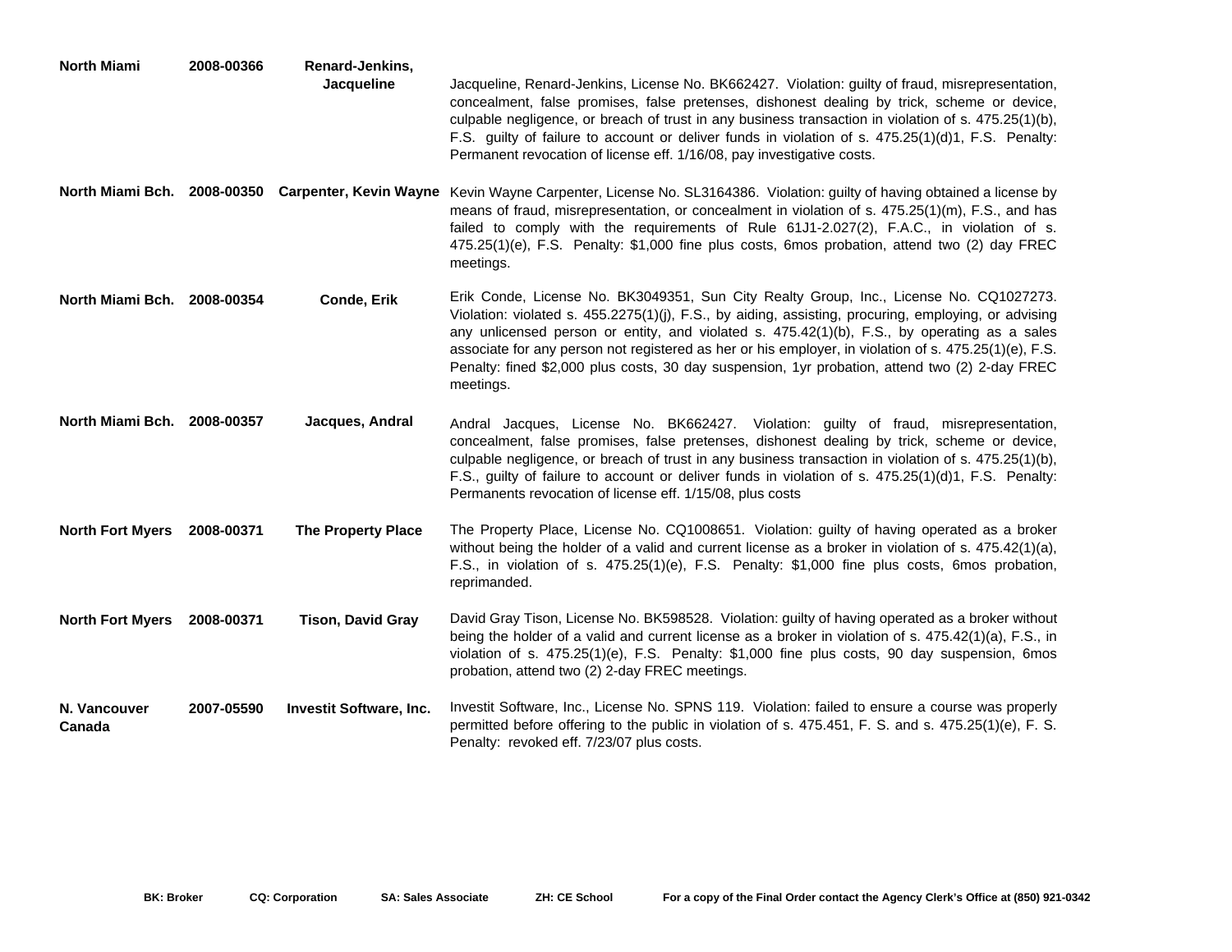| | | | |
|---|---|---|---|
| **North Miami** | **2008-00366** | **Renard-Jenkins, Jacqueline** | Jacqueline, Renard-Jenkins, License No. BK662427. Violation: guilty of fraud, misrepresentation, concealment, false promises, false pretenses, dishonest dealing by trick, scheme or device, culpable negligence, or breach of trust in any business transaction in violation of s. 475.25(1)(b), F.S. guilty of failure to account or deliver funds in violation of s. 475.25(1)(d)1, F.S. Penalty: Permanent revocation of license eff. 1/16/08, pay investigative costs. |
| **North Miami Bch.** | **2008-00350** | **Carpenter, Kevin Wayne** | Kevin Wayne Carpenter, License No. SL3164386. Violation: guilty of having obtained a license by means of fraud, misrepresentation, or concealment in violation of s. 475.25(1)(m), F.S., and has failed to comply with the requirements of Rule 61J1-2.027(2), F.A.C., in violation of s. 475.25(1)(e), F.S. Penalty: $1,000 fine plus costs, 6mos probation, attend two (2) day FREC meetings. |
| **North Miami Bch.** | **2008-00354** | **Conde, Erik** | Erik Conde, License No. BK3049351, Sun City Realty Group, Inc., License No. CQ1027273. Violation: violated s. 455.2275(1)(j), F.S., by aiding, assisting, procuring, employing, or advising any unlicensed person or entity, and violated s. 475.42(1)(b), F.S., by operating as a sales associate for any person not registered as her or his employer, in violation of s. 475.25(1)(e), F.S. Penalty: fined $2,000 plus costs, 30 day suspension, 1yr probation, attend two (2) 2-day FREC meetings. |
| **North Miami Bch.** | **2008-00357** | **Jacques, Andral** | Andral Jacques, License No. BK662427. Violation: guilty of fraud, misrepresentation, concealment, false promises, false pretenses, dishonest dealing by trick, scheme or device, culpable negligence, or breach of trust in any business transaction in violation of s. 475.25(1)(b), F.S., guilty of failure to account or deliver funds in violation of s. 475.25(1)(d)1, F.S. Penalty: Permanents revocation of license eff. 1/15/08, plus costs |
| **North Fort Myers** | **2008-00371** | **The Property Place** | The Property Place, License No. CQ1008651. Violation: guilty of having operated as a broker without being the holder of a valid and current license as a broker in violation of s. 475.42(1)(a), F.S., in violation of s. 475.25(1)(e), F.S. Penalty: $1,000 fine plus costs, 6mos probation, reprimanded. |
| **North Fort Myers** | **2008-00371** | **Tison, David Gray** | David Gray Tison, License No. BK598528. Violation: guilty of having operated as a broker without being the holder of a valid and current license as a broker in violation of s. 475.42(1)(a), F.S., in violation of s. 475.25(1)(e), F.S. Penalty: $1,000 fine plus costs, 90 day suspension, 6mos probation, attend two (2) 2-day FREC meetings. |
| **N. Vancouver Canada** | **2007-05590** | **Investit Software, Inc.** | Investit Software, Inc., License No. SPNS 119. Violation: failed to ensure a course was properly permitted before offering to the public in violation of s. 475.451, F. S. and s. 475.25(1)(e), F. S. Penalty: revoked eff. 7/23/07 plus costs. |

**BK: Broker** **CQ: Corporation** **SA: Sales Associate** **ZH: CE School** **For a copy of the Final Order contact the Agency Clerk's Office at (850) 921-0342**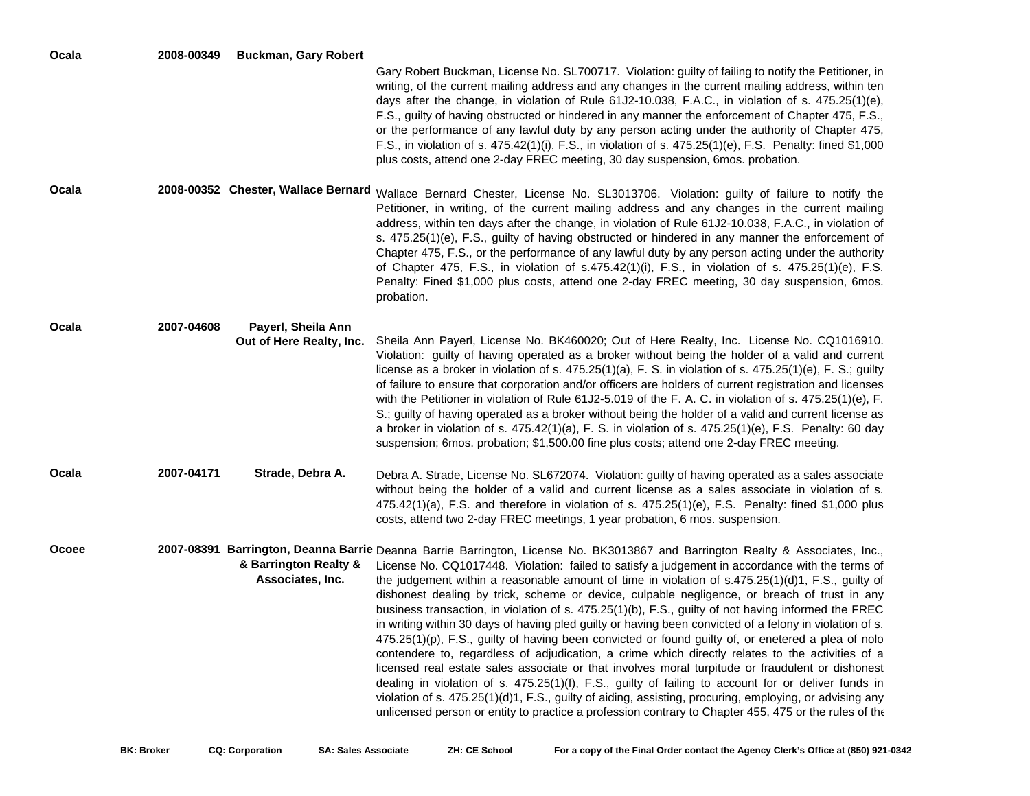| | | | |
|---|---|---|---|
| **Ocala** | **2008-00349** | **Buckman, Gary Robert** | Gary Robert Buckman, License No. SL700717. Violation: guilty of failing to notify the Petitioner, in writing, of the current mailing address and any changes in the current mailing address, within ten days after the change, in violation of Rule 61J2-10.038, F.A.C., in violation of s. 475.25(1)(e), F.S., guilty of having obstructed or hindered in any manner the enforcement of Chapter 475, F.S., or the performance of any lawful duty by any person acting under the authority of Chapter 475, F.S., in violation of s. 475.42(1)(i), F.S., in violation of s. 475.25(1)(e), F.S. Penalty: fined $1,000 plus costs, attend one 2-day FREC meeting, 30 day suspension, 6mos. probation. |
| **Ocala** | **2008-00352** | **Chester, Wallace Bernard** | Wallace Bernard Chester, License No. SL3013706. Violation: guilty of failure to notify the Petitioner, in writing, of the current mailing address and any changes in the current mailing address, within ten days after the change, in violation of Rule 61J2-10.038, F.A.C., in violation of s. 475.25(1)(e), F.S., guilty of having obstructed or hindered in any manner the enforcement of Chapter 475, F.S., or the performance of any lawful duty by any person acting under the authority of Chapter 475, F.S., in violation of s.475.42(1)(i), F.S., in violation of s. 475.25(1)(e), F.S. Penalty: Fined $1,000 plus costs, attend one 2-day FREC meeting, 30 day suspension, 6mos. probation. |
| **Ocala** | **2007-04608** | **Payerl, Sheila Ann Out of Here Realty, Inc.** | Sheila Ann Payerl, License No. BK460020; Out of Here Realty, Inc. License No. CQ1016910. Violation: guilty of having operated as a broker without being the holder of a valid and current license as a broker in violation of s. 475.25(1)(a), F. S. in violation of s. 475.25(1)(e), F. S.; guilty of failure to ensure that corporation and/or officers are holders of current registration and licenses with the Petitioner in violation of Rule 61J2-5.019 of the F. A. C. in violation of s. 475.25(1)(e), F. S.; guilty of having operated as a broker without being the holder of a valid and current license as a broker in violation of s. 475.42(1)(a), F. S. in violation of s. 475.25(1)(e), F.S. Penalty: 60 day suspension; 6mos. probation; $1,500.00 fine plus costs; attend one 2-day FREC meeting. |
| **Ocala** | **2007-04171** | **Strade, Debra A.** | Debra A. Strade, License No. SL672074. Violation: guilty of having operated as a sales associate without being the holder of a valid and current license as a sales associate in violation of s. 475.42(1)(a), F.S. and therefore in violation of s. 475.25(1)(e), F.S. Penalty: fined $1,000 plus costs, attend two 2-day FREC meetings, 1 year probation, 6 mos. suspension. |
| **Ocoee** | **2007-08391** | **Barrington, Deanna Barrie & Barrington Realty & Associates, Inc.** | Deanna Barrie Barrington, License No. BK3013867 and Barrington Realty & Associates, Inc., License No. CQ1017448. Violation: failed to satisfy a judgement in accordance with the terms of the judgement within a reasonable amount of time in violation of s.475.25(1)(d)1, F.S., guilty of dishonest dealing by trick, scheme or device, culpable negligence, or breach of trust in any business transaction, in violation of s. 475.25(1)(b), F.S., guilty of not having informed the FREC in writing within 30 days of having pled guilty or having been convicted of a felony in violation of s. 475.25(1)(p), F.S., guilty of having been convicted or found guilty of, or enetered a plea of nolo contendere to, regardless of adjudication, a crime which directly relates to the activities of a licensed real estate sales associate or that involves moral turpitude or fraudulent or dishonest dealing in violation of s. 475.25(1)(f), F.S., guilty of failing to account for or deliver funds in violation of s. 475.25(1)(d)1, F.S., guilty of aiding, assisting, procuring, employing, or advising any unlicensed person or entity to practice a profession contrary to Chapter 455, 475 or the rules of the |

**BK: Broker** **CQ: Corporation** **SA: Sales Associate** **ZH: CE School** **For a copy of the Final Order contact the Agency Clerk's Office at (850) 921-0342**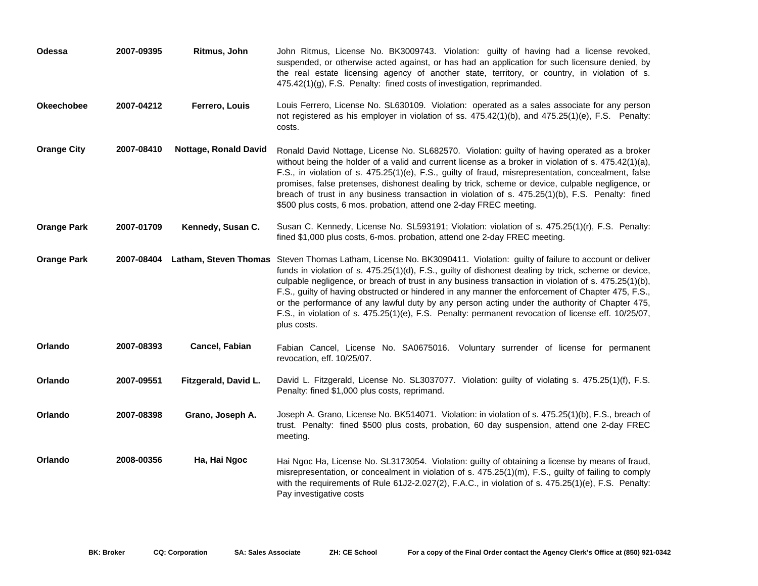| | | | |
|---|---|---|---|
| **Odessa** | **2007-09395** | **Ritmus, John** | John Ritmus, License No. BK3009743. Violation: guilty of having had a license revoked, suspended, or otherwise acted against, or has had an application for such licensure denied, by the real estate licensing agency of another state, territory, or country, in violation of s. 475.42(1)(g), F.S. Penalty: fined costs of investigation, reprimanded. |
| **Okeechobee** | **2007-04212** | **Ferrero, Louis** | Louis Ferrero, License No. SL630109. Violation: operated as a sales associate for any person not registered as his employer in violation of ss. 475.42(1)(b), and 475.25(1)(e), F.S. Penalty: costs. |
| **Orange City** | **2007-08410** | **Nottage, Ronald David** | Ronald David Nottage, License No. SL682570. Violation: guilty of having operated as a broker without being the holder of a valid and current license as a broker in violation of s. 475.42(1)(a), F.S., in violation of s. 475.25(1)(e), F.S., guilty of fraud, misrepresentation, concealment, false promises, false pretenses, dishonest dealing by trick, scheme or device, culpable negligence, or breach of trust in any business transaction in violation of s. 475.25(1)(b), F.S. Penalty: fined $500 plus costs, 6 mos. probation, attend one 2-day FREC meeting. |
| **Orange Park** | **2007-01709** | **Kennedy, Susan C.** | Susan C. Kennedy, License No. SL593191; Violation: violation of s. 475.25(1)(r), F.S. Penalty: fined $1,000 plus costs, 6-mos. probation, attend one 2-day FREC meeting. |
| **Orange Park** | **2007-08404** | **Latham, Steven Thomas** | Steven Thomas Latham, License No. BK3090411. Violation: guilty of failure to account or deliver funds in violation of s. 475.25(1)(d), F.S., guilty of dishonest dealing by trick, scheme or device, culpable negligence, or breach of trust in any business transaction in violation of s. 475.25(1)(b), F.S., guilty of having obstructed or hindered in any manner the enforcement of Chapter 475, F.S., or the performance of any lawful duty by any person acting under the authority of Chapter 475, F.S., in violation of s. 475.25(1)(e), F.S. Penalty: permanent revocation of license eff. 10/25/07, plus costs. |
| **Orlando** | **2007-08393** | **Cancel, Fabian** | Fabian Cancel, License No. SA0675016. Voluntary surrender of license for permanent revocation, eff. 10/25/07. |
| **Orlando** | **2007-09551** | **Fitzgerald, David L.** | David L. Fitzgerald, License No. SL3037077. Violation: guilty of violating s. 475.25(1)(f), F.S. Penalty: fined $1,000 plus costs, reprimand. |
| **Orlando** | **2007-08398** | **Grano, Joseph A.** | Joseph A. Grano, License No. BK514071. Violation: in violation of s. 475.25(1)(b), F.S., breach of trust. Penalty: fined $500 plus costs, probation, 60 day suspension, attend one 2-day FREC meeting. |
| **Orlando** | **2008-00356** | **Ha, Hai Ngoc** | Hai Ngoc Ha, License No. SL3173054. Violation: guilty of obtaining a license by means of fraud, misrepresentation, or concealment in violation of s. 475.25(1)(m), F.S., guilty of failing to comply with the requirements of Rule 61J2-2.027(2), F.A.C., in violation of s. 475.25(1)(e), F.S. Penalty: Pay investigative costs |

**BK: Broker** **CQ: Corporation** **SA: Sales Associate** **ZH: CE School** **For a copy of the Final Order contact the Agency Clerk's Office at (850) 921-0342**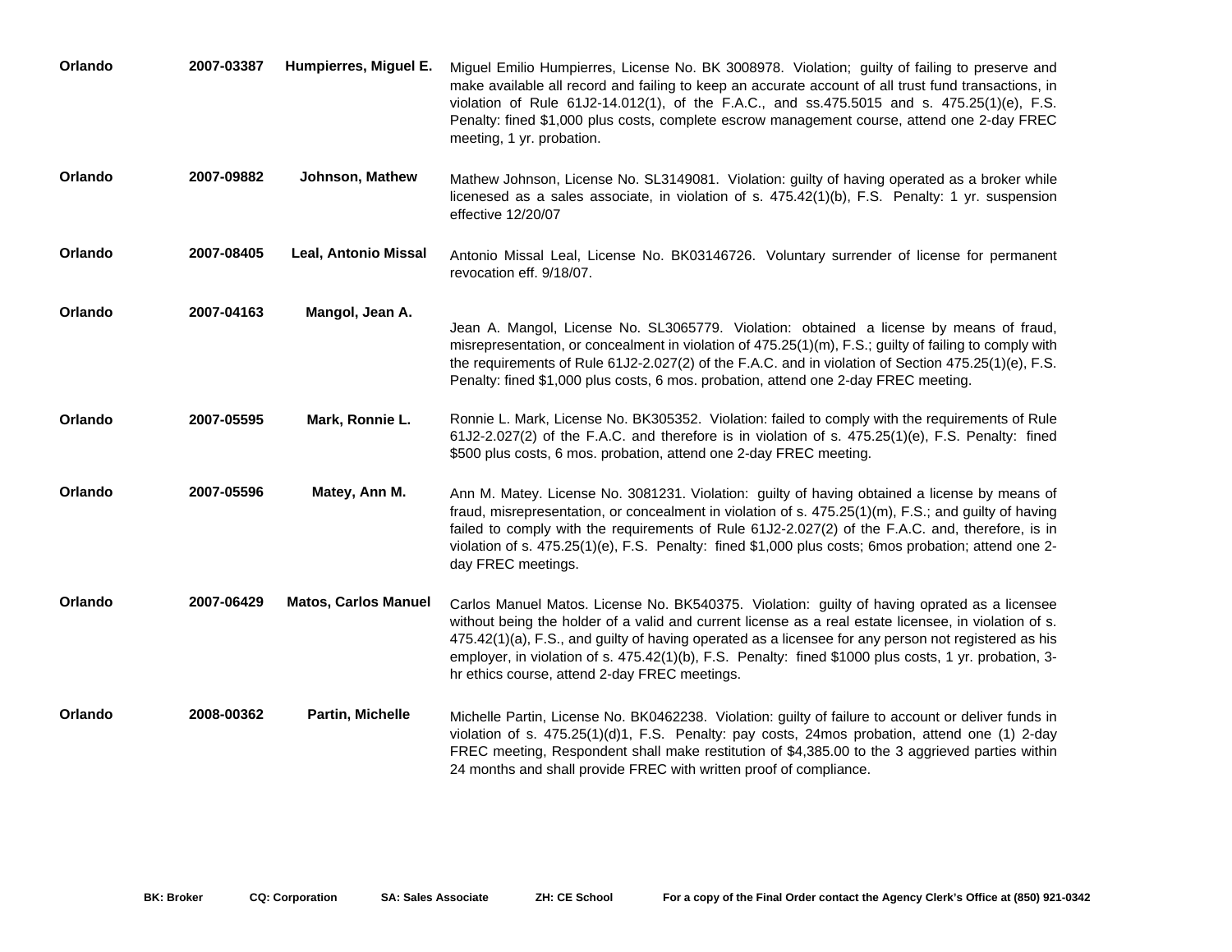| | | | |
|---|---|---|---|
| **Orlando** | **2007-03387** | **Humpierres, Miguel E.** | Miguel Emilio Humpierres, License No. BK 3008978. Violation; guilty of failing to preserve and make available all record and failing to keep an accurate account of all trust fund transactions, in violation of Rule 61J2-14.012(1), of the F.A.C., and ss.475.5015 and s. 475.25(1)(e), F.S. Penalty: fined $1,000 plus costs, complete escrow management course, attend one 2-day FREC meeting, 1 yr. probation. |
| **Orlando** | **2007-09882** | **Johnson, Mathew** | Mathew Johnson, License No. SL3149081. Violation: guilty of having operated as a broker while licenesed as a sales associate, in violation of s. 475.42(1)(b), F.S. Penalty: 1 yr. suspension effective 12/20/07 |
| **Orlando** | **2007-08405** | **Leal, Antonio Missal** | Antonio Missal Leal, License No. BK03146726. Voluntary surrender of license for permanent revocation eff. 9/18/07. |
| **Orlando** | **2007-04163** | **Mangol, Jean A.** | Jean A. Mangol, License No. SL3065779. Violation: obtained a license by means of fraud, misrepresentation, or concealment in violation of 475.25(1)(m), F.S.; guilty of failing to comply with the requirements of Rule 61J2-2.027(2) of the F.A.C. and in violation of Section 475.25(1)(e), F.S. Penalty: fined $1,000 plus costs, 6 mos. probation, attend one 2-day FREC meeting. |
| **Orlando** | **2007-05595** | **Mark, Ronnie L.** | Ronnie L. Mark, License No. BK305352. Violation: failed to comply with the requirements of Rule 61J2-2.027(2) of the F.A.C. and therefore is in violation of s. 475.25(1)(e), F.S. Penalty: fined $500 plus costs, 6 mos. probation, attend one 2-day FREC meeting. |
| **Orlando** | **2007-05596** | **Matey, Ann M.** | Ann M. Matey. License No. 3081231. Violation: guilty of having obtained a license by means of fraud, misrepresentation, or concealment in violation of s. 475.25(1)(m), F.S.; and guilty of having failed to comply with the requirements of Rule 61J2-2.027(2) of the F.A.C. and, therefore, is in violation of s. 475.25(1)(e), F.S. Penalty: fined $1,000 plus costs; 6mos probation; attend one 2-day FREC meetings. |
| **Orlando** | **2007-06429** | **Matos, Carlos Manuel** | Carlos Manuel Matos. License No. BK540375. Violation: guilty of having oprated as a licensee without being the holder of a valid and current license as a real estate licensee, in violation of s. 475.42(1)(a), F.S., and guilty of having operated as a licensee for any person not registered as his employer, in violation of s. 475.42(1)(b), F.S. Penalty: fined $1000 plus costs, 1 yr. probation, 3-hr ethics course, attend 2-day FREC meetings. |
| **Orlando** | **2008-00362** | **Partin, Michelle** | Michelle Partin, License No. BK0462238. Violation: guilty of failure to account or deliver funds in violation of s. 475.25(1)(d)1, F.S. Penalty: pay costs, 24mos probation, attend one (1) 2-day FREC meeting, Respondent shall make restitution of $4,385.00 to the 3 aggrieved parties within 24 months and shall provide FREC with written proof of compliance. |

**BK: Broker** **CQ: Corporation** **SA: Sales Associate** **ZH: CE School** **For a copy of the Final Order contact the Agency Clerk's Office at (850) 921-0342**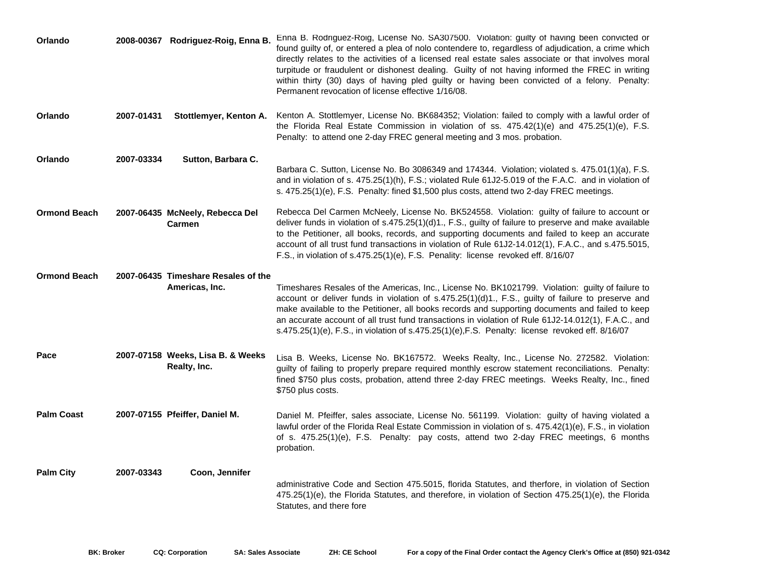| | | | |
|---|---|---|---|
| **Orlando** | **2008-00367** | **Rodriguez-Roig, Enna B.** | Enna B. Rodriguez-Roig, License No. SA307500. Violation: guilty of having been convicted or found guilty of, or entered a plea of nolo contendere to, regardless of adjudication, a crime which directly relates to the activities of a licensed real estate sales associate or that involves moral turpitude or fraudulent or dishonest dealing. Guilty of not having informed the FREC in writing within thirty (30) days of having pled guilty or having been convicted of a felony. Penalty: Permanent revocation of license effective 1/16/08. |
| **Orlando** | **2007-01431** | **Stottlemyer, Kenton A.** | Kenton A. Stottlemyer, License No. BK684352; Violation: failed to comply with a lawful order of the Florida Real Estate Commission in violation of ss. 475.42(1)(e) and 475.25(1)(e), F.S. Penalty: to attend one 2-day FREC general meeting and 3 mos. probation. |
| **Orlando** | **2007-03334** | **Sutton, Barbara C.** | Barbara C. Sutton, License No. Bo 3086349 and 174344. Violation; violated s. 475.01(1)(a), F.S. and in violation of s. 475.25(1)(h), F.S.; violated Rule 61J2-5.019 of the F.A.C. and in violation of s. 475.25(1)(e), F.S. Penalty: fined $1,500 plus costs, attend two 2-day FREC meetings. |
| **Ormond Beach** | **2007-06435** | **McNeely, Rebecca Del Carmen** | Rebecca Del Carmen McNeely, License No. BK524558. Violation: guilty of failure to account or deliver funds in violation of s.475.25(1)(d)1., F.S., guilty of failure to preserve and make available to the Petitioner, all books, records, and supporting documents and failed to keep an accurate account of all trust fund transactions in violation of Rule 61J2-14.012(1), F.A.C., and s.475.5015, F.S., in violation of s.475.25(1)(e), F.S. Penality: license revoked eff. 8/16/07 |
| **Ormond Beach** | **2007-06435** | **Timeshare Resales of the Americas, Inc.** | Timeshares Resales of the Americas, Inc., License No. BK1021799. Violation: guilty of failure to account or deliver funds in violation of s.475.25(1)(d)1., F.S., guilty of failure to preserve and make available to the Petitioner, all books records and supporting documents and failed to keep an accurate account of all trust fund transactions in violation of Rule 61J2-14.012(1), F.A.C., and s.475.25(1)(e), F.S., in violation of s.475.25(1)(e),F.S. Penalty: license revoked eff. 8/16/07 |
| **Pace** | **2007-07158** | **Weeks, Lisa B. & Weeks Realty, Inc.** | Lisa B. Weeks, License No. BK167572. Weeks Realty, Inc., License No. 272582. Violation: guilty of failing to properly prepare required monthly escrow statement reconciliations. Penalty: fined $750 plus costs, probation, attend three 2-day FREC meetings. Weeks Realty, Inc., fined $750 plus costs. |
| **Palm Coast** | **2007-07155** | **Pfeiffer, Daniel M.** | Daniel M. Pfeiffer, sales associate, License No. 561199. Violation: guilty of having violated a lawful order of the Florida Real Estate Commission in violation of s. 475.42(1)(e), F.S., in violation of s. 475.25(1)(e), F.S. Penalty: pay costs, attend two 2-day FREC meetings, 6 months probation. |
| **Palm City** | **2007-03343** | **Coon, Jennifer** | administrative Code and Section 475.5015, florida Statutes, and therfore, in violation of Section 475.25(1)(e), the Florida Statutes, and therefore, in violation of Section 475.25(1)(e), the Florida Statutes, and there fore |

**BK: Broker** **CQ: Corporation** **SA: Sales Associate** **ZH: CE School** **For a copy of the Final Order contact the Agency Clerk's Office at (850) 921-0342**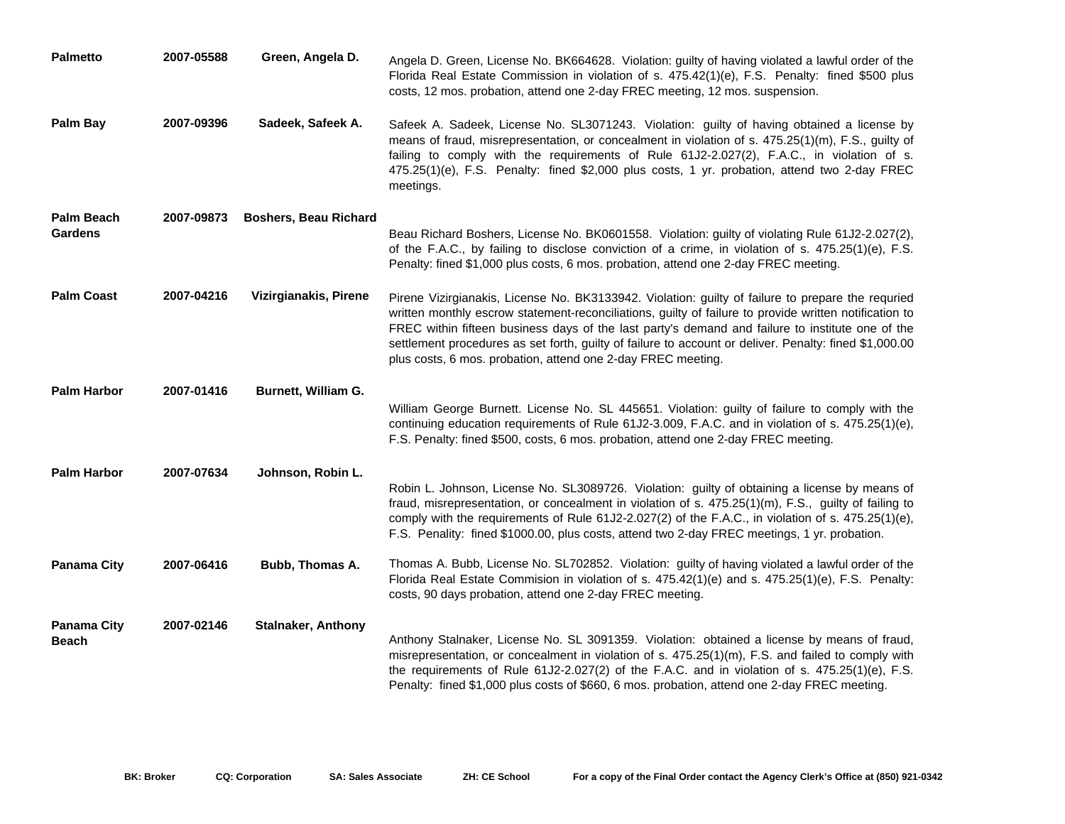| | | | |
|---|---|---|---|
| **Palmetto** | **2007-05588** | **Green, Angela D.** | Angela D. Green, License No. BK664628. Violation: guilty of having violated a lawful order of the Florida Real Estate Commission in violation of s. 475.42(1)(e), F.S. Penalty: fined $500 plus costs, 12 mos. probation, attend one 2-day FREC meeting, 12 mos. suspension. |
| **Palm Bay** | **2007-09396** | **Sadeek, Safeek A.** | Safeek A. Sadeek, License No. SL3071243. Violation: guilty of having obtained a license by means of fraud, misrepresentation, or concealment in violation of s. 475.25(1)(m), F.S., guilty of failing to comply with the requirements of Rule 61J2-2.027(2), F.A.C., in violation of s. 475.25(1)(e), F.S. Penalty: fined $2,000 plus costs, 1 yr. probation, attend two 2-day FREC meetings. |
| **Palm Beach Gardens** | **2007-09873** | **Boshers, Beau Richard** | Beau Richard Boshers, License No. BK0601558. Violation: guilty of violating Rule 61J2-2.027(2), of the F.A.C., by failing to disclose conviction of a crime, in violation of s. 475.25(1)(e), F.S. Penalty: fined $1,000 plus costs, 6 mos. probation, attend one 2-day FREC meeting. |
| **Palm Coast** | **2007-04216** | **Vizirgianakis, Pirene** | Pirene Vizirgianakis, License No. BK3133942. Violation: guilty of failure to prepare the requried written monthly escrow statement-reconciliations, guilty of failure to provide written notification to FREC within fifteen business days of the last party's demand and failure to institute one of the settlement procedures as set forth, guilty of failure to account or deliver. Penalty: fined $1,000.00 plus costs, 6 mos. probation, attend one 2-day FREC meeting. |
| **Palm Harbor** | **2007-01416** | **Burnett, William G.** | William George Burnett. License No. SL 445651. Violation: guilty of failure to comply with the continuing education requirements of Rule 61J2-3.009, F.A.C. and in violation of s. 475.25(1)(e), F.S. Penalty: fined $500, costs, 6 mos. probation, attend one 2-day FREC meeting. |
| **Palm Harbor** | **2007-07634** | **Johnson, Robin L.** | Robin L. Johnson, License No. SL3089726. Violation: guilty of obtaining a license by means of fraud, misrepresentation, or concealment in violation of s. 475.25(1)(m), F.S., guilty of failing to comply with the requirements of Rule 61J2-2.027(2) of the F.A.C., in violation of s. 475.25(1)(e), F.S. Penality: fined $1000.00, plus costs, attend two 2-day FREC meetings, 1 yr. probation. |
| **Panama City** | **2007-06416** | **Bubb, Thomas A.** | Thomas A. Bubb, License No. SL702852. Violation: guilty of having violated a lawful order of the Florida Real Estate Commision in violation of s. 475.42(1)(e) and s. 475.25(1)(e), F.S. Penalty: costs, 90 days probation, attend one 2-day FREC meeting. |
| **Panama City Beach** | **2007-02146** | **Stalnaker, Anthony** | Anthony Stalnaker, License No. SL 3091359. Violation: obtained a license by means of fraud, misrepresentation, or concealment in violation of s. 475.25(1)(m), F.S. and failed to comply with the requirements of Rule 61J2-2.027(2) of the F.A.C. and in violation of s. 475.25(1)(e), F.S. Penalty: fined $1,000 plus costs of $660, 6 mos. probation, attend one 2-day FREC meeting. |

**BK: Broker** **CQ: Corporation** **SA: Sales Associate** **ZH: CE School** **For a copy of the Final Order contact the Agency Clerk's Office at (850) 921-0342**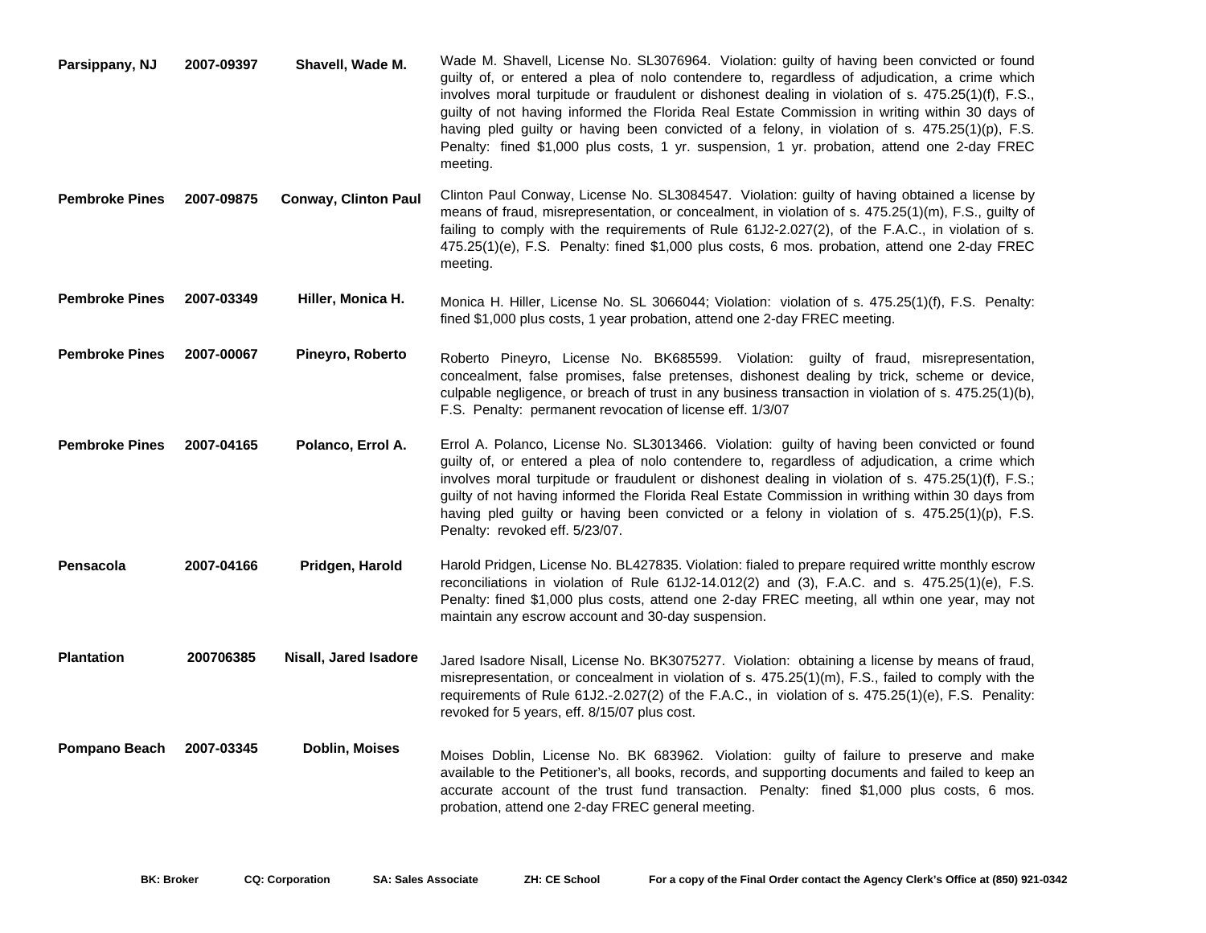| | | | |
|---|---|---|---|
| **Parsippany, NJ** | **2007-09397** | **Shavell, Wade M.** | Wade M. Shavell, License No. SL3076964. Violation: guilty of having been convicted or found guilty of, or entered a plea of nolo contendere to, regardless of adjudication, a crime which involves moral turpitude or fraudulent or dishonest dealing in violation of s. 475.25(1)(f), F.S., guilty of not having informed the Florida Real Estate Commission in writing within 30 days of having pled guilty or having been convicted of a felony, in violation of s. 475.25(1)(p), F.S. Penalty: fined $1,000 plus costs, 1 yr. suspension, 1 yr. probation, attend one 2-day FREC meeting. |
| **Pembroke Pines** | **2007-09875** | **Conway, Clinton Paul** | Clinton Paul Conway, License No. SL3084547. Violation: guilty of having obtained a license by means of fraud, misrepresentation, or concealment, in violation of s. 475.25(1)(m), F.S., guilty of failing to comply with the requirements of Rule 61J2-2.027(2), of the F.A.C., in violation of s. 475.25(1)(e), F.S. Penalty: fined $1,000 plus costs, 6 mos. probation, attend one 2-day FREC meeting. |
| **Pembroke Pines** | **2007-03349** | **Hiller, Monica H.** | Monica H. Hiller, License No. SL 3066044; Violation: violation of s. 475.25(1)(f), F.S. Penalty: fined $1,000 plus costs, 1 year probation, attend one 2-day FREC meeting. |
| **Pembroke Pines** | **2007-00067** | **Pineyro, Roberto** | Roberto Pineyro, License No. BK685599. Violation: guilty of fraud, misrepresentation, concealment, false promises, false pretenses, dishonest dealing by trick, scheme or device, culpable negligence, or breach of trust in any business transaction in violation of s. 475.25(1)(b), F.S. Penalty: permanent revocation of license eff. 1/3/07 |
| **Pembroke Pines** | **2007-04165** | **Polanco, Errol A.** | Errol A. Polanco, License No. SL3013466. Violation: guilty of having been convicted or found guilty of, or entered a plea of nolo contendere to, regardless of adjudication, a crime which involves moral turpitude or fraudulent or dishonest dealing in violation of s. 475.25(1)(f), F.S.; guilty of not having informed the Florida Real Estate Commission in writhing within 30 days from having pled guilty or having been convicted or a felony in violation of s. 475.25(1)(p), F.S. Penalty: revoked eff. 5/23/07. |
| **Pensacola** | **2007-04166** | **Pridgen, Harold** | Harold Pridgen, License No. BL427835. Violation: fialed to prepare required writte monthly escrow reconciliations in violation of Rule 61J2-14.012(2) and (3), F.A.C. and s. 475.25(1)(e), F.S. Penalty: fined $1,000 plus costs, attend one 2-day FREC meeting, all wthin one year, may not maintain any escrow account and 30-day suspension. |
| **Plantation** | **200706385** | **Nisall, Jared Isadore** | Jared Isadore Nisall, License No. BK3075277. Violation: obtaining a license by means of fraud, misrepresentation, or concealment in violation of s. 475.25(1)(m), F.S., failed to comply with the requirements of Rule 61J2.-2.027(2) of the F.A.C., in violation of s. 475.25(1)(e), F.S. Penality: revoked for 5 years, eff. 8/15/07 plus cost. |
| **Pompano Beach** | **2007-03345** | **Doblin, Moises** | Moises Doblin, License No. BK 683962. Violation: guilty of failure to preserve and make available to the Petitioner's, all books, records, and supporting documents and failed to keep an accurate account of the trust fund transaction. Penalty: fined $1,000 plus costs, 6 mos. probation, attend one 2-day FREC general meeting. |

**BK: Broker** **CQ: Corporation** **SA: Sales Associate** **ZH: CE School** **For a copy of the Final Order contact the Agency Clerk's Office at (850) 921-0342**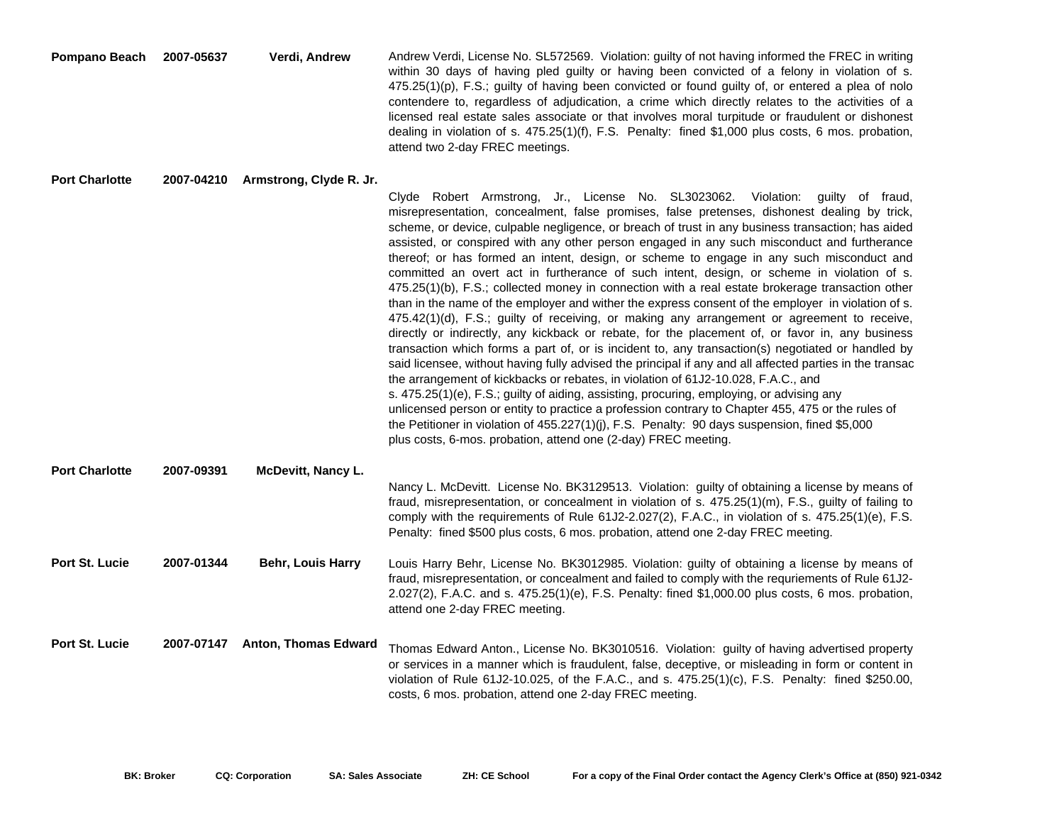| City | Case No. | Name | Description |
|---|---|---|---|
| **Pompano Beach** | **2007-05637** | **Verdi, Andrew** | Andrew Verdi, License No. SL572569. Violation: guilty of not having informed the FREC in writing within 30 days of having pled guilty or having been convicted of a felony in violation of s. 475.25(1)(p), F.S.; guilty of having been convicted or found guilty of, or entered a plea of nolo contendere to, regardless of adjudication, a crime which directly relates to the activities of a licensed real estate sales associate or that involves moral turpitude or fraudulent or dishonest dealing in violation of s. 475.25(1)(f), F.S. Penalty: fined $1,000 plus costs, 6 mos. probation, attend two 2-day FREC meetings. |
| **Port Charlotte** | **2007-04210** | **Armstrong, Clyde R. Jr.** | Clyde Robert Armstrong, Jr., License No. SL3023062. Violation: guilty of fraud, misrepresentation, concealment, false promises, false pretenses, dishonest dealing by trick, scheme, or device, culpable negligence, or breach of trust in any business transaction; has aided assisted, or conspired with any other person engaged in any such misconduct and furtherance thereof; or has formed an intent, design, or scheme to engage in any such misconduct and committed an overt act in furtherance of such intent, design, or scheme in violation of s. 475.25(1)(b), F.S.; collected money in connection with a real estate brokerage transaction other than in the name of the employer and wither the express consent of the employer in violation of s. 475.42(1)(d), F.S.; guilty of receiving, or making any arrangement or agreement to receive, directly or indirectly, any kickback or rebate, for the placement of, or favor in, any business transaction which forms a part of, or is incident to, any transaction(s) negotiated or handled by said licensee, without having fully advised the principal if any and all affected parties in the transac the arrangement of kickbacks or rebates, in violation of 61J2-10.028, F.A.C., and s. 475.25(1)(e), F.S.; guilty of aiding, assisting, procuring, employing, or advising any unlicensed person or entity to practice a profession contrary to Chapter 455, 475 or the rules of the Petitioner in violation of 455.227(1)(j), F.S. Penalty: 90 days suspension, fined $5,000 plus costs, 6-mos. probation, attend one (2-day) FREC meeting. |
| **Port Charlotte** | **2007-09391** | **McDevitt, Nancy L.** | Nancy L. McDevitt. License No. BK3129513. Violation: guilty of obtaining a license by means of fraud, misrepresentation, or concealment in violation of s. 475.25(1)(m), F.S., guilty of failing to comply with the requirements of Rule 61J2-2.027(2), F.A.C., in violation of s. 475.25(1)(e), F.S. Penalty: fined $500 plus costs, 6 mos. probation, attend one 2-day FREC meeting. |
| **Port St. Lucie** | **2007-01344** | **Behr, Louis Harry** | Louis Harry Behr, License No. BK3012985. Violation: guilty of obtaining a license by means of fraud, misrepresentation, or concealment and failed to comply with the requriements of Rule 61J2-2.027(2), F.A.C. and s. 475.25(1)(e), F.S. Penalty: fined $1,000.00 plus costs, 6 mos. probation, attend one 2-day FREC meeting. |
| **Port St. Lucie** | **2007-07147** | **Anton, Thomas Edward** | Thomas Edward Anton., License No. BK3010516. Violation: guilty of having advertised property or services in a manner which is fraudulent, false, deceptive, or misleading in form or content in violation of Rule 61J2-10.025, of the F.A.C., and s. 475.25(1)(c), F.S. Penalty: fined $250.00, costs, 6 mos. probation, attend one 2-day FREC meeting. |

**BK: Broker** **CQ: Corporation** **SA: Sales Associate** **ZH: CE School** **For a copy of the Final Order contact the Agency Clerk's Office at (850) 921-0342**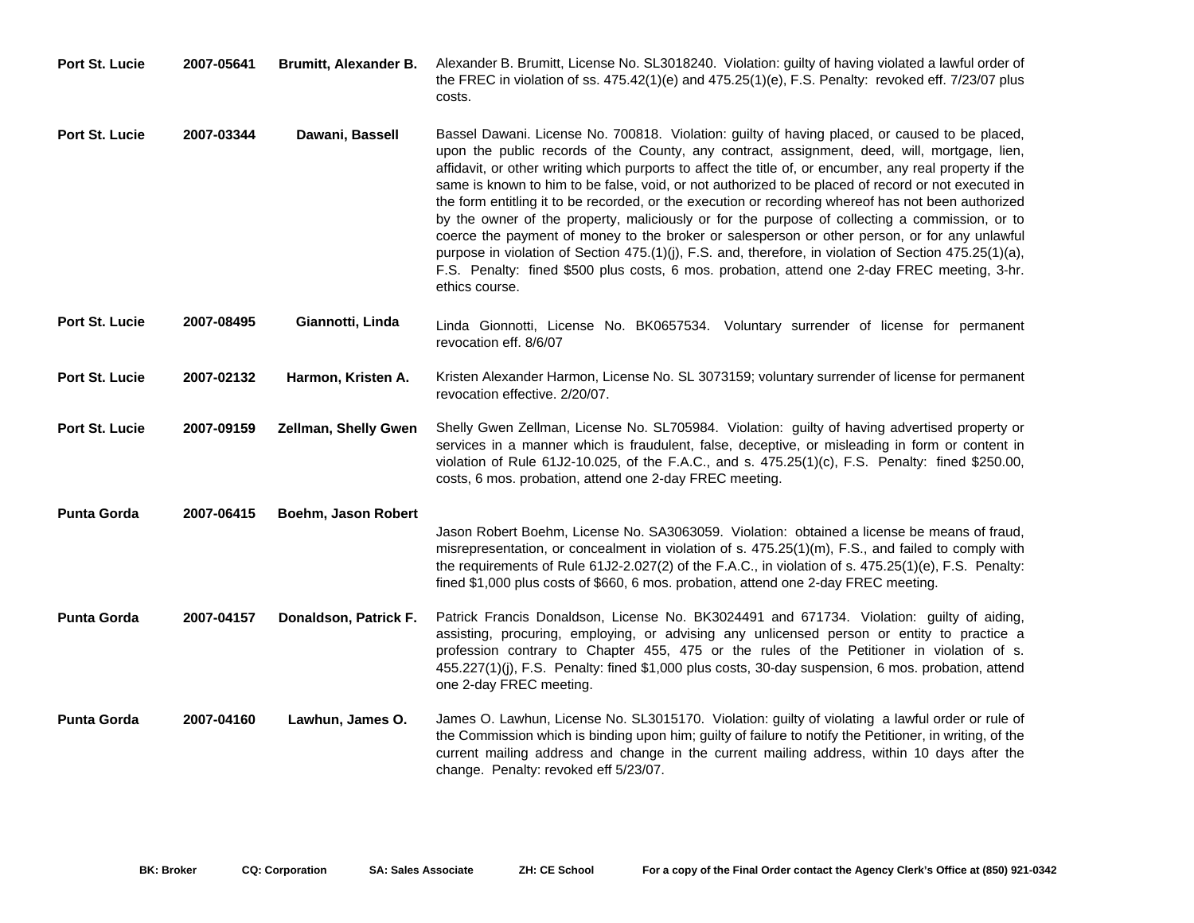| | | | |
|---|---|---|---|
| **Port St. Lucie** | **2007-05641** | **Brumitt, Alexander B.** | Alexander B. Brumitt, License No. SL3018240. Violation: guilty of having violated a lawful order of the FREC in violation of ss. 475.42(1)(e) and 475.25(1)(e), F.S. Penalty: revoked eff. 7/23/07 plus costs. |
| **Port St. Lucie** | **2007-03344** | **Dawani, Bassell** | Bassel Dawani. License No. 700818. Violation: guilty of having placed, or caused to be placed, upon the public records of the County, any contract, assignment, deed, will, mortgage, lien, affidavit, or other writing which purports to affect the title of, or encumber, any real property if the same is known to him to be false, void, or not authorized to be placed of record or not executed in the form entitling it to be recorded, or the execution or recording whereof has not been authorized by the owner of the property, maliciously or for the purpose of collecting a commission, or to coerce the payment of money to the broker or salesperson or other person, or for any unlawful purpose in violation of Section 475.(1)(j), F.S. and, therefore, in violation of Section 475.25(1)(a), F.S. Penalty: fined $500 plus costs, 6 mos. probation, attend one 2-day FREC meeting, 3-hr. ethics course. |
| **Port St. Lucie** | **2007-08495** | **Giannotti, Linda** | Linda Gionnotti, License No. BK0657534. Voluntary surrender of license for permanent revocation eff. 8/6/07 |
| **Port St. Lucie** | **2007-02132** | **Harmon, Kristen A.** | Kristen Alexander Harmon, License No. SL 3073159; voluntary surrender of license for permanent revocation effective. 2/20/07. |
| **Port St. Lucie** | **2007-09159** | **Zellman, Shelly Gwen** | Shelly Gwen Zellman, License No. SL705984. Violation: guilty of having advertised property or services in a manner which is fraudulent, false, deceptive, or misleading in form or content in violation of Rule 61J2-10.025, of the F.A.C., and s. 475.25(1)(c), F.S. Penalty: fined $250.00, costs, 6 mos. probation, attend one 2-day FREC meeting. |
| **Punta Gorda** | **2007-06415** | **Boehm, Jason Robert** | Jason Robert Boehm, License No. SA3063059. Violation: obtained a license be means of fraud, misrepresentation, or concealment in violation of s. 475.25(1)(m), F.S., and failed to comply with the requirements of Rule 61J2-2.027(2) of the F.A.C., in violation of s. 475.25(1)(e), F.S. Penalty: fined $1,000 plus costs of $660, 6 mos. probation, attend one 2-day FREC meeting. |
| **Punta Gorda** | **2007-04157** | **Donaldson, Patrick F.** | Patrick Francis Donaldson, License No. BK3024491 and 671734. Violation: guilty of aiding, assisting, procuring, employing, or advising any unlicensed person or entity to practice a profession contrary to Chapter 455, 475 or the rules of the Petitioner in violation of s. 455.227(1)(j), F.S. Penalty: fined $1,000 plus costs, 30-day suspension, 6 mos. probation, attend one 2-day FREC meeting. |
| **Punta Gorda** | **2007-04160** | **Lawhun, James O.** | James O. Lawhun, License No. SL3015170. Violation: guilty of violating a lawful order or rule of the Commission which is binding upon him; guilty of failure to notify the Petitioner, in writing, of the current mailing address and change in the current mailing address, within 10 days after the change. Penalty: revoked eff 5/23/07. |

**BK: Broker** **CQ: Corporation** **SA: Sales Associate** **ZH: CE School** **For a copy of the Final Order contact the Agency Clerk's Office at (850) 921-0342**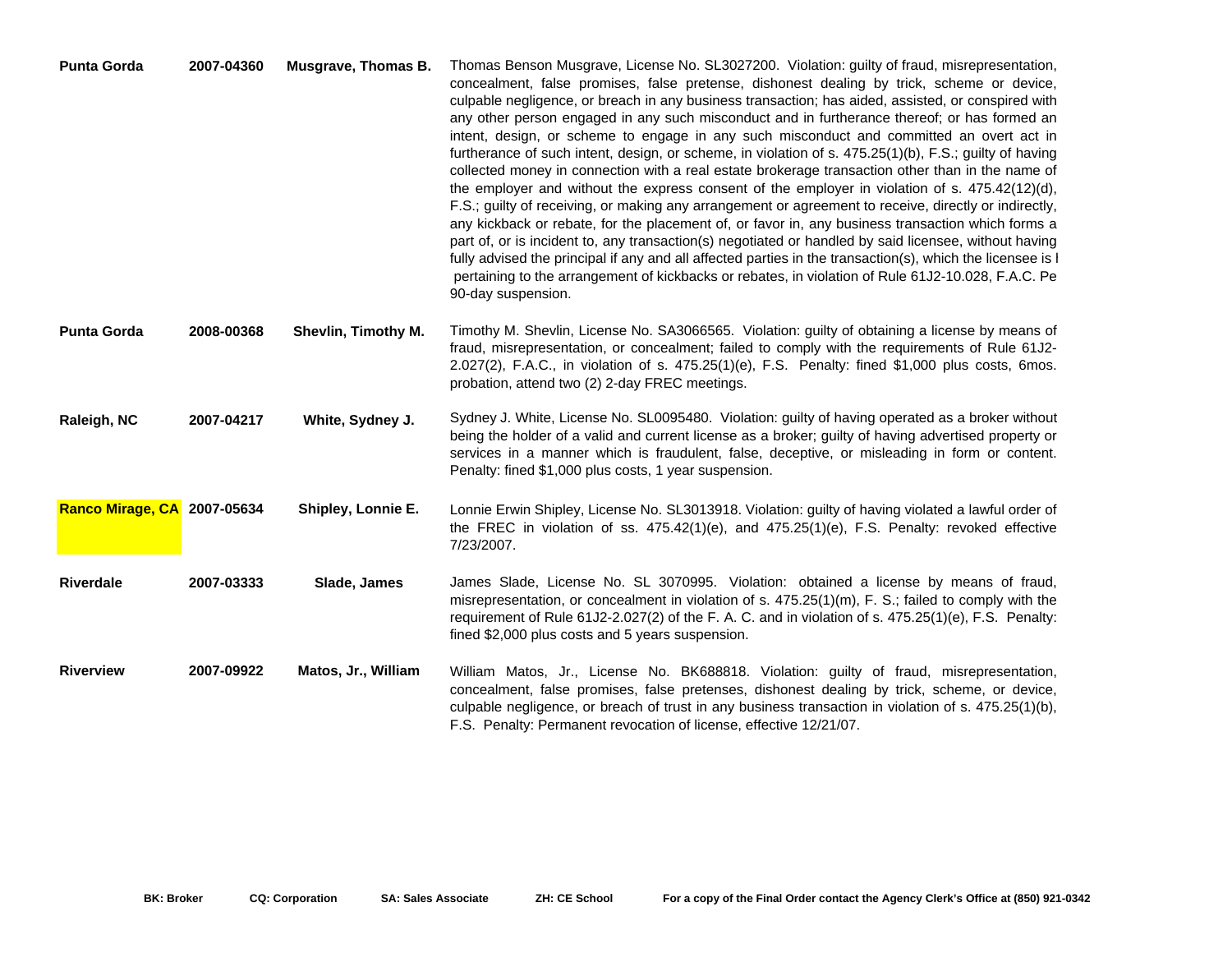| | | | |
|---|---|---|---|
| **Punta Gorda** | **2007-04360** | **Musgrave, Thomas B.** | Thomas Benson Musgrave, License No. SL3027200. Violation: guilty of fraud, misrepresentation, concealment, false promises, false pretense, dishonest dealing by trick, scheme or device, culpable negligence, or breach in any business transaction; has aided, assisted, or conspired with any other person engaged in any such misconduct and in furtherance thereof; or has formed an intent, design, or scheme to engage in any such misconduct and committed an overt act in furtherance of such intent, design, or scheme, in violation of s. 475.25(1)(b), F.S.; guilty of having collected money in connection with a real estate brokerage transaction other than in the name of the employer and without the express consent of the employer in violation of s. 475.42(12)(d), F.S.; guilty of receiving, or making any arrangement or agreement to receive, directly or indirectly, any kickback or rebate, for the placement of, or favor in, any business transaction which forms a part of, or is incident to, any transaction(s) negotiated or handled by said licensee, without having fully advised the principal if any and all affected parties in the transaction(s), which the licensee is l pertaining to the arrangement of kickbacks or rebates, in violation of Rule 61J2-10.028, F.A.C. Pe 90-day suspension. |
| **Punta Gorda** | **2008-00368** | **Shevlin, Timothy M.** | Timothy M. Shevlin, License No. SA3066565. Violation: guilty of obtaining a license by means of fraud, misrepresentation, or concealment; failed to comply with the requirements of Rule 61J2-2.027(2), F.A.C., in violation of s. 475.25(1)(e), F.S. Penalty: fined $1,000 plus costs, 6mos. probation, attend two (2) 2-day FREC meetings. |
| **Raleigh, NC** | **2007-04217** | **White, Sydney J.** | Sydney J. White, License No. SL0095480. Violation: guilty of having operated as a broker without being the holder of a valid and current license as a broker; guilty of having advertised property or services in a manner which is fraudulent, false, deceptive, or misleading in form or content. Penalty: fined $1,000 plus costs, 1 year suspension. |
| **Ranco Mirage, CA** | **2007-05634** | **Shipley, Lonnie E.** | Lonnie Erwin Shipley, License No. SL3013918. Violation: guilty of having violated a lawful order of the FREC in violation of ss. 475.42(1)(e), and 475.25(1)(e), F.S. Penalty: revoked effective 7/23/2007. |
| **Riverdale** | **2007-03333** | **Slade, James** | James Slade, License No. SL 3070995. Violation: obtained a license by means of fraud, misrepresentation, or concealment in violation of s. 475.25(1)(m), F. S.; failed to comply with the requirement of Rule 61J2-2.027(2) of the F. A. C. and in violation of s. 475.25(1)(e), F.S. Penalty: fined $2,000 plus costs and 5 years suspension. |
| **Riverview** | **2007-09922** | **Matos, Jr., William** | William Matos, Jr., License No. BK688818. Violation: guilty of fraud, misrepresentation, concealment, false promises, false pretenses, dishonest dealing by trick, scheme, or device, culpable negligence, or breach of trust in any business transaction in violation of s. 475.25(1)(b), F.S. Penalty: Permanent revocation of license, effective 12/21/07. |

**BK: Broker** **CQ: Corporation** **SA: Sales Associate** **ZH: CE School** **For a copy of the Final Order contact the Agency Clerk's Office at (850) 921-0342**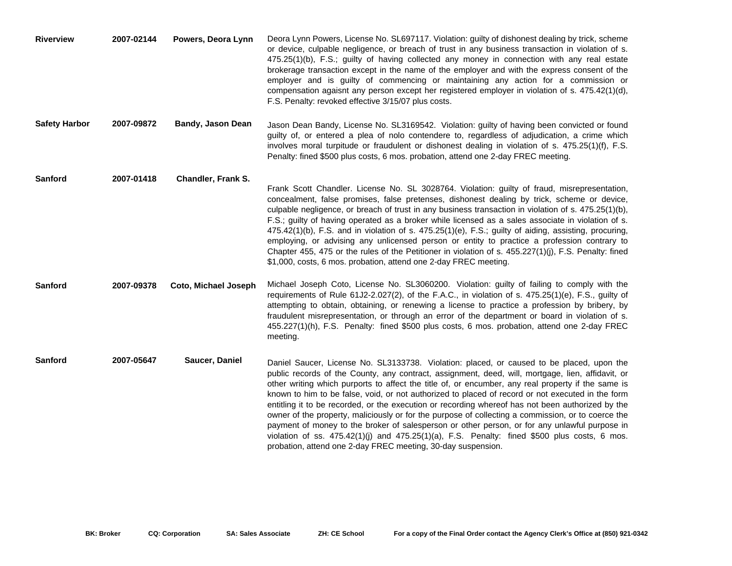| | | | |
|---|---|---|---|
| **Riverview** | **2007-02144** | **Powers, Deora Lynn** | Deora Lynn Powers, License No. SL697117. Violation: guilty of dishonest dealing by trick, scheme or device, culpable negligence, or breach of trust in any business transaction in violation of s. 475.25(1)(b), F.S.; guilty of having collected any money in connection with any real estate brokerage transaction except in the name of the employer and with the express consent of the employer and is guilty of commencing or maintaining any action for a commission or compensation agaisnt any person except her registered employer in violation of s. 475.42(1)(d), F.S. Penalty: revoked effective 3/15/07 plus costs. |
| **Safety Harbor** | **2007-09872** | **Bandy, Jason Dean** | Jason Dean Bandy, License No. SL3169542. Violation: guilty of having been convicted or found guilty of, or entered a plea of nolo contendere to, regardless of adjudication, a crime which involves moral turpitude or fraudulent or dishonest dealing in violation of s. 475.25(1)(f), F.S. Penalty: fined $500 plus costs, 6 mos. probation, attend one 2-day FREC meeting. |
| **Sanford** | **2007-01418** | **Chandler, Frank S.** | Frank Scott Chandler. License No. SL 3028764. Violation: guilty of fraud, misrepresentation, concealment, false promises, false pretenses, dishonest dealing by trick, scheme or device, culpable negligence, or breach of trust in any business transaction in violation of s. 475.25(1)(b), F.S.; guilty of having operated as a broker while licensed as a sales associate in violation of s. 475.42(1)(b), F.S. and in violation of s. 475.25(1)(e), F.S.; guilty of aiding, assisting, procuring, employing, or advising any unlicensed person or entity to practice a profession contrary to Chapter 455, 475 or the rules of the Petitioner in violation of s. 455.227(1)(j), F.S. Penalty: fined $1,000, costs, 6 mos. probation, attend one 2-day FREC meeting. |
| **Sanford** | **2007-09378** | **Coto, Michael Joseph** | Michael Joseph Coto, License No. SL3060200. Violation: guilty of failing to comply with the requirements of Rule 61J2-2.027(2), of the F.A.C., in violation of s. 475.25(1)(e), F.S., guilty of attempting to obtain, obtaining, or renewing a license to practice a profession by bribery, by fraudulent misrepresentation, or through an error of the department or board in violation of s. 455.227(1)(h), F.S. Penalty: fined $500 plus costs, 6 mos. probation, attend one 2-day FREC meeting. |
| **Sanford** | **2007-05647** | **Saucer, Daniel** | Daniel Saucer, License No. SL3133738. Violation: placed, or caused to be placed, upon the public records of the County, any contract, assignment, deed, will, mortgage, lien, affidavit, or other writing which purports to affect the title of, or encumber, any real property if the same is known to him to be false, void, or not authorized to placed of record or not executed in the form entitling it to be recorded, or the execution or recording whereof has not been authorized by the owner of the property, maliciously or for the purpose of collecting a commission, or to coerce the payment of money to the broker of salesperson or other person, or for any unlawful purpose in violation of ss. 475.42(1)(j) and 475.25(1)(a), F.S. Penalty: fined $500 plus costs, 6 mos. probation, attend one 2-day FREC meeting, 30-day suspension. |

**BK: Broker** **CQ: Corporation** **SA: Sales Associate** **ZH: CE School** **For a copy of the Final Order contact the Agency Clerk's Office at (850) 921-0342**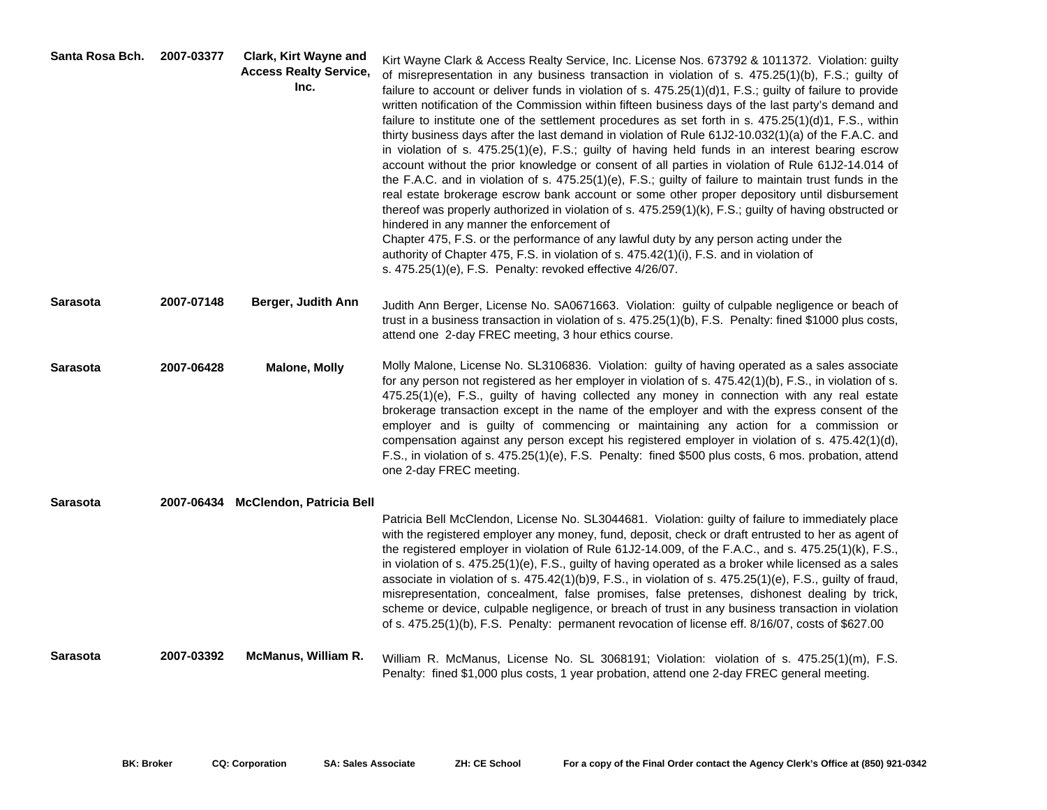| | | | |
|---|---|---|---|
| **Santa Rosa Bch.** | **2007-03377** | **Clark, Kirt Wayne and Access Realty Service, Inc.** | Kirt Wayne Clark & Access Realty Service, Inc. License Nos. 673792 & 1011372. Violation: guilty of misrepresentation in any business transaction in violation of s. 475.25(1)(b), F.S.; guilty of failure to account or deliver funds in violation of s. 475.25(1)(d)1, F.S.; guilty of failure to provide written notification of the Commission within fifteen business days of the last party's demand and failure to institute one of the settlement procedures as set forth in s. 475.25(1)(d)1, F.S., within thirty business days after the last demand in violation of Rule 61J2-10.032(1)(a) of the F.A.C. and in violation of s. 475.25(1)(e), F.S.; guilty of having held funds in an interest bearing escrow account without the prior knowledge or consent of all parties in violation of Rule 61J2-14.014 of the F.A.C. and in violation of s. 475.25(1)(e), F.S.; guilty of failure to maintain trust funds in the real estate brokerage escrow bank account or some other proper depository until disbursement thereof was properly authorized in violation of s. 475.259(1)(k), F.S.; guilty of having obstructed or hindered in any manner the enforcement of Chapter 475, F.S. or the performance of any lawful duty by any person acting under the authority of Chapter 475, F.S. in violation of s. 475.42(1)(i), F.S. and in violation of s. 475.25(1)(e), F.S. Penalty: revoked effective 4/26/07. |
| **Sarasota** | **2007-07148** | **Berger, Judith Ann** | Judith Ann Berger, License No. SA0671663. Violation: guilty of culpable negligence or beach of trust in a business transaction in violation of s. 475.25(1)(b), F.S. Penalty: fined $1000 plus costs, attend one 2-day FREC meeting, 3 hour ethics course. |
| **Sarasota** | **2007-06428** | **Malone, Molly** | Molly Malone, License No. SL3106836. Violation: guilty of having operated as a sales associate for any person not registered as her employer in violation of s. 475.42(1)(b), F.S., in violation of s. 475.25(1)(e), F.S., guilty of having collected any money in connection with any real estate brokerage transaction except in the name of the employer and with the express consent of the employer and is guilty of commencing or maintaining any action for a commission or compensation against any person except his registered employer in violation of s. 475.42(1)(d), F.S., in violation of s. 475.25(1)(e), F.S. Penalty: fined $500 plus costs, 6 mos. probation, attend one 2-day FREC meeting. |
| **Sarasota** | **2007-06434** | **McClendon, Patricia Bell** | Patricia Bell McClendon, License No. SL3044681. Violation: guilty of failure to immediately place with the registered employer any money, fund, deposit, check or draft entrusted to her as agent of the registered employer in violation of Rule 61J2-14.009, of the F.A.C., and s. 475.25(1)(k), F.S., in violation of s. 475.25(1)(e), F.S., guilty of having operated as a broker while licensed as a sales associate in violation of s. 475.42(1)(b)9, F.S., in violation of s. 475.25(1)(e), F.S., guilty of fraud, misrepresentation, concealment, false promises, false pretenses, dishonest dealing by trick, scheme or device, culpable negligence, or breach of trust in any business transaction in violation of s. 475.25(1)(b), F.S. Penalty: permanent revocation of license eff. 8/16/07, costs of $627.00 |
| **Sarasota** | **2007-03392** | **McManus, William R.** | William R. McManus, License No. SL 3068191; Violation: violation of s. 475.25(1)(m), F.S. Penalty: fined $1,000 plus costs, 1 year probation, attend one 2-day FREC general meeting. |

**BK: Broker** **CQ: Corporation** **SA: Sales Associate** **ZH: CE School** **For a copy of the Final Order contact the Agency Clerk's Office at (850) 921-0342**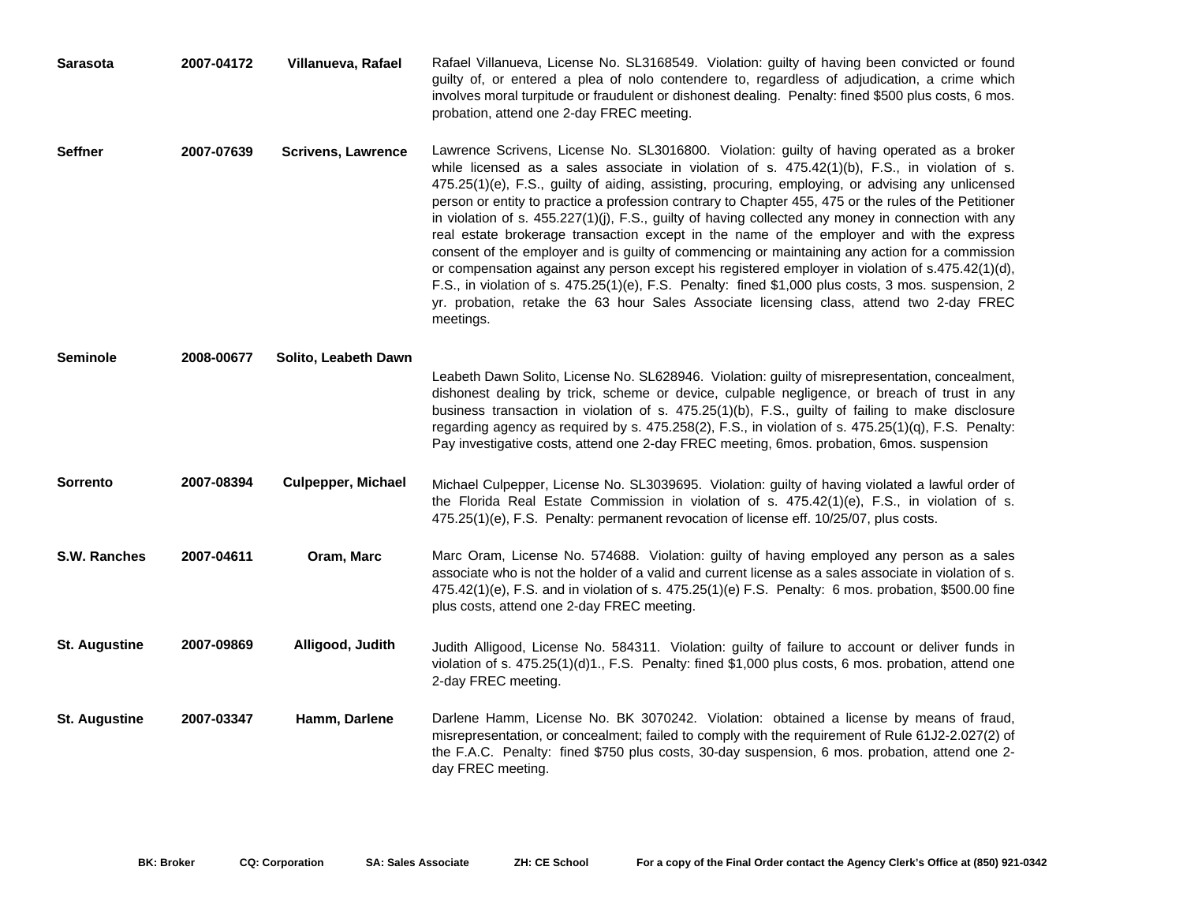| | | | |
|---|---|---|---|
| **Sarasota** | **2007-04172** | **Villanueva, Rafael** | Rafael Villanueva, License No. SL3168549. Violation: guilty of having been convicted or found guilty of, or entered a plea of nolo contendere to, regardless of adjudication, a crime which involves moral turpitude or fraudulent or dishonest dealing. Penalty: fined $500 plus costs, 6 mos. probation, attend one 2-day FREC meeting. |
| **Seffner** | **2007-07639** | **Scrivens, Lawrence** | Lawrence Scrivens, License No. SL3016800. Violation: guilty of having operated as a broker while licensed as a sales associate in violation of s. 475.42(1)(b), F.S., in violation of s. 475.25(1)(e), F.S., guilty of aiding, assisting, procuring, employing, or advising any unlicensed person or entity to practice a profession contrary to Chapter 455, 475 or the rules of the Petitioner in violation of s. 455.227(1)(j), F.S., guilty of having collected any money in connection with any real estate brokerage transaction except in the name of the employer and with the express consent of the employer and is guilty of commencing or maintaining any action for a commission or compensation against any person except his registered employer in violation of s.475.42(1)(d), F.S., in violation of s. 475.25(1)(e), F.S. Penalty: fined $1,000 plus costs, 3 mos. suspension, 2 yr. probation, retake the 63 hour Sales Associate licensing class, attend two 2-day FREC meetings. |
| **Seminole** | **2008-00677** | **Solito, Leabeth Dawn** | Leabeth Dawn Solito, License No. SL628946. Violation: guilty of misrepresentation, concealment, dishonest dealing by trick, scheme or device, culpable negligence, or breach of trust in any business transaction in violation of s. 475.25(1)(b), F.S., guilty of failing to make disclosure regarding agency as required by s. 475.258(2), F.S., in violation of s. 475.25(1)(q), F.S. Penalty: Pay investigative costs, attend one 2-day FREC meeting, 6mos. probation, 6mos. suspension |
| **Sorrento** | **2007-08394** | **Culpepper, Michael** | Michael Culpepper, License No. SL3039695. Violation: guilty of having violated a lawful order of the Florida Real Estate Commission in violation of s. 475.42(1)(e), F.S., in violation of s. 475.25(1)(e), F.S. Penalty: permanent revocation of license eff. 10/25/07, plus costs. |
| **S.W. Ranches** | **2007-04611** | **Oram, Marc** | Marc Oram, License No. 574688. Violation: guilty of having employed any person as a sales associate who is not the holder of a valid and current license as a sales associate in violation of s. 475.42(1)(e), F.S. and in violation of s. 475.25(1)(e) F.S. Penalty: 6 mos. probation, $500.00 fine plus costs, attend one 2-day FREC meeting. |
| **St. Augustine** | **2007-09869** | **Alligood, Judith** | Judith Alligood, License No. 584311. Violation: guilty of failure to account or deliver funds in violation of s. 475.25(1)(d)1., F.S. Penalty: fined $1,000 plus costs, 6 mos. probation, attend one 2-day FREC meeting. |
| **St. Augustine** | **2007-03347** | **Hamm, Darlene** | Darlene Hamm, License No. BK 3070242. Violation: obtained a license by means of fraud, misrepresentation, or concealment; failed to comply with the requirement of Rule 61J2-2.027(2) of the F.A.C. Penalty: fined $750 plus costs, 30-day suspension, 6 mos. probation, attend one 2-day FREC meeting. |

**BK: Broker** **CQ: Corporation** **SA: Sales Associate** **ZH: CE School** **For a copy of the Final Order contact the Agency Clerk's Office at (850) 921-0342**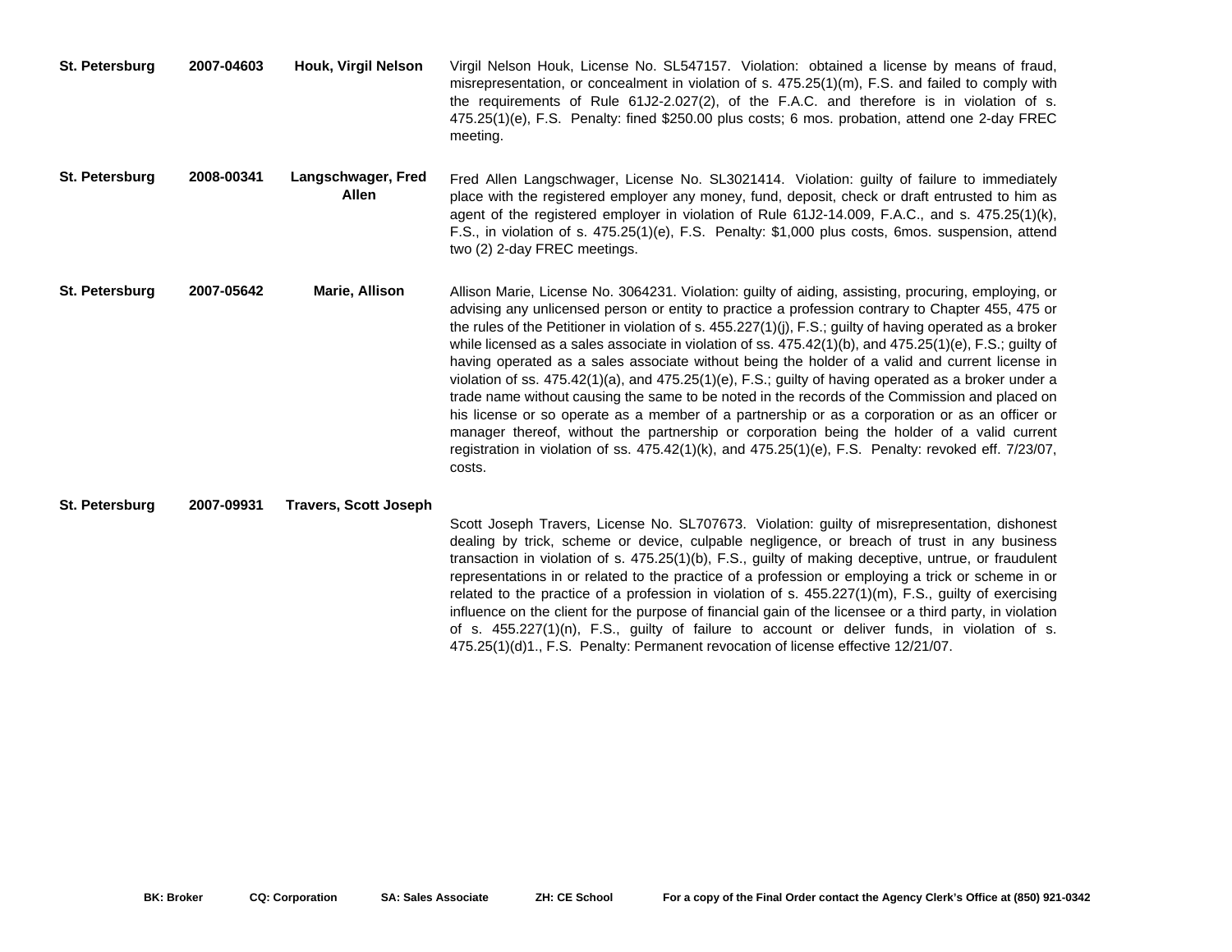| | | | |
|---|---|---|---|
| St. Petersburg | 2007-04603 | Houk, Virgil Nelson | Virgil Nelson Houk, License No. SL547157. Violation: obtained a license by means of fraud, misrepresentation, or concealment in violation of s. 475.25(1)(m), F.S. and failed to comply with the requirements of Rule 61J2-2.027(2), of the F.A.C. and therefore is in violation of s. 475.25(1)(e), F.S. Penalty: fined $250.00 plus costs; 6 mos. probation, attend one 2-day FREC meeting. |
| St. Petersburg | 2008-00341 | Langschwager, Fred Allen | Fred Allen Langschwager, License No. SL3021414. Violation: guilty of failure to immediately place with the registered employer any money, fund, deposit, check or draft entrusted to him as agent of the registered employer in violation of Rule 61J2-14.009, F.A.C., and s. 475.25(1)(k), F.S., in violation of s. 475.25(1)(e), F.S. Penalty: $1,000 plus costs, 6mos. suspension, attend two (2) 2-day FREC meetings. |
| St. Petersburg | 2007-05642 | Marie, Allison | Allison Marie, License No. 3064231. Violation: guilty of aiding, assisting, procuring, employing, or advising any unlicensed person or entity to practice a profession contrary to Chapter 455, 475 or the rules of the Petitioner in violation of s. 455.227(1)(j), F.S.; guilty of having operated as a broker while licensed as a sales associate in violation of ss. 475.42(1)(b), and 475.25(1)(e), F.S.; guilty of having operated as a sales associate without being the holder of a valid and current license in violation of ss. 475.42(1)(a), and 475.25(1)(e), F.S.; guilty of having operated as a broker under a trade name without causing the same to be noted in the records of the Commission and placed on his license or so operate as a member of a partnership or as a corporation or as an officer or manager thereof, without the partnership or corporation being the holder of a valid current registration in violation of ss. 475.42(1)(k), and 475.25(1)(e), F.S. Penalty: revoked eff. 7/23/07, costs. |
| St. Petersburg | 2007-09931 | Travers, Scott Joseph | Scott Joseph Travers, License No. SL707673. Violation: guilty of misrepresentation, dishonest dealing by trick, scheme or device, culpable negligence, or breach of trust in any business transaction in violation of s. 475.25(1)(b), F.S., guilty of making deceptive, untrue, or fraudulent representations in or related to the practice of a profession or employing a trick or scheme in or related to the practice of a profession in violation of s. 455.227(1)(m), F.S., guilty of exercising influence on the client for the purpose of financial gain of the licensee or a third party, in violation of s. 455.227(1)(n), F.S., guilty of failure to account or deliver funds, in violation of s. 475.25(1)(d)1., F.S. Penalty: Permanent revocation of license effective 12/21/07. |

**BK: Broker** **CQ: Corporation** **SA: Sales Associate** **ZH: CE School** **For a copy of the Final Order contact the Agency Clerk's Office at (850) 921-0342**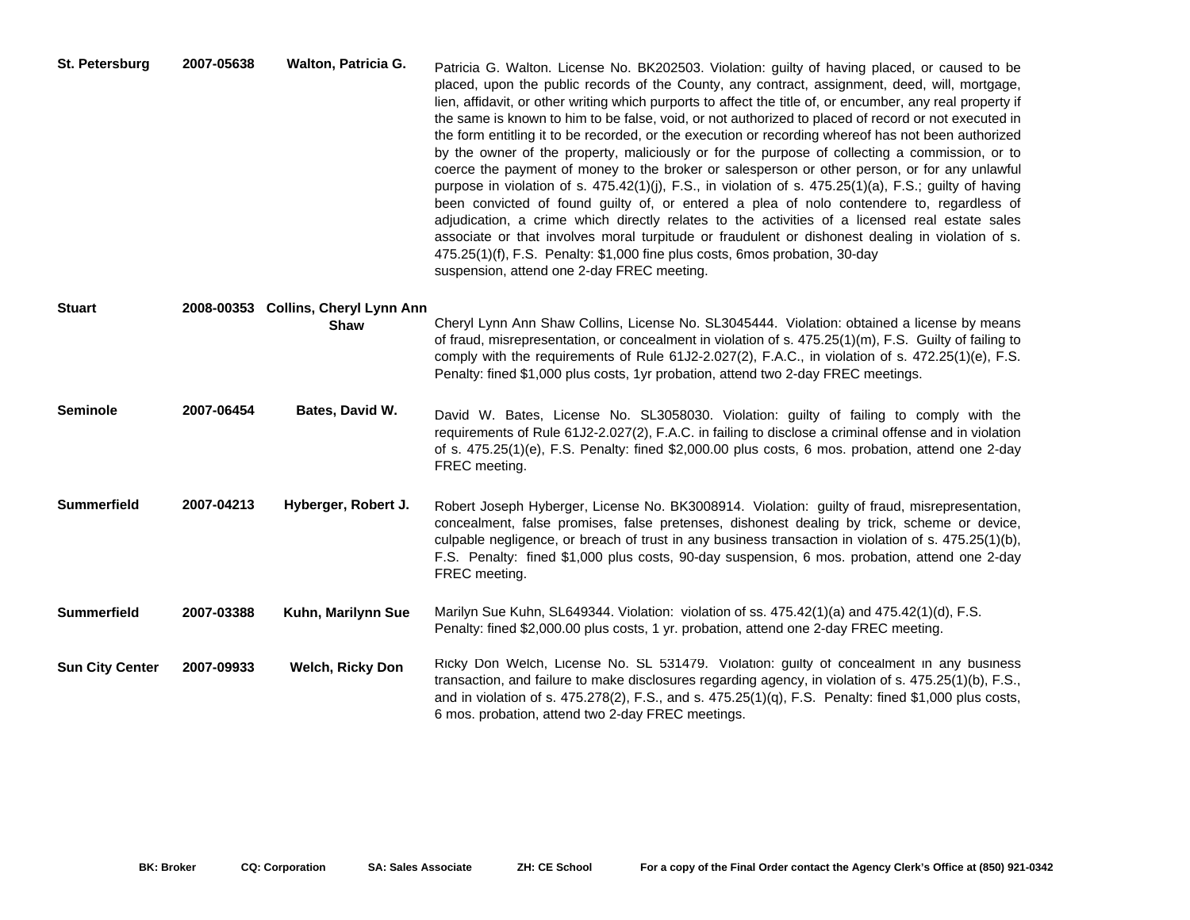| | | | |
|---|---|---|---|
| **St. Petersburg** | **2007-05638** | **Walton, Patricia G.** | Patricia G. Walton. License No. BK202503. Violation: guilty of having placed, or caused to be placed, upon the public records of the County, any contract, assignment, deed, will, mortgage, lien, affidavit, or other writing which purports to affect the title of, or encumber, any real property if the same is known to him to be false, void, or not authorized to placed of record or not executed in the form entitling it to be recorded, or the execution or recording whereof has not been authorized by the owner of the property, maliciously or for the purpose of collecting a commission, or to coerce the payment of money to the broker or salesperson or other person, or for any unlawful purpose in violation of s. 475.42(1)(j), F.S., in violation of s. 475.25(1)(a), F.S.; guilty of having been convicted of found guilty of, or entered a plea of nolo contendere to, regardless of adjudication, a crime which directly relates to the activities of a licensed real estate sales associate or that involves moral turpitude or fraudulent or dishonest dealing in violation of s. 475.25(1)(f), F.S. Penalty: $1,000 fine plus costs, 6mos probation, 30-day suspension, attend one 2-day FREC meeting. |
| **Stuart** | **2008-00353** | **Collins, Cheryl Lynn Ann Shaw** | Cheryl Lynn Ann Shaw Collins, License No. SL3045444. Violation: obtained a license by means of fraud, misrepresentation, or concealment in violation of s. 475.25(1)(m), F.S. Guilty of failing to comply with the requirements of Rule 61J2-2.027(2), F.A.C., in violation of s. 472.25(1)(e), F.S. Penalty: fined $1,000 plus costs, 1yr probation, attend two 2-day FREC meetings. |
| **Seminole** | **2007-06454** | **Bates, David W.** | David W. Bates, License No. SL3058030. Violation: guilty of failing to comply with the requirements of Rule 61J2-2.027(2), F.A.C. in failing to disclose a criminal offense and in violation of s. 475.25(1)(e), F.S. Penalty: fined $2,000.00 plus costs, 6 mos. probation, attend one 2-day FREC meeting. |
| **Summerfield** | **2007-04213** | **Hyberger, Robert J.** | Robert Joseph Hyberger, License No. BK3008914. Violation: guilty of fraud, misrepresentation, concealment, false promises, false pretenses, dishonest dealing by trick, scheme or device, culpable negligence, or breach of trust in any business transaction in violation of s. 475.25(1)(b), F.S. Penalty: fined $1,000 plus costs, 90-day suspension, 6 mos. probation, attend one 2-day FREC meeting. |
| **Summerfield** | **2007-03388** | **Kuhn, Marilynn Sue** | Marilyn Sue Kuhn, SL649344. Violation: violation of ss. 475.42(1)(a) and 475.42(1)(d), F.S. Penalty: fined $2,000.00 plus costs, 1 yr. probation, attend one 2-day FREC meeting. |
| **Sun City Center** | **2007-09933** | **Welch, Ricky Don** | Ricky Don Welch, License No. SL 531479. Violation: guilty of concealment in any business transaction, and failure to make disclosures regarding agency, in violation of s. 475.25(1)(b), F.S., and in violation of s. 475.278(2), F.S., and s. 475.25(1)(q), F.S. Penalty: fined $1,000 plus costs, 6 mos. probation, attend two 2-day FREC meetings. |

**BK: Broker** **CQ: Corporation** **SA: Sales Associate** **ZH: CE School** **For a copy of the Final Order contact the Agency Clerk's Office at (850) 921-0342**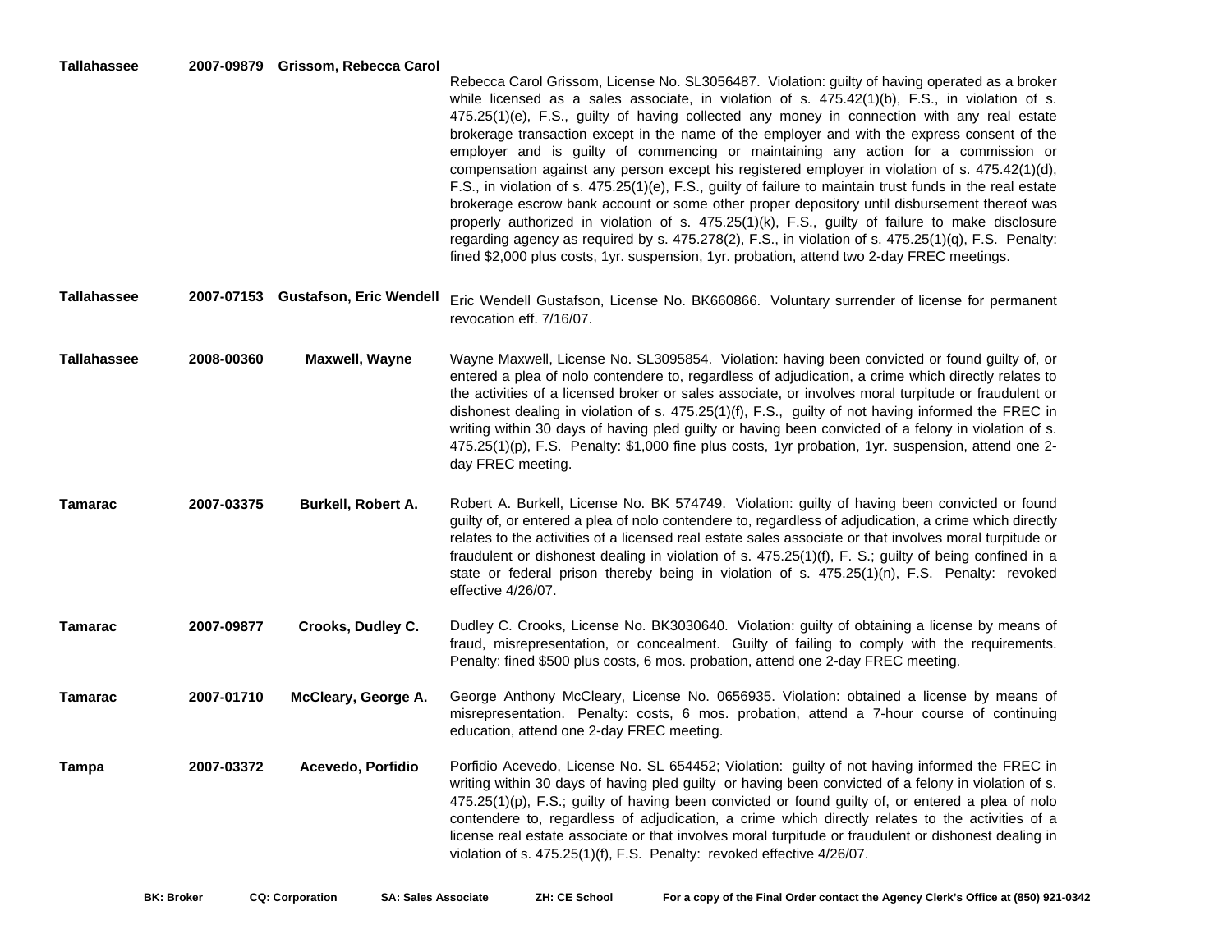| | | | |
|---|---|---|---|
| **Tallahassee** | **2007-09879** | **Grissom, Rebecca Carol** | Rebecca Carol Grissom, License No. SL3056487. Violation: guilty of having operated as a broker while licensed as a sales associate, in violation of s. 475.42(1)(b), F.S., in violation of s. 475.25(1)(e), F.S., guilty of having collected any money in connection with any real estate brokerage transaction except in the name of the employer and with the express consent of the employer and is guilty of commencing or maintaining any action for a commission or compensation against any person except his registered employer in violation of s. 475.42(1)(d), F.S., in violation of s. 475.25(1)(e), F.S., guilty of failure to maintain trust funds in the real estate brokerage escrow bank account or some other proper depository until disbursement thereof was properly authorized in violation of s. 475.25(1)(k), F.S., guilty of failure to make disclosure regarding agency as required by s. 475.278(2), F.S., in violation of s. 475.25(1)(q), F.S. Penalty: fined $2,000 plus costs, 1yr. suspension, 1yr. probation, attend two 2-day FREC meetings. |
| **Tallahassee** | **2007-07153** | **Gustafson, Eric Wendell** | Eric Wendell Gustafson, License No. BK660866. Voluntary surrender of license for permanent revocation eff. 7/16/07. |
| **Tallahassee** | **2008-00360** | **Maxwell, Wayne** | Wayne Maxwell, License No. SL3095854. Violation: having been convicted or found guilty of, or entered a plea of nolo contendere to, regardless of adjudication, a crime which directly relates to the activities of a licensed broker or sales associate, or involves moral turpitude or fraudulent or dishonest dealing in violation of s. 475.25(1)(f), F.S., guilty of not having informed the FREC in writing within 30 days of having pled guilty or having been convicted of a felony in violation of s. 475.25(1)(p), F.S. Penalty: $1,000 fine plus costs, 1yr probation, 1yr. suspension, attend one 2-day FREC meeting. |
| **Tamarac** | **2007-03375** | **Burkell, Robert A.** | Robert A. Burkell, License No. BK 574749. Violation: guilty of having been convicted or found guilty of, or entered a plea of nolo contendere to, regardless of adjudication, a crime which directly relates to the activities of a licensed real estate sales associate or that involves moral turpitude or fraudulent or dishonest dealing in violation of s. 475.25(1)(f), F. S.; guilty of being confined in a state or federal prison thereby being in violation of s. 475.25(1)(n), F.S. Penalty: revoked effective 4/26/07. |
| **Tamarac** | **2007-09877** | **Crooks, Dudley C.** | Dudley C. Crooks, License No. BK3030640. Violation: guilty of obtaining a license by means of fraud, misrepresentation, or concealment. Guilty of failing to comply with the requirements. Penalty: fined $500 plus costs, 6 mos. probation, attend one 2-day FREC meeting. |
| **Tamarac** | **2007-01710** | **McCleary, George A.** | George Anthony McCleary, License No. 0656935. Violation: obtained a license by means of misrepresentation. Penalty: costs, 6 mos. probation, attend a 7-hour course of continuing education, attend one 2-day FREC meeting. |
| **Tampa** | **2007-03372** | **Acevedo, Porfidio** | Porfidio Acevedo, License No. SL 654452; Violation: guilty of not having informed the FREC in writing within 30 days of having pled guilty or having been convicted of a felony in violation of s. 475.25(1)(p), F.S.; guilty of having been convicted or found guilty of, or entered a plea of nolo contendere to, regardless of adjudication, a crime which directly relates to the activities of a license real estate associate or that involves moral turpitude or fraudulent or dishonest dealing in violation of s. 475.25(1)(f), F.S. Penalty: revoked effective 4/26/07. |

**BK: Broker** **CQ: Corporation** **SA: Sales Associate** **ZH: CE School** **For a copy of the Final Order contact the Agency Clerk's Office at (850) 921-0342**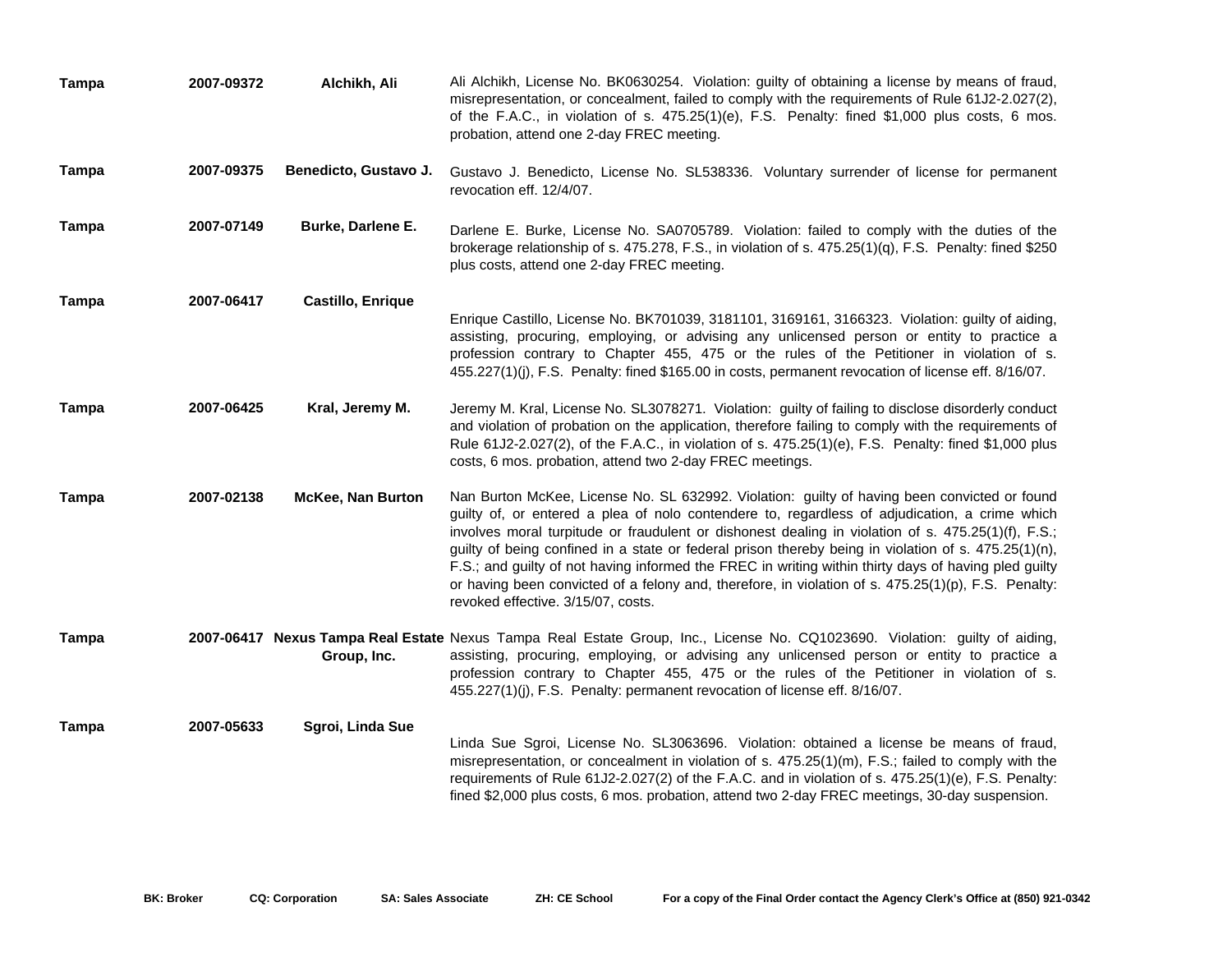| | | | |
|---|---|---|---|
| Tampa | 2007-09372 | Alchikh, Ali | Ali Alchikh, License No. BK0630254. Violation: guilty of obtaining a license by means of fraud, misrepresentation, or concealment, failed to comply with the requirements of Rule 61J2-2.027(2), of the F.A.C., in violation of s. 475.25(1)(e), F.S. Penalty: fined $1,000 plus costs, 6 mos. probation, attend one 2-day FREC meeting. |
| Tampa | 2007-09375 | Benedicto, Gustavo J. | Gustavo J. Benedicto, License No. SL538336. Voluntary surrender of license for permanent revocation eff. 12/4/07. |
| Tampa | 2007-07149 | Burke, Darlene E. | Darlene E. Burke, License No. SA0705789. Violation: failed to comply with the duties of the brokerage relationship of s. 475.278, F.S., in violation of s. 475.25(1)(q), F.S. Penalty: fined $250 plus costs, attend one 2-day FREC meeting. |
| Tampa | 2007-06417 | Castillo, Enrique | Enrique Castillo, License No. BK701039, 3181101, 3169161, 3166323. Violation: guilty of aiding, assisting, procuring, employing, or advising any unlicensed person or entity to practice a profession contrary to Chapter 455, 475 or the rules of the Petitioner in violation of s. 455.227(1)(j), F.S. Penalty: fined $165.00 in costs, permanent revocation of license eff. 8/16/07. |
| Tampa | 2007-06425 | Kral, Jeremy M. | Jeremy M. Kral, License No. SL3078271. Violation: guilty of failing to disclose disorderly conduct and violation of probation on the application, therefore failing to comply with the requirements of Rule 61J2-2.027(2), of the F.A.C., in violation of s. 475.25(1)(e), F.S. Penalty: fined $1,000 plus costs, 6 mos. probation, attend two 2-day FREC meetings. |
| Tampa | 2007-02138 | McKee, Nan Burton | Nan Burton McKee, License No. SL 632992. Violation: guilty of having been convicted or found guilty of, or entered a plea of nolo contendere to, regardless of adjudication, a crime which involves moral turpitude or fraudulent or dishonest dealing in violation of s. 475.25(1)(f), F.S.; guilty of being confined in a state or federal prison thereby being in violation of s. 475.25(1)(n), F.S.; and guilty of not having informed the FREC in writing within thirty days of having pled guilty or having been convicted of a felony and, therefore, in violation of s. 475.25(1)(p), F.S. Penalty: revoked effective. 3/15/07, costs. |
| Tampa | 2007-06417 | Nexus Tampa Real Estate Group, Inc. | Nexus Tampa Real Estate Group, Inc., License No. CQ1023690. Violation: guilty of aiding, assisting, procuring, employing, or advising any unlicensed person or entity to practice a profession contrary to Chapter 455, 475 or the rules of the Petitioner in violation of s. 455.227(1)(j), F.S. Penalty: permanent revocation of license eff. 8/16/07. |
| Tampa | 2007-05633 | Sgroi, Linda Sue | Linda Sue Sgroi, License No. SL3063696. Violation: obtained a license be means of fraud, misrepresentation, or concealment in violation of s. 475.25(1)(m), F.S.; failed to comply with the requirements of Rule 61J2-2.027(2) of the F.A.C. and in violation of s. 475.25(1)(e), F.S. Penalty: fined $2,000 plus costs, 6 mos. probation, attend two 2-day FREC meetings, 30-day suspension. |

**BK: Broker** **CQ: Corporation** **SA: Sales Associate** **ZH: CE School** **For a copy of the Final Order contact the Agency Clerk's Office at (850) 921-0342**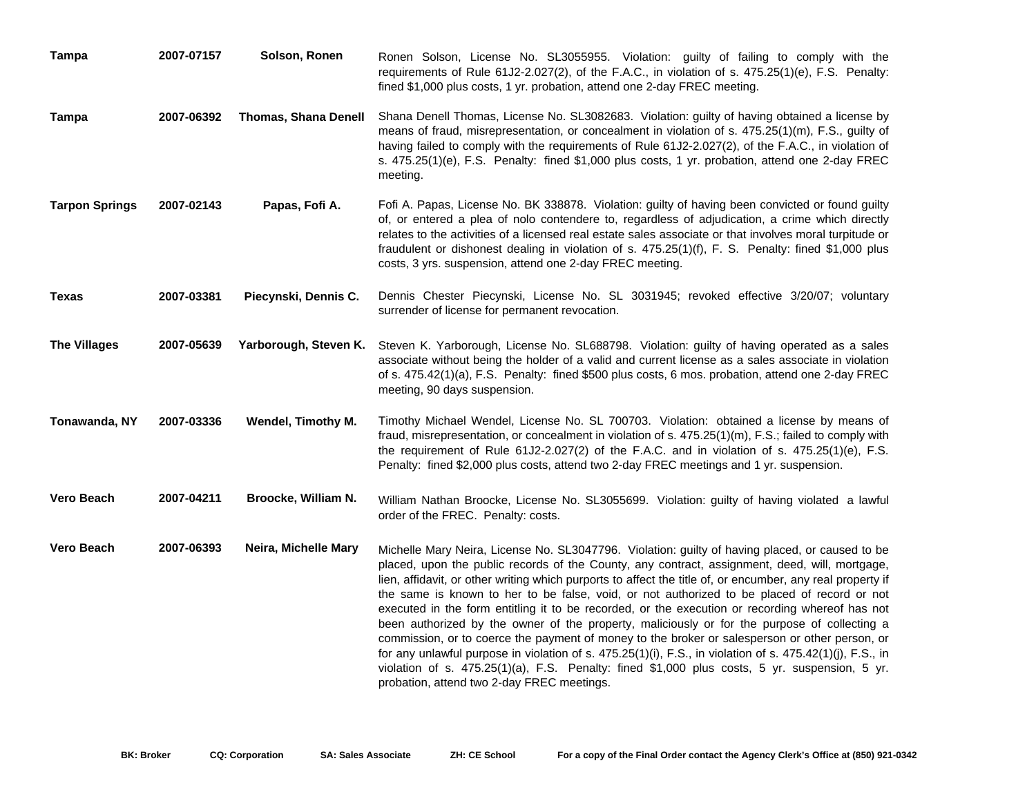| | | | |
|---|---|---|---|
| **Tampa** | **2007-07157** | **Solson, Ronen** | Ronen Solson, License No. SL3055955. Violation: guilty of failing to comply with the requirements of Rule 61J2-2.027(2), of the F.A.C., in violation of s. 475.25(1)(e), F.S. Penalty: fined $1,000 plus costs, 1 yr. probation, attend one 2-day FREC meeting. |
| **Tampa** | **2007-06392** | **Thomas, Shana Denell** | Shana Denell Thomas, License No. SL3082683. Violation: guilty of having obtained a license by means of fraud, misrepresentation, or concealment in violation of s. 475.25(1)(m), F.S., guilty of having failed to comply with the requirements of Rule 61J2-2.027(2), of the F.A.C., in violation of s. 475.25(1)(e), F.S. Penalty: fined $1,000 plus costs, 1 yr. probation, attend one 2-day FREC meeting. |
| **Tarpon Springs** | **2007-02143** | **Papas, Fofi A.** | Fofi A. Papas, License No. BK 338878. Violation: guilty of having been convicted or found guilty of, or entered a plea of nolo contendere to, regardless of adjudication, a crime which directly relates to the activities of a licensed real estate sales associate or that involves moral turpitude or fraudulent or dishonest dealing in violation of s. 475.25(1)(f), F. S. Penalty: fined $1,000 plus costs, 3 yrs. suspension, attend one 2-day FREC meeting. |
| **Texas** | **2007-03381** | **Piecynski, Dennis C.** | Dennis Chester Piecynski, License No. SL 3031945; revoked effective 3/20/07; voluntary surrender of license for permanent revocation. |
| **The Villages** | **2007-05639** | **Yarborough, Steven K.** | Steven K. Yarborough, License No. SL688798. Violation: guilty of having operated as a sales associate without being the holder of a valid and current license as a sales associate in violation of s. 475.42(1)(a), F.S. Penalty: fined $500 plus costs, 6 mos. probation, attend one 2-day FREC meeting, 90 days suspension. |
| **Tonawanda, NY** | **2007-03336** | **Wendel, Timothy M.** | Timothy Michael Wendel, License No. SL 700703. Violation: obtained a license by means of fraud, misrepresentation, or concealment in violation of s. 475.25(1)(m), F.S.; failed to comply with the requirement of Rule 61J2-2.027(2) of the F.A.C. and in violation of s. 475.25(1)(e), F.S. Penalty: fined $2,000 plus costs, attend two 2-day FREC meetings and 1 yr. suspension. |
| **Vero Beach** | **2007-04211** | **Broocke, William N.** | William Nathan Broocke, License No. SL3055699. Violation: guilty of having violated a lawful order of the FREC. Penalty: costs. |
| **Vero Beach** | **2007-06393** | **Neira, Michelle Mary** | Michelle Mary Neira, License No. SL3047796. Violation: guilty of having placed, or caused to be placed, upon the public records of the County, any contract, assignment, deed, will, mortgage, lien, affidavit, or other writing which purports to affect the title of, or encumber, any real property if the same is known to her to be false, void, or not authorized to be placed of record or not executed in the form entitling it to be recorded, or the execution or recording whereof has not been authorized by the owner of the property, maliciously or for the purpose of collecting a commission, or to coerce the payment of money to the broker or salesperson or other person, or for any unlawful purpose in violation of s. 475.25(1)(i), F.S., in violation of s. 475.42(1)(j), F.S., in violation of s. 475.25(1)(a), F.S. Penalty: fined $1,000 plus costs, 5 yr. suspension, 5 yr. probation, attend two 2-day FREC meetings. |

**BK: Broker** **CQ: Corporation** **SA: Sales Associate** **ZH: CE School** **For a copy of the Final Order contact the Agency Clerk's Office at (850) 921-0342**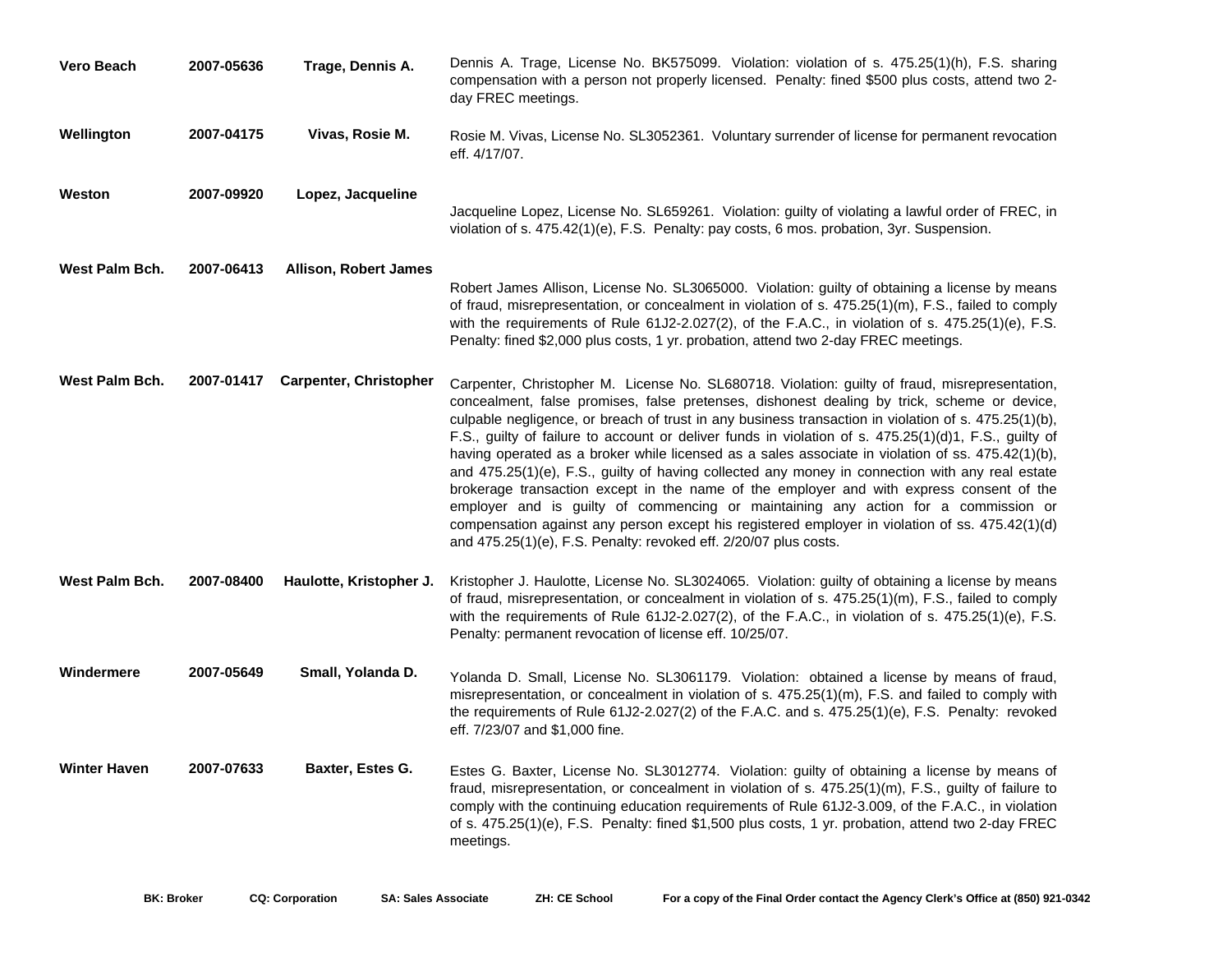| | | | |
|---|---|---|---|
| **Vero Beach** | **2007-05636** | **Trage, Dennis A.** | Dennis A. Trage, License No. BK575099. Violation: violation of s. 475.25(1)(h), F.S. sharing compensation with a person not properly licensed. Penalty: fined $500 plus costs, attend two 2-day FREC meetings. |
| **Wellington** | **2007-04175** | **Vivas, Rosie M.** | Rosie M. Vivas, License No. SL3052361. Voluntary surrender of license for permanent revocation eff. 4/17/07. |
| **Weston** | **2007-09920** | **Lopez, Jacqueline** | Jacqueline Lopez, License No. SL659261. Violation: guilty of violating a lawful order of FREC, in violation of s. 475.42(1)(e), F.S. Penalty: pay costs, 6 mos. probation, 3yr. Suspension. |
| **West Palm Bch.** | **2007-06413** | **Allison, Robert James** | Robert James Allison, License No. SL3065000. Violation: guilty of obtaining a license by means of fraud, misrepresentation, or concealment in violation of s. 475.25(1)(m), F.S., failed to comply with the requirements of Rule 61J2-2.027(2), of the F.A.C., in violation of s. 475.25(1)(e), F.S. Penalty: fined $2,000 plus costs, 1 yr. probation, attend two 2-day FREC meetings. |
| **West Palm Bch.** | **2007-01417** | **Carpenter, Christopher** | Carpenter, Christopher M. License No. SL680718. Violation: guilty of fraud, misrepresentation, concealment, false promises, false pretenses, dishonest dealing by trick, scheme or device, culpable negligence, or breach of trust in any business transaction in violation of s. 475.25(1)(b), F.S., guilty of failure to account or deliver funds in violation of s. 475.25(1)(d)1, F.S., guilty of having operated as a broker while licensed as a sales associate in violation of ss. 475.42(1)(b), and 475.25(1)(e), F.S., guilty of having collected any money in connection with any real estate brokerage transaction except in the name of the employer and with express consent of the employer and is guilty of commencing or maintaining any action for a commission or compensation against any person except his registered employer in violation of ss. 475.42(1)(d) and 475.25(1)(e), F.S. Penalty: revoked eff. 2/20/07 plus costs. |
| **West Palm Bch.** | **2007-08400** | **Haulotte, Kristopher J.** | Kristopher J. Haulotte, License No. SL3024065. Violation: guilty of obtaining a license by means of fraud, misrepresentation, or concealment in violation of s. 475.25(1)(m), F.S., failed to comply with the requirements of Rule 61J2-2.027(2), of the F.A.C., in violation of s. 475.25(1)(e), F.S. Penalty: permanent revocation of license eff. 10/25/07. |
| **Windermere** | **2007-05649** | **Small, Yolanda D.** | Yolanda D. Small, License No. SL3061179. Violation: obtained a license by means of fraud, misrepresentation, or concealment in violation of s. 475.25(1)(m), F.S. and failed to comply with the requirements of Rule 61J2-2.027(2) of the F.A.C. and s. 475.25(1)(e), F.S. Penalty: revoked eff. 7/23/07 and $1,000 fine. |
| **Winter Haven** | **2007-07633** | **Baxter, Estes G.** | Estes G. Baxter, License No. SL3012774. Violation: guilty of obtaining a license by means of fraud, misrepresentation, or concealment in violation of s. 475.25(1)(m), F.S., guilty of failure to comply with the continuing education requirements of Rule 61J2-3.009, of the F.A.C., in violation of s. 475.25(1)(e), F.S. Penalty: fined $1,500 plus costs, 1 yr. probation, attend two 2-day FREC meetings. |

**BK: Broker** **CQ: Corporation** **SA: Sales Associate** **ZH: CE School** **For a copy of the Final Order contact the Agency Clerk's Office at (850) 921-0342**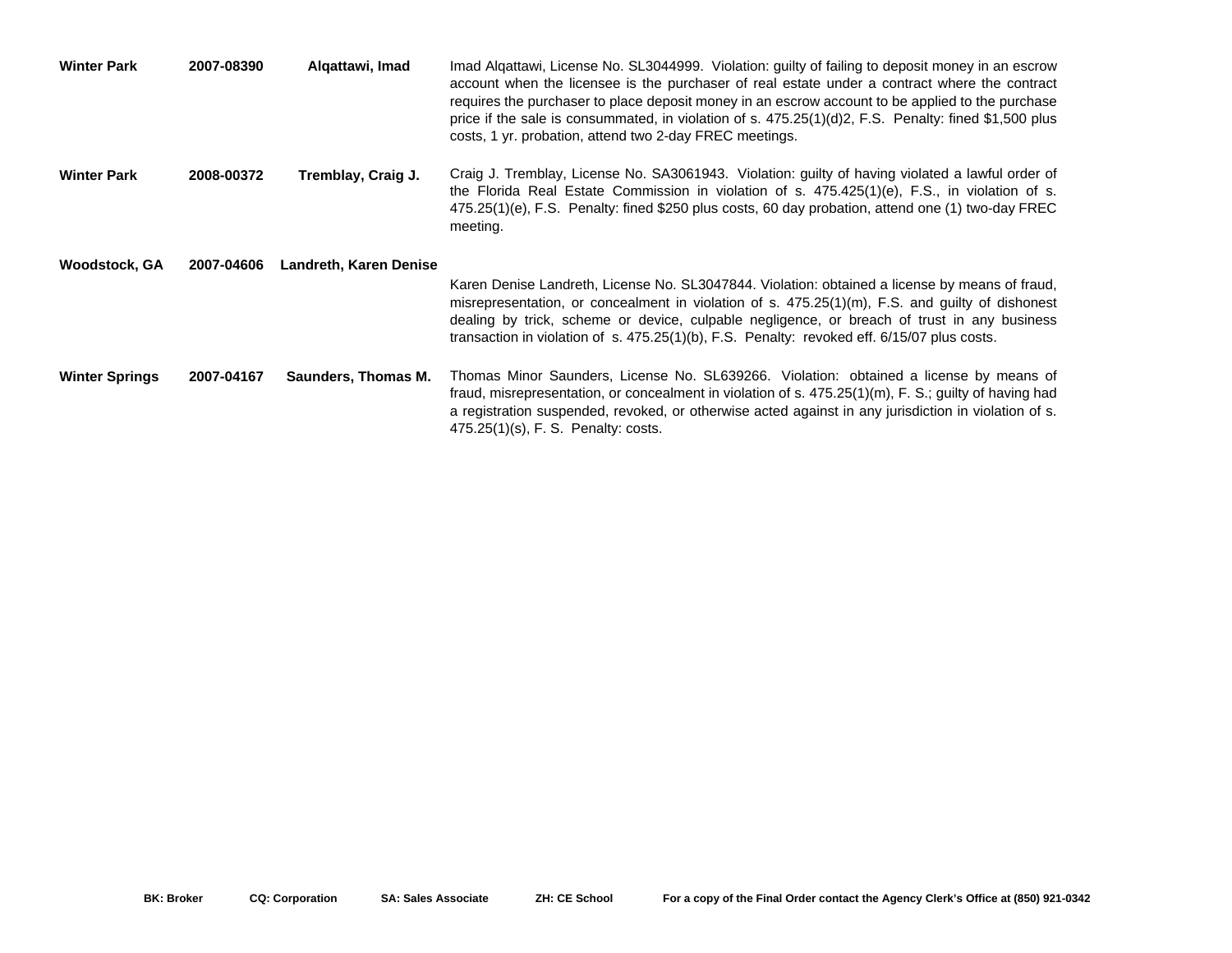| | | | |
|---|---|---|---|
| **Winter Park** | **2007-08390** | **Alqattawi, Imad** | Imad Alqattawi, License No. SL3044999. Violation: guilty of failing to deposit money in an escrow account when the licensee is the purchaser of real estate under a contract where the contract requires the purchaser to place deposit money in an escrow account to be applied to the purchase price if the sale is consummated, in violation of s. 475.25(1)(d)2, F.S. Penalty: fined $1,500 plus costs, 1 yr. probation, attend two 2-day FREC meetings. |
| **Winter Park** | **2008-00372** | **Tremblay, Craig J.** | Craig J. Tremblay, License No. SA3061943. Violation: guilty of having violated a lawful order of the Florida Real Estate Commission in violation of s. 475.425(1)(e), F.S., in violation of s. 475.25(1)(e), F.S. Penalty: fined $250 plus costs, 60 day probation, attend one (1) two-day FREC meeting. |
| **Woodstock, GA** | **2007-04606** | **Landreth, Karen Denise** | Karen Denise Landreth, License No. SL3047844. Violation: obtained a license by means of fraud, misrepresentation, or concealment in violation of s. 475.25(1)(m), F.S. and guilty of dishonest dealing by trick, scheme or device, culpable negligence, or breach of trust in any business transaction in violation of s. 475.25(1)(b), F.S. Penalty: revoked eff. 6/15/07 plus costs. |
| **Winter Springs** | **2007-04167** | **Saunders, Thomas M.** | Thomas Minor Saunders, License No. SL639266. Violation: obtained a license by means of fraud, misrepresentation, or concealment in violation of s. 475.25(1)(m), F. S.; guilty of having had a registration suspended, revoked, or otherwise acted against in any jurisdiction in violation of s. 475.25(1)(s), F. S. Penalty: costs. |

**BK: Broker** **CQ: Corporation** **SA: Sales Associate** **ZH: CE School** **For a copy of the Final Order contact the Agency Clerk's Office at (850) 921-0342**